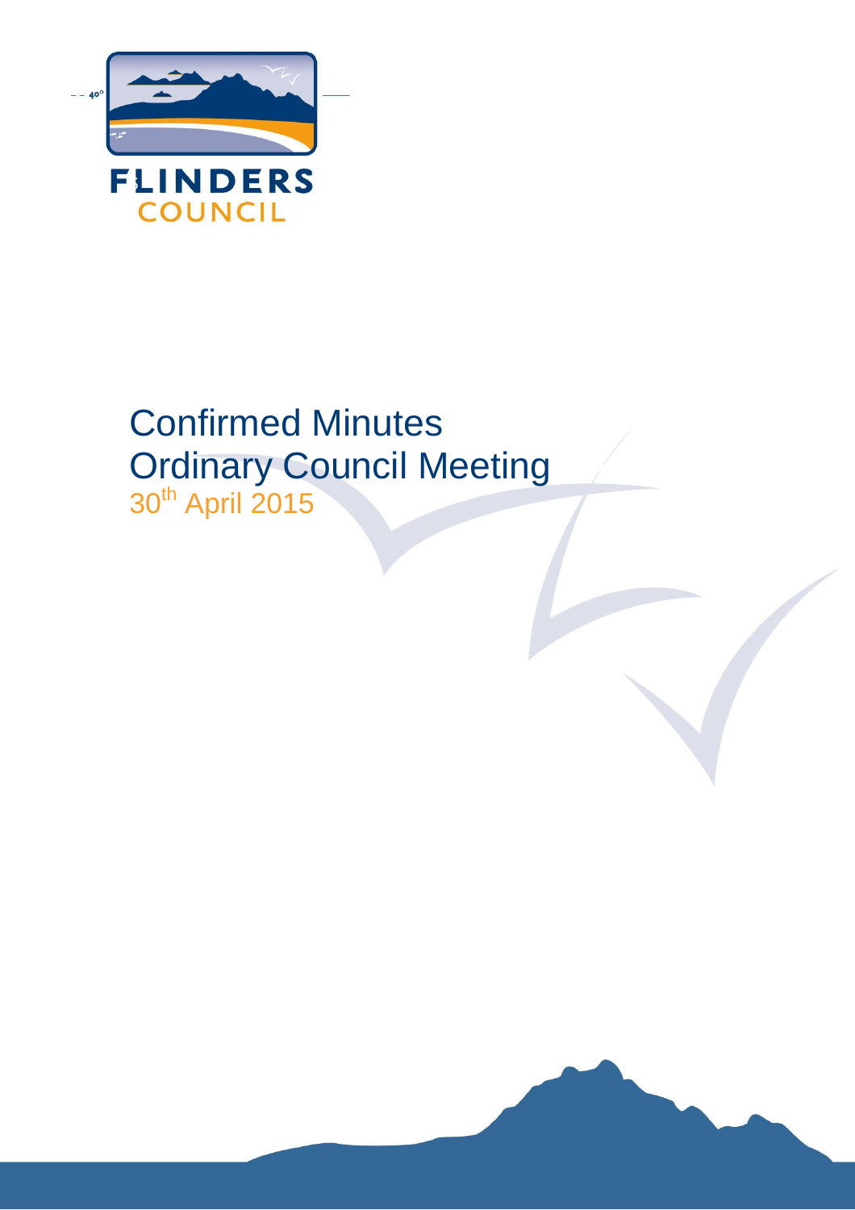FLINDERS COUNCIL

# Confirmed Minutes
# Ordinary Council Meeting
30th April 2015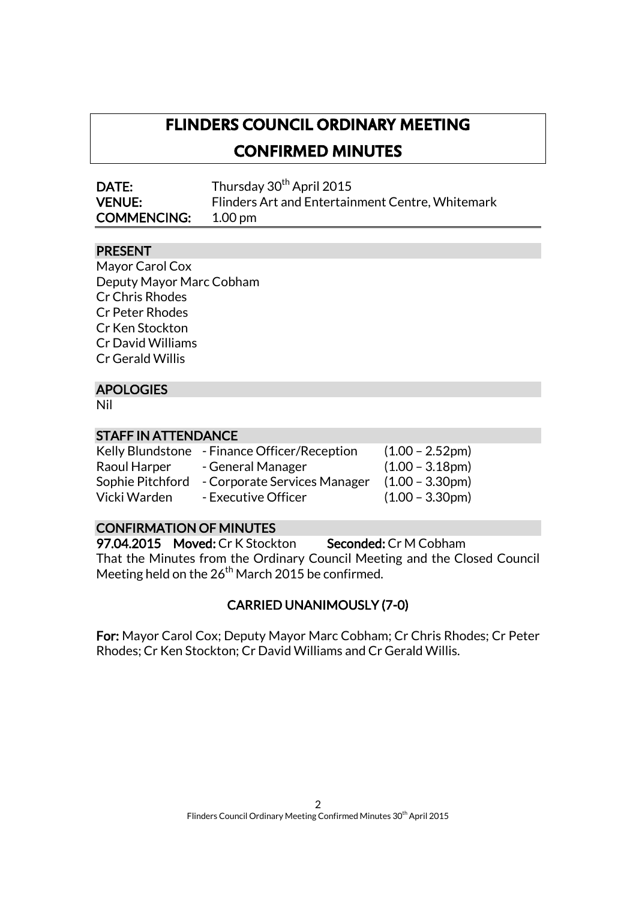# FLINDERS COUNCIL ORDINARY MEETING
# CONFIRMED MINUTES

**DATE:** Thursday 30th April 2015
**VENUE:** Flinders Art and Entertainment Centre, Whitemark
**COMMENCING:** 1.00 pm

## PRESENT

Mayor Carol Cox
Deputy Mayor Marc Cobham
Cr Chris Rhodes
Cr Peter Rhodes
Cr Ken Stockton
Cr David Williams
Cr Gerald Willis

## APOLOGIES

Nil

## STAFF IN ATTENDANCE

| | | |
|---|---|---|
| Kelly Blundstone | - Finance Officer/Reception | (1.00 – 2.52pm) |
| Raoul Harper | - General Manager | (1.00 – 3.18pm) |
| Sophie Pitchford | - Corporate Services Manager | (1.00 – 3.30pm) |
| Vicki Warden | - Executive Officer | (1.00 – 3.30pm) |

## CONFIRMATION OF MINUTES

**97.04.2015 Moved:** Cr K Stockton **Seconded:** Cr M Cobham

That the Minutes from the Ordinary Council Meeting and the Closed Council Meeting held on the 26th March 2015 be confirmed.

**CARRIED UNANIMOUSLY (7-0)**

**For:** Mayor Carol Cox; Deputy Mayor Marc Cobham; Cr Chris Rhodes; Cr Peter Rhodes; Cr Ken Stockton; Cr David Williams and Cr Gerald Willis.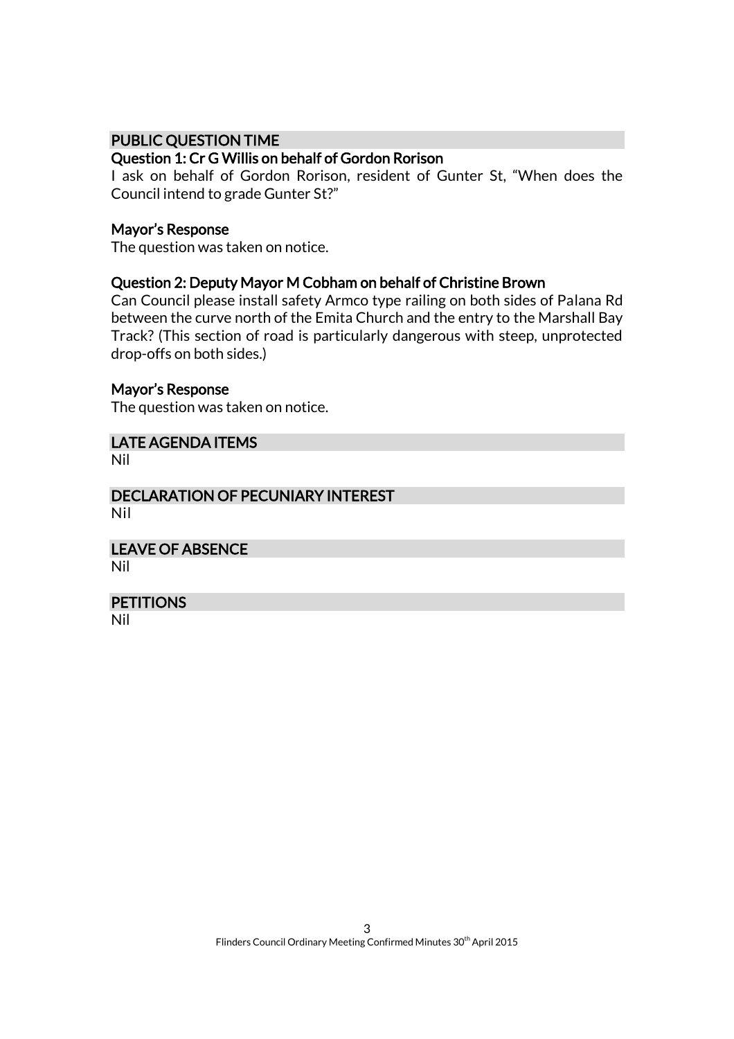## PUBLIC QUESTION TIME

### Question 1: Cr G Willis on behalf of Gordon Rorison

I ask on behalf of Gordon Rorison, resident of Gunter St, "When does the Council intend to grade Gunter St?"

### Mayor's Response

The question was taken on notice.

### Question 2: Deputy Mayor M Cobham on behalf of Christine Brown

Can Council please install safety Armco type railing on both sides of Palana Rd between the curve north of the Emita Church and the entry to the Marshall Bay Track? (This section of road is particularly dangerous with steep, unprotected drop-offs on both sides.)

### Mayor's Response

The question was taken on notice.

## LATE AGENDA ITEMS

Nil

## DECLARATION OF PECUNIARY INTEREST

Nil

## LEAVE OF ABSENCE

Nil

## PETITIONS

Nil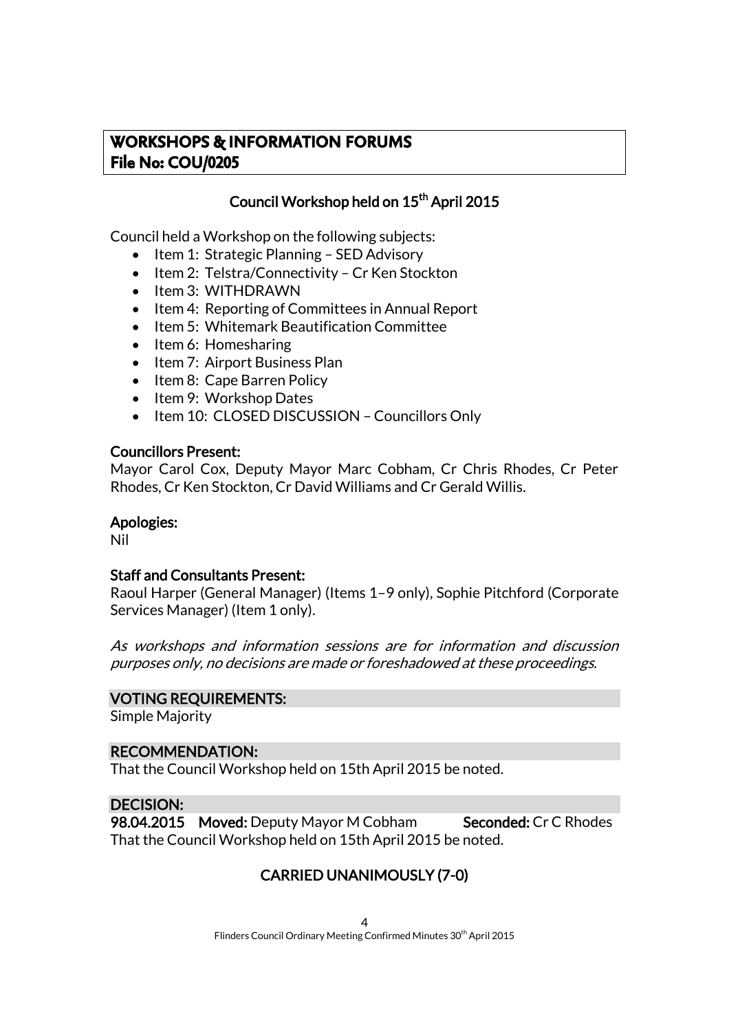## WORKSHOPS & INFORMATION FORUMS
## File No: COU/0205

### Council Workshop held on 15th April 2015

Council held a Workshop on the following subjects:

- Item 1: Strategic Planning – SED Advisory
- Item 2: Telstra/Connectivity – Cr Ken Stockton
- Item 3: WITHDRAWN
- Item 4: Reporting of Committees in Annual Report
- Item 5: Whitemark Beautification Committee
- Item 6: Homesharing
- Item 7: Airport Business Plan
- Item 8: Cape Barren Policy
- Item 9: Workshop Dates
- Item 10: CLOSED DISCUSSION – Councillors Only

**Councillors Present:**
Mayor Carol Cox, Deputy Mayor Marc Cobham, Cr Chris Rhodes, Cr Peter Rhodes, Cr Ken Stockton, Cr David Williams and Cr Gerald Willis.

**Apologies:**
Nil

**Staff and Consultants Present:**
Raoul Harper (General Manager) (Items 1–9 only), Sophie Pitchford (Corporate Services Manager) (Item 1 only).

*As workshops and information sessions are for information and discussion purposes only, no decisions are made or foreshadowed at these proceedings.*

**VOTING REQUIREMENTS:**
Simple Majority

**RECOMMENDATION:**
That the Council Workshop held on 15th April 2015 be noted.

**DECISION:**
**98.04.2015 Moved:** Deputy Mayor M Cobham **Seconded:** Cr C Rhodes
That the Council Workshop held on 15th April 2015 be noted.

**CARRIED UNANIMOUSLY (7-0)**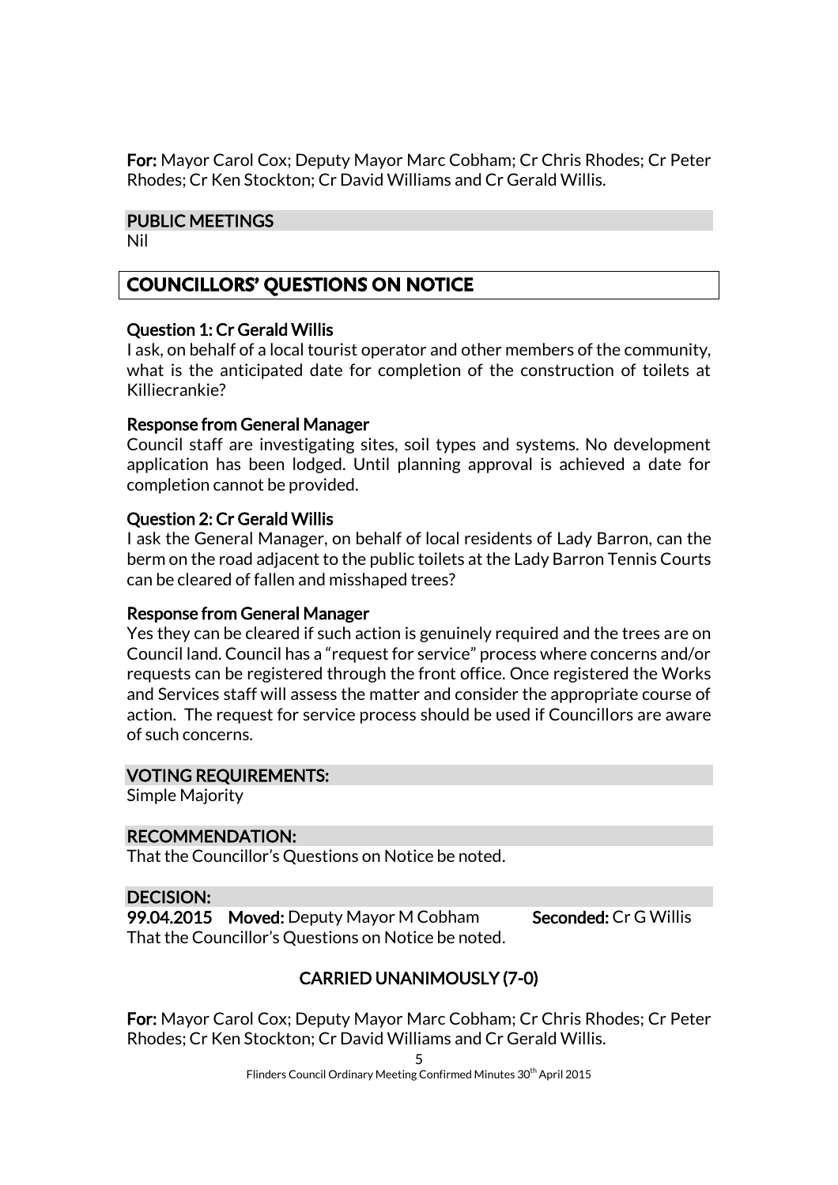**For:** Mayor Carol Cox; Deputy Mayor Marc Cobham; Cr Chris Rhodes; Cr Peter Rhodes; Cr Ken Stockton; Cr David Williams and Cr Gerald Willis.

## PUBLIC MEETINGS

Nil

# COUNCILLORS' QUESTIONS ON NOTICE

### Question 1: Cr Gerald Willis

I ask, on behalf of a local tourist operator and other members of the community, what is the anticipated date for completion of the construction of toilets at Killiecrankie?

### Response from General Manager

Council staff are investigating sites, soil types and systems. No development application has been lodged. Until planning approval is achieved a date for completion cannot be provided.

### Question 2: Cr Gerald Willis

I ask the General Manager, on behalf of local residents of Lady Barron, can the berm on the road adjacent to the public toilets at the Lady Barron Tennis Courts can be cleared of fallen and misshaped trees?

### Response from General Manager

Yes they can be cleared if such action is genuinely required and the trees are on Council land. Council has a "request for service" process where concerns and/or requests can be registered through the front office. Once registered the Works and Services staff will assess the matter and consider the appropriate course of action. The request for service process should be used if Councillors are aware of such concerns.

## VOTING REQUIREMENTS:

Simple Majority

## RECOMMENDATION:

That the Councillor's Questions on Notice be noted.

## DECISION:

**99.04.2015** **Moved:** Deputy Mayor M Cobham **Seconded:** Cr G Willis

That the Councillor's Questions on Notice be noted.

**CARRIED UNANIMOUSLY (7-0)**

**For:** Mayor Carol Cox; Deputy Mayor Marc Cobham; Cr Chris Rhodes; Cr Peter Rhodes; Cr Ken Stockton; Cr David Williams and Cr Gerald Willis.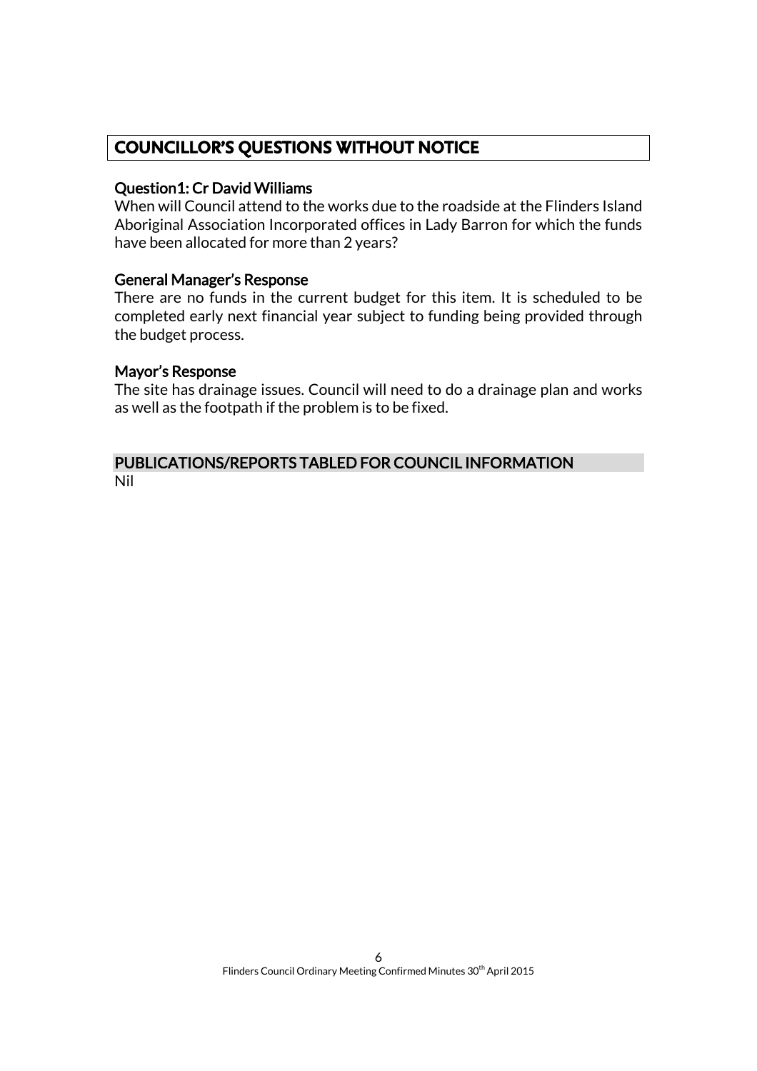## COUNCILLOR'S QUESTIONS WITHOUT NOTICE

### Question1: Cr David Williams

When will Council attend to the works due to the roadside at the Flinders Island Aboriginal Association Incorporated offices in Lady Barron for which the funds have been allocated for more than 2 years?

### General Manager's Response

There are no funds in the current budget for this item. It is scheduled to be completed early next financial year subject to funding being provided through the budget process.

### Mayor's Response

The site has drainage issues. Council will need to do a drainage plan and works as well as the footpath if the problem is to be fixed.

## PUBLICATIONS/REPORTS TABLED FOR COUNCIL INFORMATION

Nil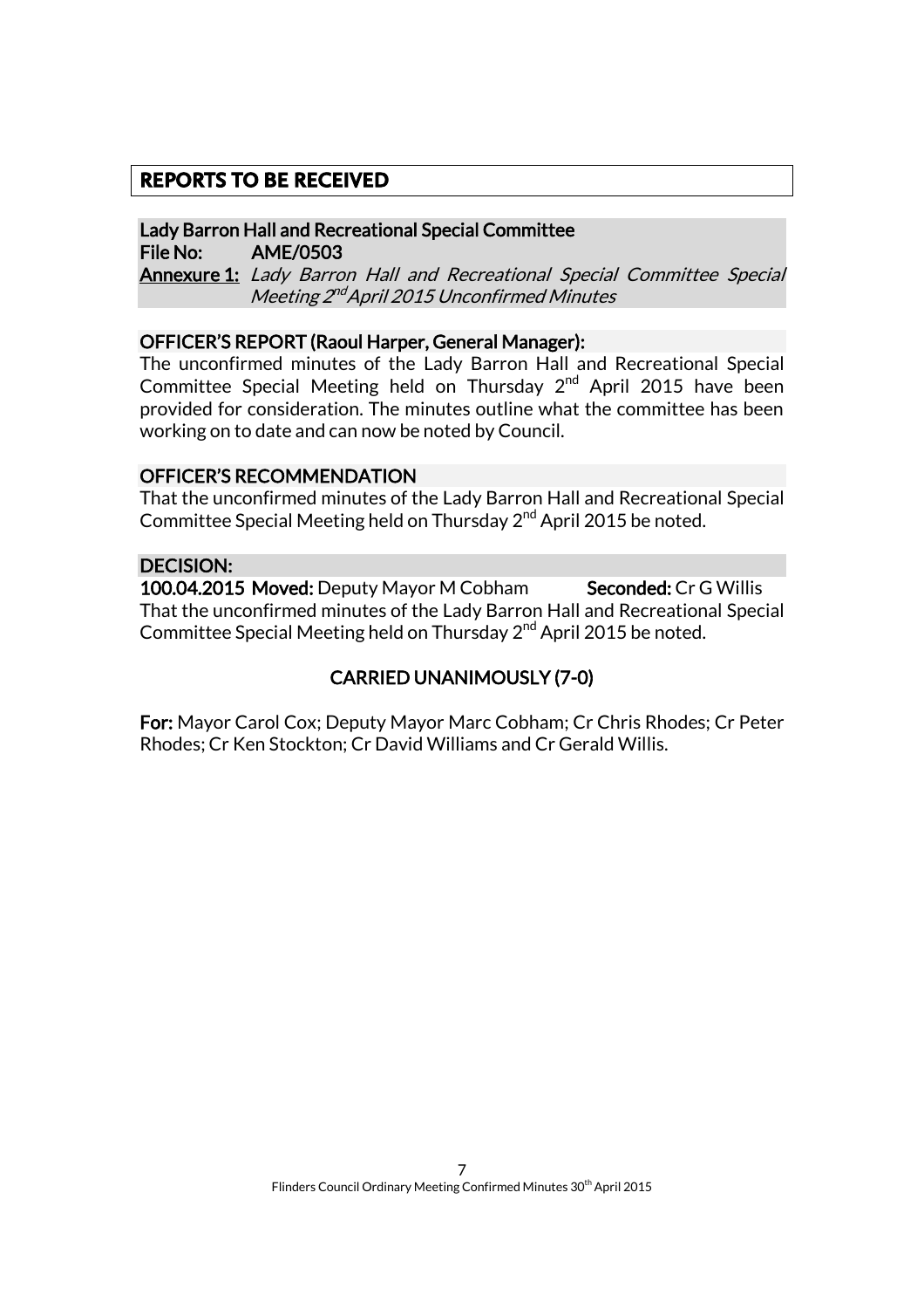## REPORTS TO BE RECEIVED

**Lady Barron Hall and Recreational Special Committee**
**File No:** AME/0503
**Annexure 1:** *Lady Barron Hall and Recreational Special Committee Special Meeting 2nd April 2015 Unconfirmed Minutes*

**OFFICER'S REPORT (Raoul Harper, General Manager):**

The unconfirmed minutes of the Lady Barron Hall and Recreational Special Committee Special Meeting held on Thursday 2nd April 2015 have been provided for consideration. The minutes outline what the committee has been working on to date and can now be noted by Council.

**OFFICER'S RECOMMENDATION**

That the unconfirmed minutes of the Lady Barron Hall and Recreational Special Committee Special Meeting held on Thursday 2nd April 2015 be noted.

**DECISION:**

**100.04.2015 Moved:** Deputy Mayor M Cobham **Seconded:** Cr G Willis

That the unconfirmed minutes of the Lady Barron Hall and Recreational Special Committee Special Meeting held on Thursday 2nd April 2015 be noted.

**CARRIED UNANIMOUSLY (7-0)**

**For:** Mayor Carol Cox; Deputy Mayor Marc Cobham; Cr Chris Rhodes; Cr Peter Rhodes; Cr Ken Stockton; Cr David Williams and Cr Gerald Willis.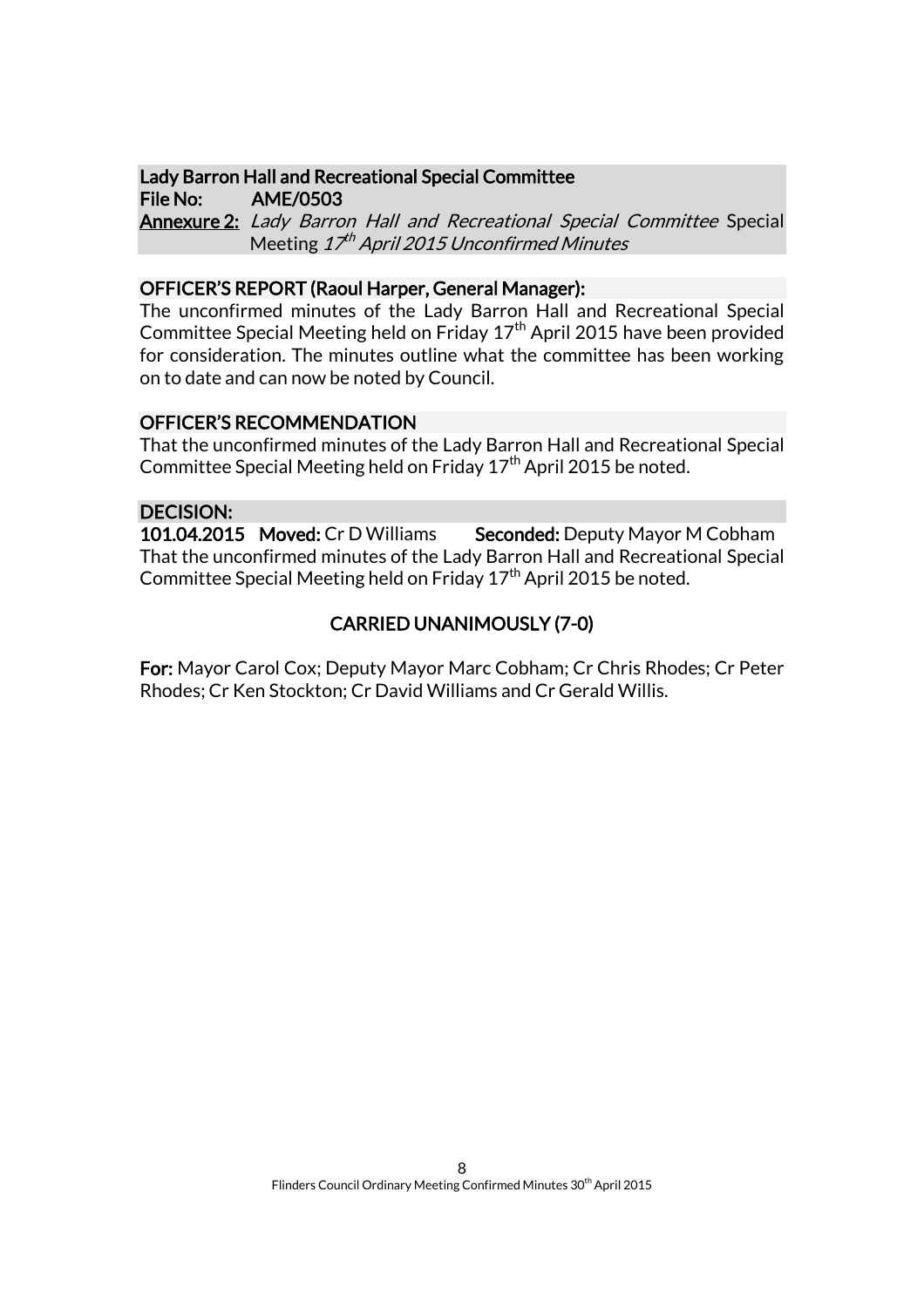**Lady Barron Hall and Recreational Special Committee**
**File No: AME/0503**
**Annexure 2:** *Lady Barron Hall and Recreational Special Committee* Special Meeting *17th April 2015 Unconfirmed Minutes*

**OFFICER'S REPORT (Raoul Harper, General Manager):**

The unconfirmed minutes of the Lady Barron Hall and Recreational Special Committee Special Meeting held on Friday 17th April 2015 have been provided for consideration. The minutes outline what the committee has been working on to date and can now be noted by Council.

**OFFICER'S RECOMMENDATION**

That the unconfirmed minutes of the Lady Barron Hall and Recreational Special Committee Special Meeting held on Friday 17th April 2015 be noted.

**DECISION:**

**101.04.2015 Moved:** Cr D Williams **Seconded:** Deputy Mayor M Cobham

That the unconfirmed minutes of the Lady Barron Hall and Recreational Special Committee Special Meeting held on Friday 17th April 2015 be noted.

**CARRIED UNANIMOUSLY (7-0)**

**For:** Mayor Carol Cox; Deputy Mayor Marc Cobham; Cr Chris Rhodes; Cr Peter Rhodes; Cr Ken Stockton; Cr David Williams and Cr Gerald Willis.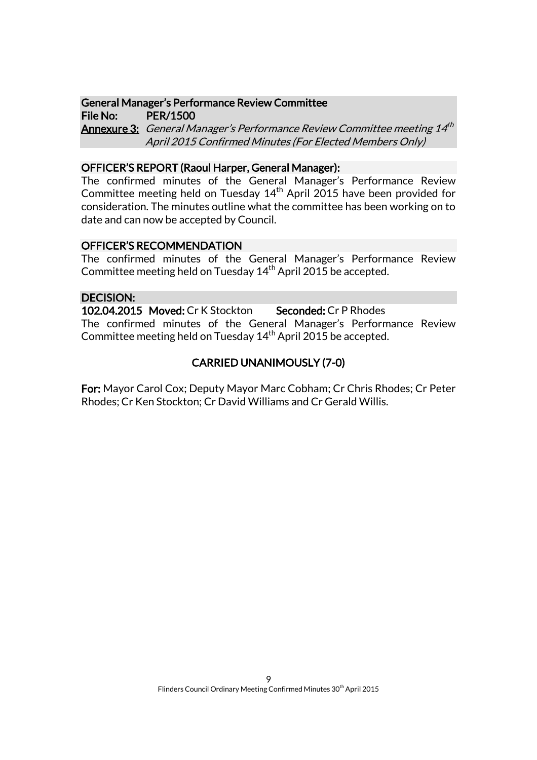**General Manager's Performance Review Committee**
**File No: PER/1500**
**Annexure 3:** *General Manager's Performance Review Committee meeting 14th April 2015 Confirmed Minutes (For Elected Members Only)*

**OFFICER'S REPORT (Raoul Harper, General Manager):**

The confirmed minutes of the General Manager's Performance Review Committee meeting held on Tuesday 14th April 2015 have been provided for consideration. The minutes outline what the committee has been working on to date and can now be accepted by Council.

**OFFICER'S RECOMMENDATION**

The confirmed minutes of the General Manager's Performance Review Committee meeting held on Tuesday 14th April 2015 be accepted.

**DECISION:**

**102.04.2015 Moved:** Cr K Stockton **Seconded:** Cr P Rhodes

The confirmed minutes of the General Manager's Performance Review Committee meeting held on Tuesday 14th April 2015 be accepted.

**CARRIED UNANIMOUSLY (7-0)**

**For:** Mayor Carol Cox; Deputy Mayor Marc Cobham; Cr Chris Rhodes; Cr Peter Rhodes; Cr Ken Stockton; Cr David Williams and Cr Gerald Willis.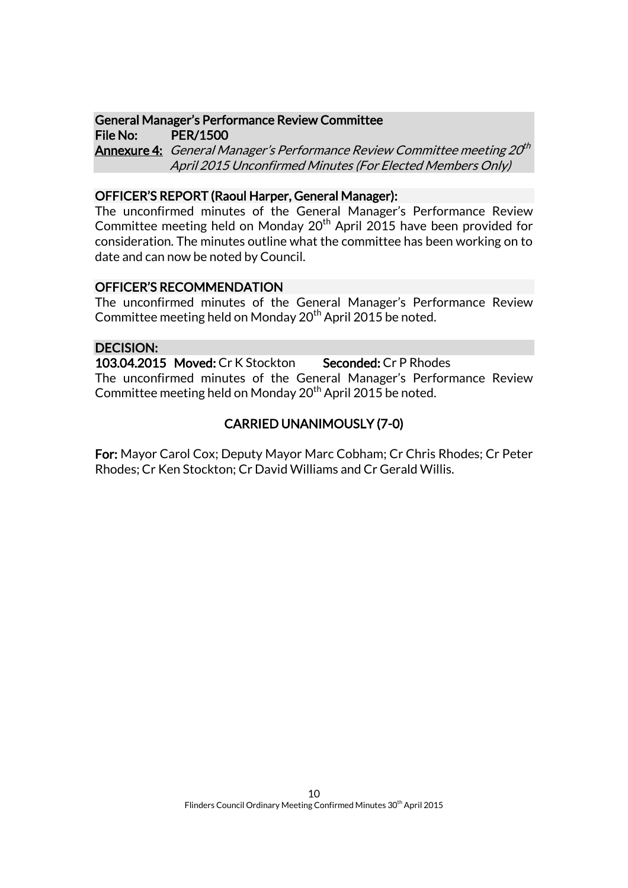### General Manager's Performance Review Committee

**File No:** PER/1500

**Annexure 4:** *General Manager's Performance Review Committee meeting 20th April 2015 Unconfirmed Minutes (For Elected Members Only)*

### OFFICER'S REPORT (Raoul Harper, General Manager):

The unconfirmed minutes of the General Manager's Performance Review Committee meeting held on Monday 20th April 2015 have been provided for consideration. The minutes outline what the committee has been working on to date and can now be noted by Council.

### OFFICER'S RECOMMENDATION

The unconfirmed minutes of the General Manager's Performance Review Committee meeting held on Monday 20th April 2015 be noted.

### DECISION:

**103.04.2015 Moved:** Cr K Stockton **Seconded:** Cr P Rhodes

The unconfirmed minutes of the General Manager's Performance Review Committee meeting held on Monday 20th April 2015 be noted.

**CARRIED UNANIMOUSLY (7-0)**

**For:** Mayor Carol Cox; Deputy Mayor Marc Cobham; Cr Chris Rhodes; Cr Peter Rhodes; Cr Ken Stockton; Cr David Williams and Cr Gerald Willis.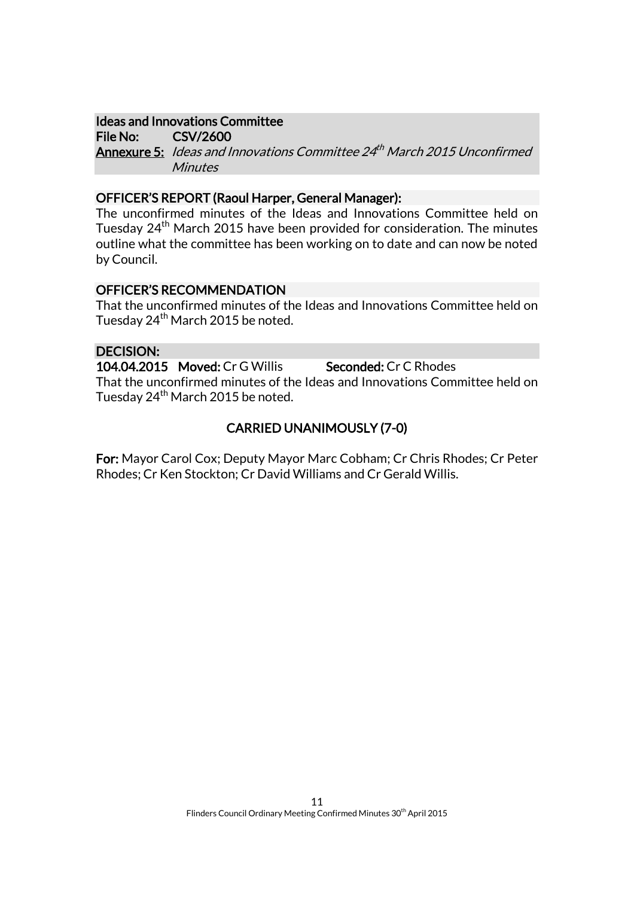**Ideas and Innovations Committee**
**File No:** **CSV/2600**
**Annexure 5:** *Ideas and Innovations Committee 24th March 2015 Unconfirmed Minutes*

**OFFICER'S REPORT (Raoul Harper, General Manager):**

The unconfirmed minutes of the Ideas and Innovations Committee held on Tuesday 24th March 2015 have been provided for consideration. The minutes outline what the committee has been working on to date and can now be noted by Council.

**OFFICER'S RECOMMENDATION**

That the unconfirmed minutes of the Ideas and Innovations Committee held on Tuesday 24th March 2015 be noted.

**DECISION:**

**104.04.2015** **Moved:** Cr G Willis **Seconded:** Cr C Rhodes

That the unconfirmed minutes of the Ideas and Innovations Committee held on Tuesday 24th March 2015 be noted.

**CARRIED UNANIMOUSLY (7-0)**

**For:** Mayor Carol Cox; Deputy Mayor Marc Cobham; Cr Chris Rhodes; Cr Peter Rhodes; Cr Ken Stockton; Cr David Williams and Cr Gerald Willis.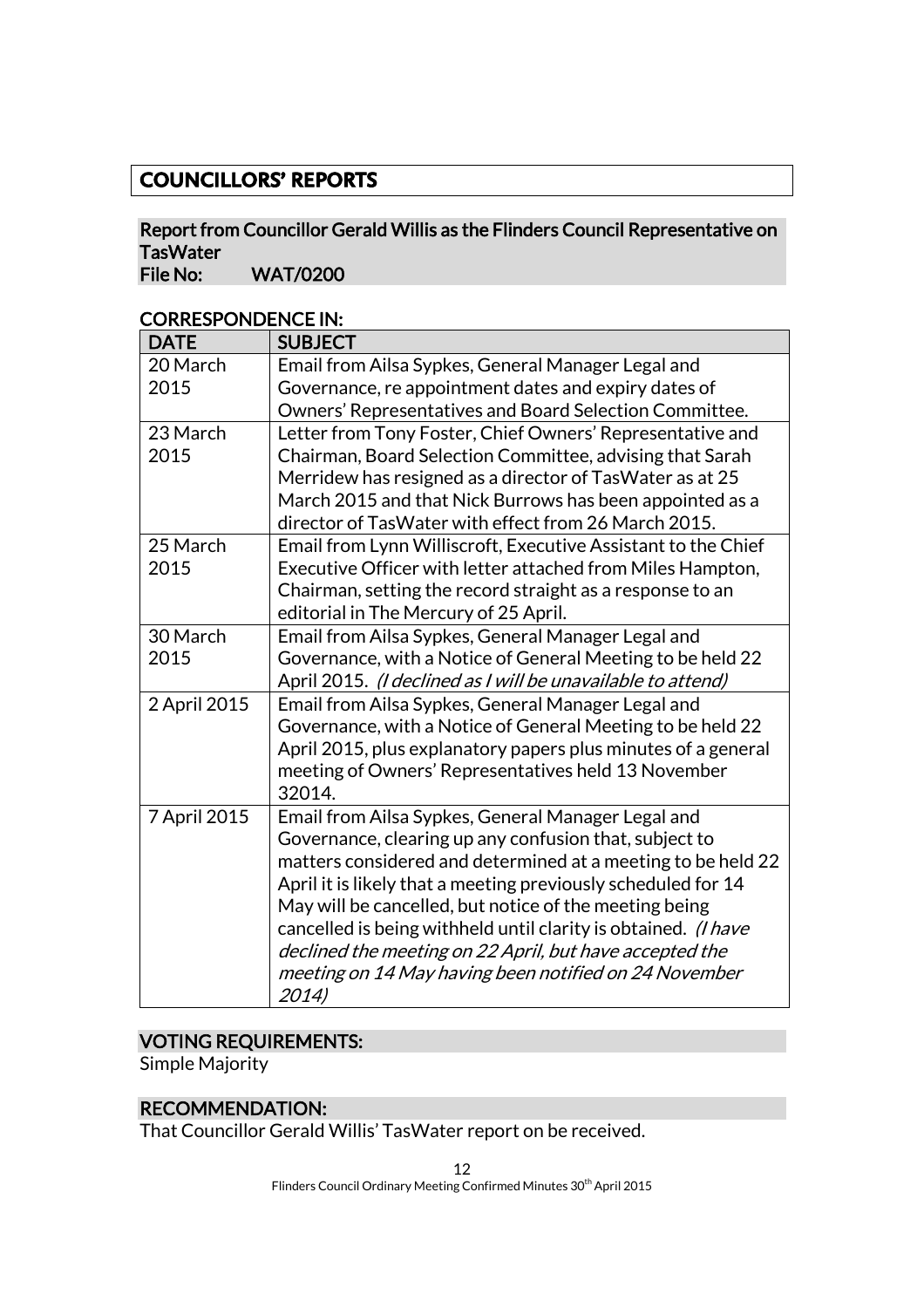# COUNCILLORS' REPORTS

## Report from Councillor Gerald Willis as the Flinders Council Representative on TasWater

**File No: WAT/0200**

### CORRESPONDENCE IN:

| DATE | SUBJECT |
|---|---|
| 20 March 2015 | Email from Ailsa Sypkes, General Manager Legal and Governance, re appointment dates and expiry dates of Owners' Representatives and Board Selection Committee. |
| 23 March 2015 | Letter from Tony Foster, Chief Owners' Representative and Chairman, Board Selection Committee, advising that Sarah Merridew has resigned as a director of TasWater as at 25 March 2015 and that Nick Burrows has been appointed as a director of TasWater with effect from 26 March 2015. |
| 25 March 2015 | Email from Lynn Williscroft, Executive Assistant to the Chief Executive Officer with letter attached from Miles Hampton, Chairman, setting the record straight as a response to an editorial in The Mercury of 25 April. |
| 30 March 2015 | Email from Ailsa Sypkes, General Manager Legal and Governance, with a Notice of General Meeting to be held 22 April 2015. *(I declined as I will be unavailable to attend)* |
| 2 April 2015 | Email from Ailsa Sypkes, General Manager Legal and Governance, with a Notice of General Meeting to be held 22 April 2015, plus explanatory papers plus minutes of a general meeting of Owners' Representatives held 13 November 32014. |
| 7 April 2015 | Email from Ailsa Sypkes, General Manager Legal and Governance, clearing up any confusion that, subject to matters considered and determined at a meeting to be held 22 April it is likely that a meeting previously scheduled for 14 May will be cancelled, but notice of the meeting being cancelled is being withheld until clarity is obtained. *(I have declined the meeting on 22 April, but have accepted the meeting on 14 May having been notified on 24 November 2014)* |

### VOTING REQUIREMENTS:

Simple Majority

### RECOMMENDATION:

That Councillor Gerald Willis' TasWater report on be received.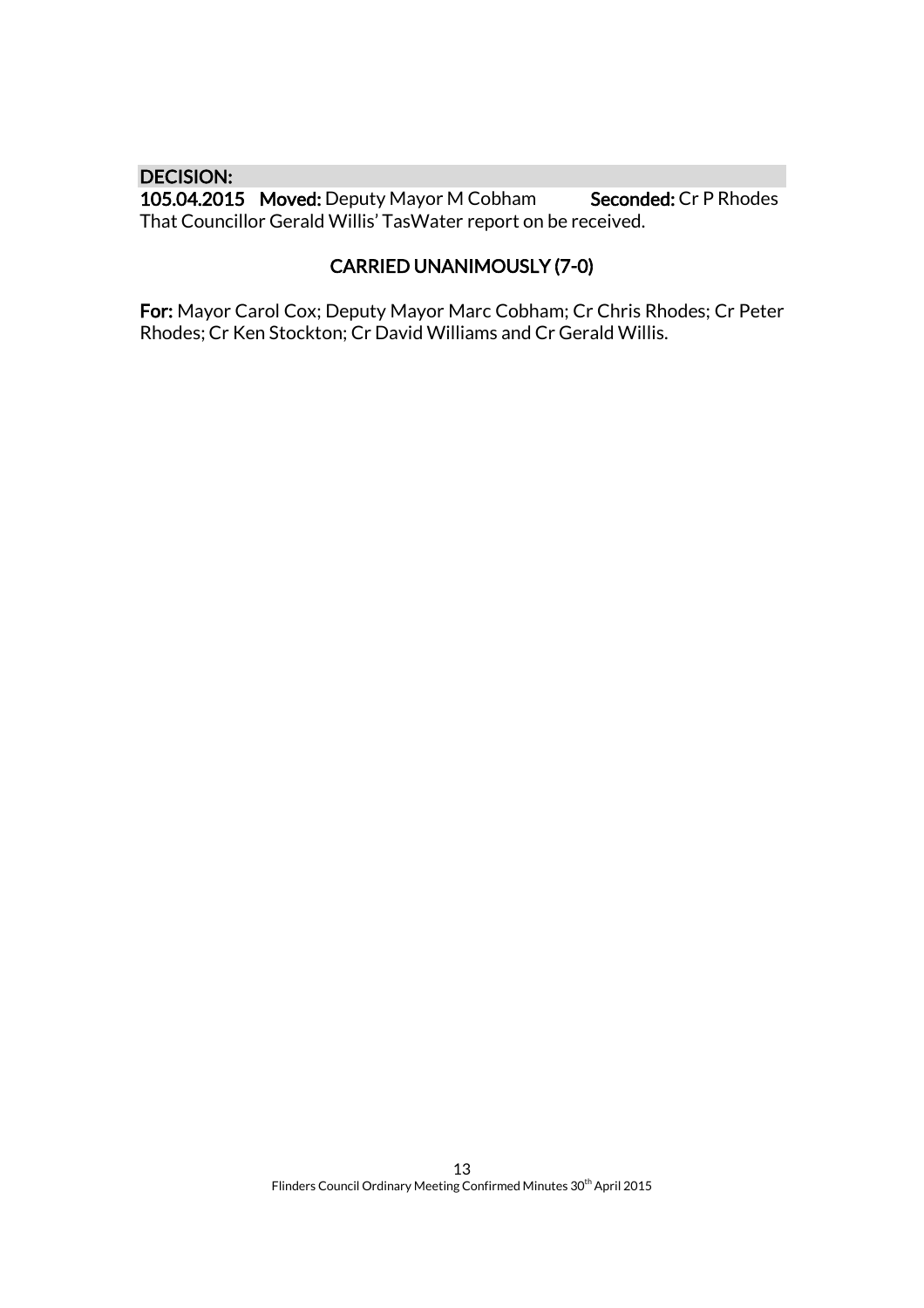**DECISION:**

**105.04.2015 Moved:** Deputy Mayor M Cobham **Seconded:** Cr P Rhodes

That Councillor Gerald Willis' TasWater report on be received.

**CARRIED UNANIMOUSLY (7-0)**

**For:** Mayor Carol Cox; Deputy Mayor Marc Cobham; Cr Chris Rhodes; Cr Peter Rhodes; Cr Ken Stockton; Cr David Williams and Cr Gerald Willis.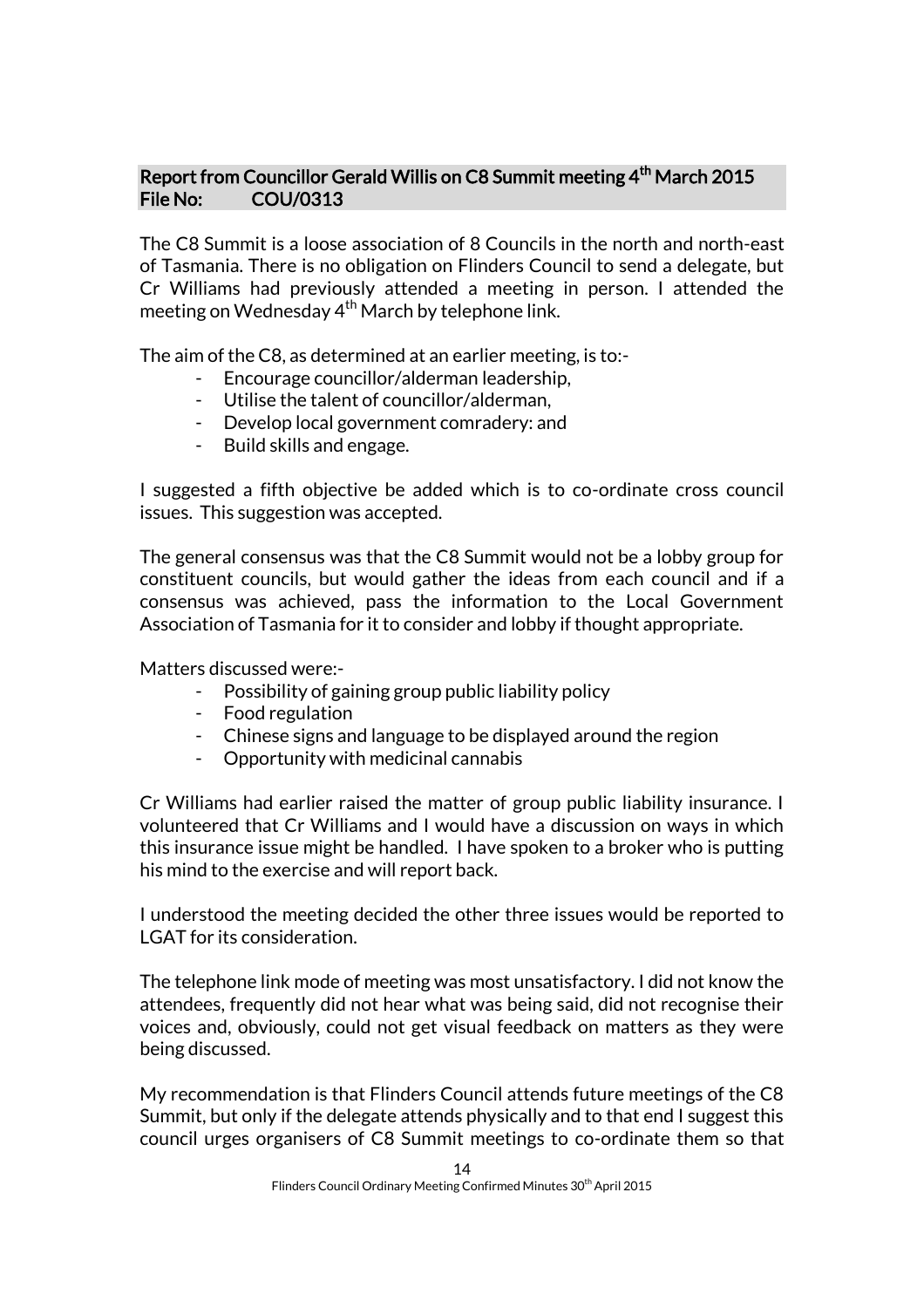**Report from Councillor Gerald Willis on C8 Summit meeting 4th March 2015**
**File No: COU/0313**

The C8 Summit is a loose association of 8 Councils in the north and north-east of Tasmania. There is no obligation on Flinders Council to send a delegate, but Cr Williams had previously attended a meeting in person. I attended the meeting on Wednesday 4th March by telephone link.

The aim of the C8, as determined at an earlier meeting, is to:-

- Encourage councillor/alderman leadership,
- Utilise the talent of councillor/alderman,
- Develop local government comradery: and
- Build skills and engage.

I suggested a fifth objective be added which is to co-ordinate cross council issues. This suggestion was accepted.

The general consensus was that the C8 Summit would not be a lobby group for constituent councils, but would gather the ideas from each council and if a consensus was achieved, pass the information to the Local Government Association of Tasmania for it to consider and lobby if thought appropriate.

Matters discussed were:-

- Possibility of gaining group public liability policy
- Food regulation
- Chinese signs and language to be displayed around the region
- Opportunity with medicinal cannabis

Cr Williams had earlier raised the matter of group public liability insurance. I volunteered that Cr Williams and I would have a discussion on ways in which this insurance issue might be handled. I have spoken to a broker who is putting his mind to the exercise and will report back.

I understood the meeting decided the other three issues would be reported to LGAT for its consideration.

The telephone link mode of meeting was most unsatisfactory. I did not know the attendees, frequently did not hear what was being said, did not recognise their voices and, obviously, could not get visual feedback on matters as they were being discussed.

My recommendation is that Flinders Council attends future meetings of the C8 Summit, but only if the delegate attends physically and to that end I suggest this council urges organisers of C8 Summit meetings to co-ordinate them so that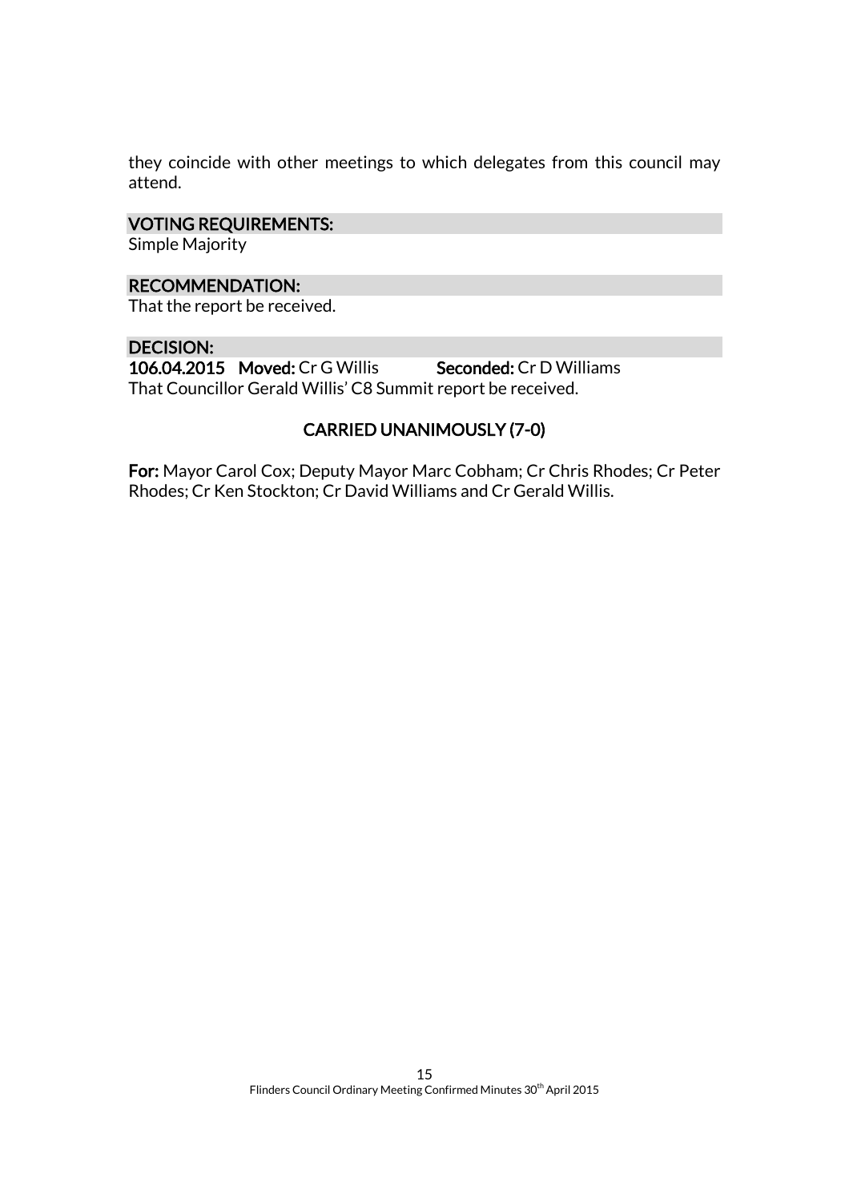they coincide with other meetings to which delegates from this council may attend.

### VOTING REQUIREMENTS:

Simple Majority

### RECOMMENDATION:

That the report be received.

### DECISION:

**106.04.2015** **Moved:** Cr G Willis **Seconded:** Cr D Williams
That Councillor Gerald Willis' C8 Summit report be received.

**CARRIED UNANIMOUSLY (7-0)**

**For:** Mayor Carol Cox; Deputy Mayor Marc Cobham; Cr Chris Rhodes; Cr Peter Rhodes; Cr Ken Stockton; Cr David Williams and Cr Gerald Willis.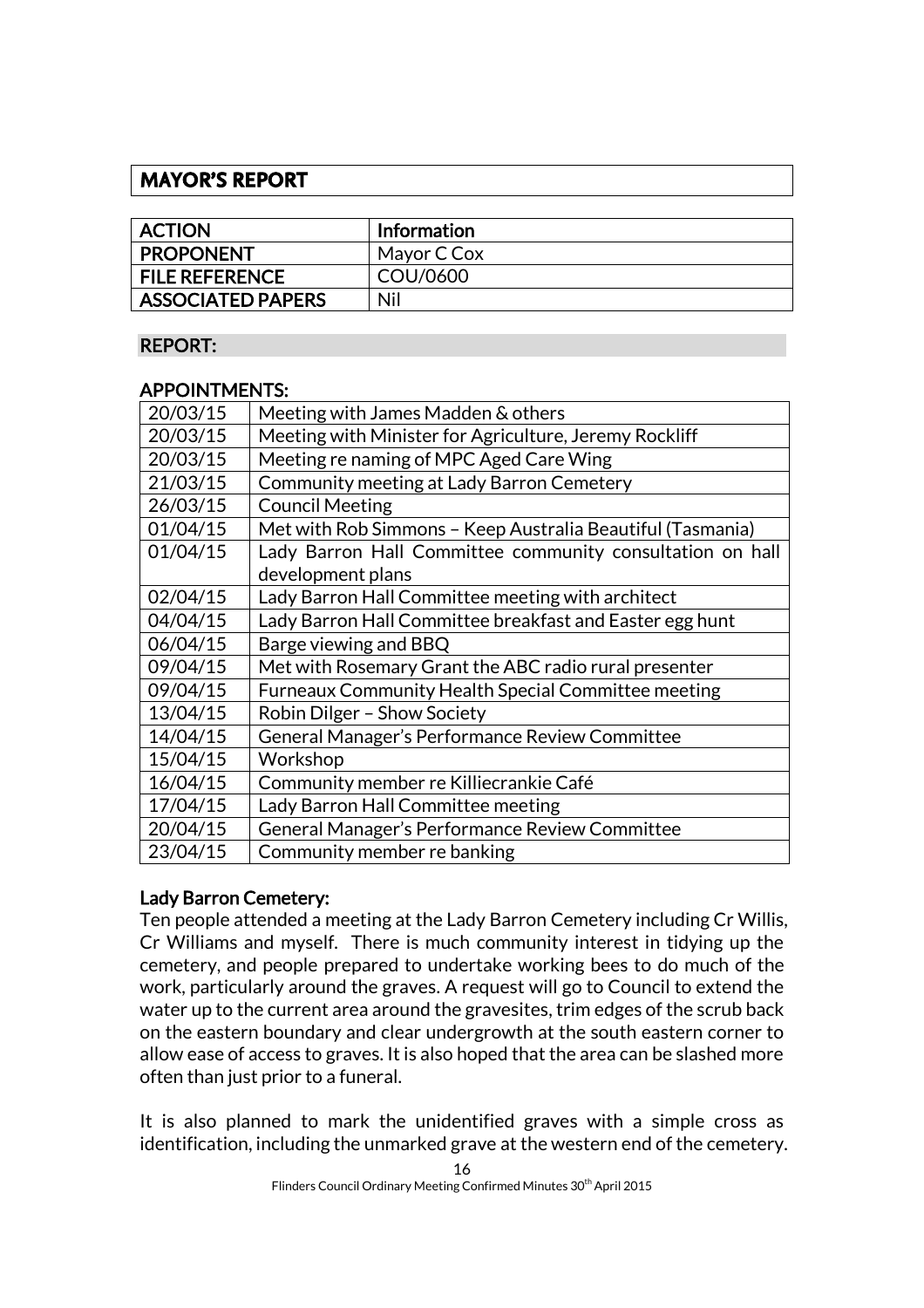## MAYOR'S REPORT

| ACTION | Information |
|---|---|
| PROPONENT | Mayor C Cox |
| FILE REFERENCE | COU/0600 |
| ASSOCIATED PAPERS | Nil |

### REPORT:

### APPOINTMENTS:

| Date | Appointment |
|---|---|
| 20/03/15 | Meeting with James Madden & others |
| 20/03/15 | Meeting with Minister for Agriculture, Jeremy Rockliff |
| 20/03/15 | Meeting re naming of MPC Aged Care Wing |
| 21/03/15 | Community meeting at Lady Barron Cemetery |
| 26/03/15 | Council Meeting |
| 01/04/15 | Met with Rob Simmons – Keep Australia Beautiful (Tasmania) |
| 01/04/15 | Lady Barron Hall Committee community consultation on hall development plans |
| 02/04/15 | Lady Barron Hall Committee meeting with architect |
| 04/04/15 | Lady Barron Hall Committee breakfast and Easter egg hunt |
| 06/04/15 | Barge viewing and BBQ |
| 09/04/15 | Met with Rosemary Grant the ABC radio rural presenter |
| 09/04/15 | Furneaux Community Health Special Committee meeting |
| 13/04/15 | Robin Dilger – Show Society |
| 14/04/15 | General Manager's Performance Review Committee |
| 15/04/15 | Workshop |
| 16/04/15 | Community member re Killiecrankie Café |
| 17/04/15 | Lady Barron Hall Committee meeting |
| 20/04/15 | General Manager's Performance Review Committee |
| 23/04/15 | Community member re banking |

### Lady Barron Cemetery:

Ten people attended a meeting at the Lady Barron Cemetery including Cr Willis, Cr Williams and myself. There is much community interest in tidying up the cemetery, and people prepared to undertake working bees to do much of the work, particularly around the graves. A request will go to Council to extend the water up to the current area around the gravesites, trim edges of the scrub back on the eastern boundary and clear undergrowth at the south eastern corner to allow ease of access to graves. It is also hoped that the area can be slashed more often than just prior to a funeral.

It is also planned to mark the unidentified graves with a simple cross as identification, including the unmarked grave at the western end of the cemetery.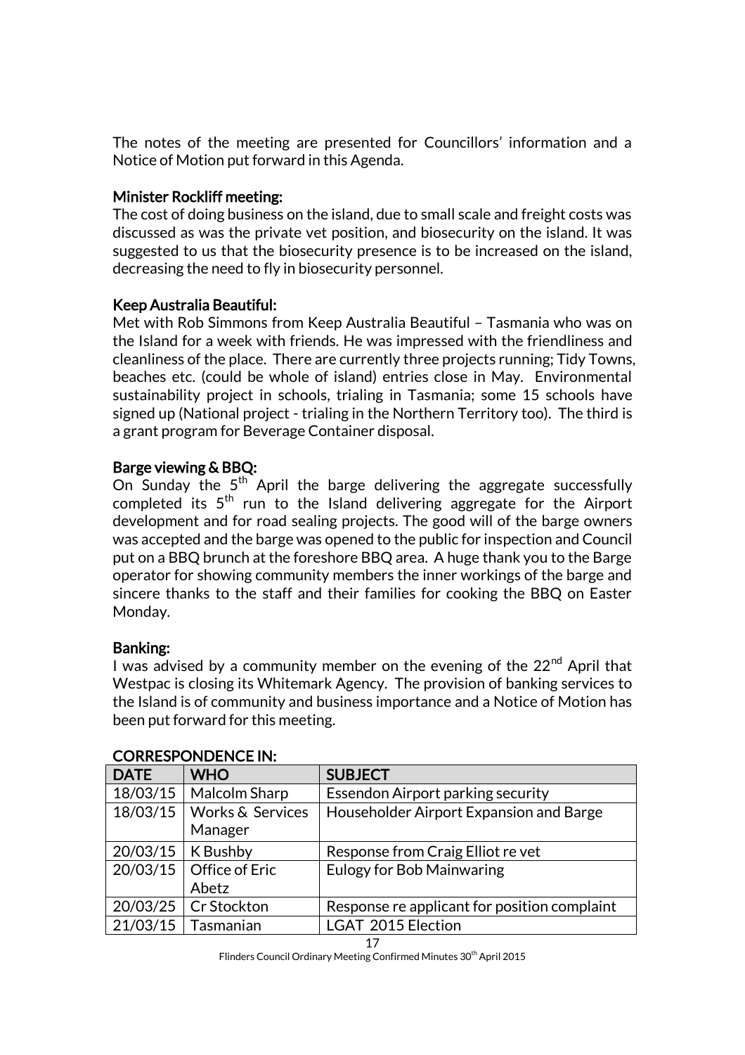The notes of the meeting are presented for Councillors' information and a Notice of Motion put forward in this Agenda.

**Minister Rockliff meeting:**

The cost of doing business on the island, due to small scale and freight costs was discussed as was the private vet position, and biosecurity on the island. It was suggested to us that the biosecurity presence is to be increased on the island, decreasing the need to fly in biosecurity personnel.

**Keep Australia Beautiful:**

Met with Rob Simmons from Keep Australia Beautiful – Tasmania who was on the Island for a week with friends. He was impressed with the friendliness and cleanliness of the place. There are currently three projects running; Tidy Towns, beaches etc. (could be whole of island) entries close in May. Environmental sustainability project in schools, trialing in Tasmania; some 15 schools have signed up (National project - trialing in the Northern Territory too). The third is a grant program for Beverage Container disposal.

**Barge viewing & BBQ:**

On Sunday the 5th April the barge delivering the aggregate successfully completed its 5th run to the Island delivering aggregate for the Airport development and for road sealing projects. The good will of the barge owners was accepted and the barge was opened to the public for inspection and Council put on a BBQ brunch at the foreshore BBQ area. A huge thank you to the Barge operator for showing community members the inner workings of the barge and sincere thanks to the staff and their families for cooking the BBQ on Easter Monday.

**Banking:**

I was advised by a community member on the evening of the 22nd April that Westpac is closing its Whitemark Agency. The provision of banking services to the Island is of community and business importance and a Notice of Motion has been put forward for this meeting.

**CORRESPONDENCE IN:**

| DATE | WHO | SUBJECT |
|---|---|---|
| 18/03/15 | Malcolm Sharp | Essendon Airport parking security |
| 18/03/15 | Works & Services Manager | Householder Airport Expansion and Barge |
| 20/03/15 | K Bushby | Response from Craig Elliot re vet |
| 20/03/15 | Office of Eric Abetz | Eulogy for Bob Mainwaring |
| 20/03/25 | Cr Stockton | Response re applicant for position complaint |
| 21/03/15 | Tasmanian | LGAT 2015 Election |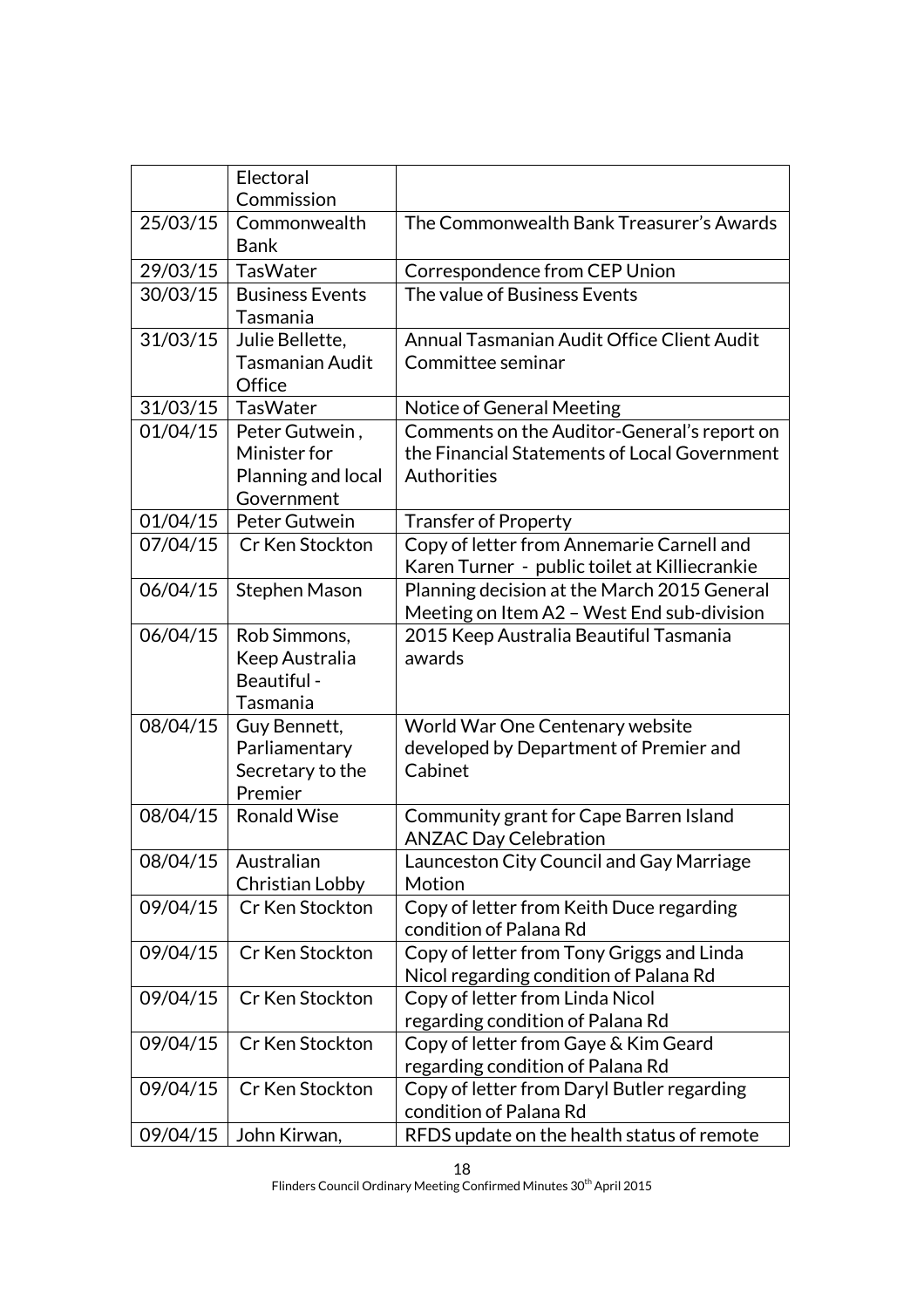| | | |
|---|---|---|
| | Electoral Commission | |
| 25/03/15 | Commonwealth Bank | The Commonwealth Bank Treasurer's Awards |
| 29/03/15 | TasWater | Correspondence from CEP Union |
| 30/03/15 | Business Events Tasmania | The value of Business Events |
| 31/03/15 | Julie Bellette, Tasmanian Audit Office | Annual Tasmanian Audit Office Client Audit Committee seminar |
| 31/03/15 | TasWater | Notice of General Meeting |
| 01/04/15 | Peter Gutwein , Minister for Planning and local Government | Comments on the Auditor-General's report on the Financial Statements of Local Government Authorities |
| 01/04/15 | Peter Gutwein | Transfer of Property |
| 07/04/15 | Cr Ken Stockton | Copy of letter from Annemarie Carnell and Karen Turner - public toilet at Killiecrankie |
| 06/04/15 | Stephen Mason | Planning decision at the March 2015 General Meeting on Item A2 – West End sub-division |
| 06/04/15 | Rob Simmons, Keep Australia Beautiful - Tasmania | 2015 Keep Australia Beautiful Tasmania awards |
| 08/04/15 | Guy Bennett, Parliamentary Secretary to the Premier | World War One Centenary website developed by Department of Premier and Cabinet |
| 08/04/15 | Ronald Wise | Community grant for Cape Barren Island ANZAC Day Celebration |
| 08/04/15 | Australian Christian Lobby | Launceston City Council and Gay Marriage Motion |
| 09/04/15 | Cr Ken Stockton | Copy of letter from Keith Duce regarding condition of Palana Rd |
| 09/04/15 | Cr Ken Stockton | Copy of letter from Tony Griggs and Linda Nicol regarding condition of Palana Rd |
| 09/04/15 | Cr Ken Stockton | Copy of letter from Linda Nicol regarding condition of Palana Rd |
| 09/04/15 | Cr Ken Stockton | Copy of letter from Gaye & Kim Geard regarding condition of Palana Rd |
| 09/04/15 | Cr Ken Stockton | Copy of letter from Daryl Butler regarding condition of Palana Rd |
| 09/04/15 | John Kirwan, | RFDS update on the health status of remote |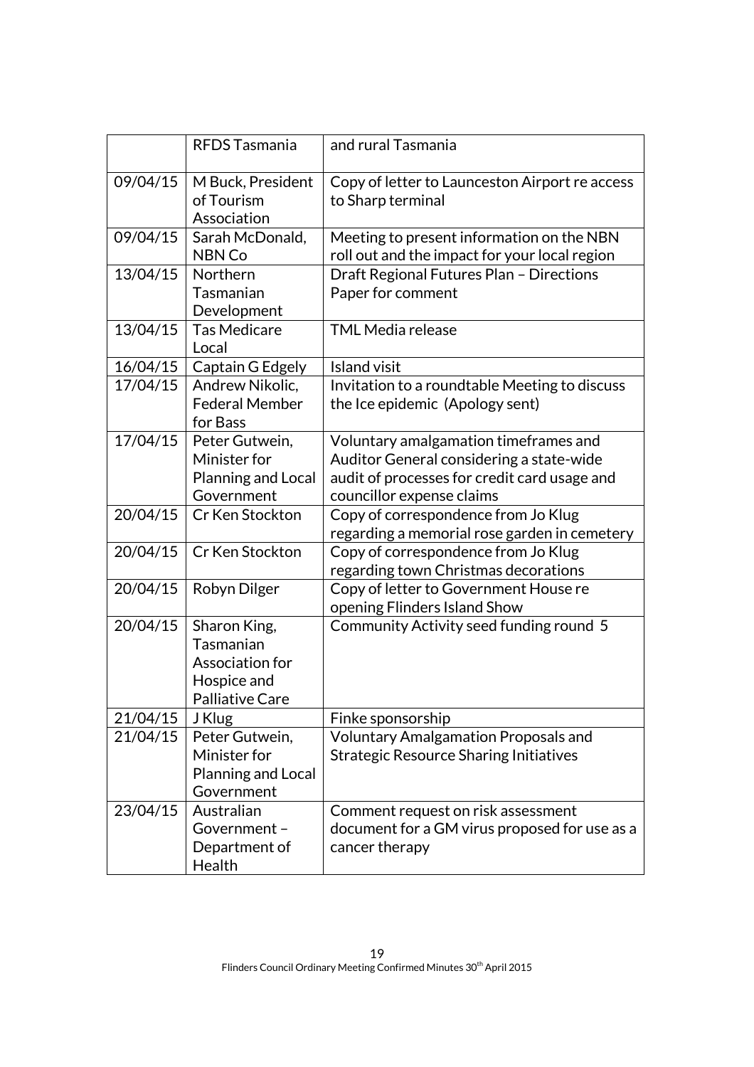|  |  |  |
|---|---|---|
|  | RFDS Tasmania | and rural Tasmania |
| 09/04/15 | M Buck, President of Tourism Association | Copy of letter to Launceston Airport re access to Sharp terminal |
| 09/04/15 | Sarah McDonald, NBN Co | Meeting to present information on the NBN roll out and the impact for your local region |
| 13/04/15 | Northern Tasmanian Development | Draft Regional Futures Plan – Directions Paper for comment |
| 13/04/15 | Tas Medicare Local | TML Media release |
| 16/04/15 | Captain G Edgely | Island visit |
| 17/04/15 | Andrew Nikolic, Federal Member for Bass | Invitation to a roundtable Meeting to discuss the Ice epidemic (Apology sent) |
| 17/04/15 | Peter Gutwein, Minister for Planning and Local Government | Voluntary amalgamation timeframes and Auditor General considering a state-wide audit of processes for credit card usage and councillor expense claims |
| 20/04/15 | Cr Ken Stockton | Copy of correspondence from Jo Klug regarding a memorial rose garden in cemetery |
| 20/04/15 | Cr Ken Stockton | Copy of correspondence from Jo Klug regarding town Christmas decorations |
| 20/04/15 | Robyn Dilger | Copy of letter to Government House re opening Flinders Island Show |
| 20/04/15 | Sharon King, Tasmanian Association for Hospice and Palliative Care | Community Activity seed funding round 5 |
| 21/04/15 | J Klug | Finke sponsorship |
| 21/04/15 | Peter Gutwein, Minister for Planning and Local Government | Voluntary Amalgamation Proposals and Strategic Resource Sharing Initiatives |
| 23/04/15 | Australian Government – Department of Health | Comment request on risk assessment document for a GM virus proposed for use as a cancer therapy |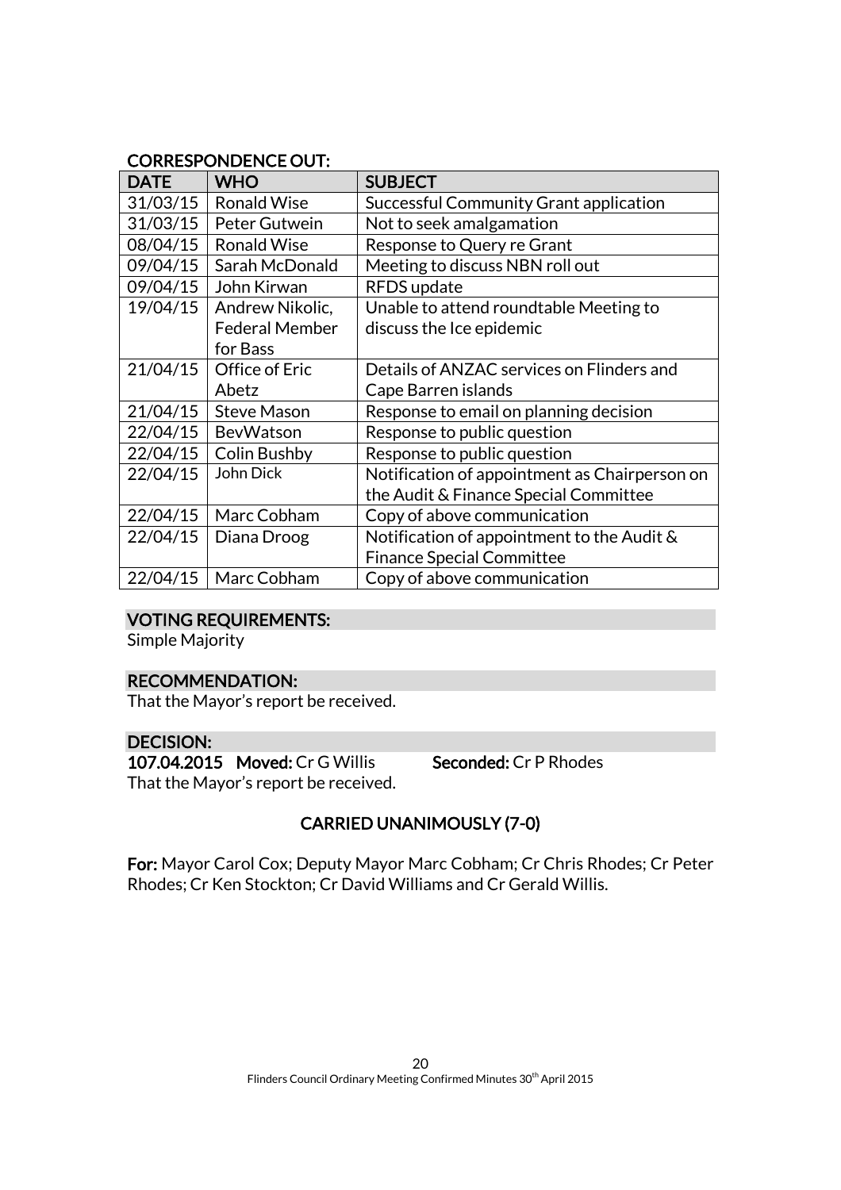## CORRESPONDENCE OUT:

| DATE | WHO | SUBJECT |
| --- | --- | --- |
| 31/03/15 | Ronald Wise | Successful Community Grant application |
| 31/03/15 | Peter Gutwein | Not to seek amalgamation |
| 08/04/15 | Ronald Wise | Response to Query re Grant |
| 09/04/15 | Sarah McDonald | Meeting to discuss NBN roll out |
| 09/04/15 | John Kirwan | RFDS update |
| 19/04/15 | Andrew Nikolic, Federal Member for Bass | Unable to attend roundtable Meeting to discuss the Ice epidemic |
| 21/04/15 | Office of Eric Abetz | Details of ANZAC services on Flinders and Cape Barren islands |
| 21/04/15 | Steve Mason | Response to email on planning decision |
| 22/04/15 | BevWatson | Response to public question |
| 22/04/15 | Colin Bushby | Response to public question |
| 22/04/15 | John Dick | Notification of appointment as Chairperson on the Audit & Finance Special Committee |
| 22/04/15 | Marc Cobham | Copy of above communication |
| 22/04/15 | Diana Droog | Notification of appointment to the Audit & Finance Special Committee |
| 22/04/15 | Marc Cobham | Copy of above communication |

### VOTING REQUIREMENTS:

Simple Majority

### RECOMMENDATION:

That the Mayor's report be received.

### DECISION:

**107.04.2015 Moved:** Cr G Willis **Seconded:** Cr P Rhodes

That the Mayor's report be received.

**CARRIED UNANIMOUSLY (7-0)**

**For:** Mayor Carol Cox; Deputy Mayor Marc Cobham; Cr Chris Rhodes; Cr Peter Rhodes; Cr Ken Stockton; Cr David Williams and Cr Gerald Willis.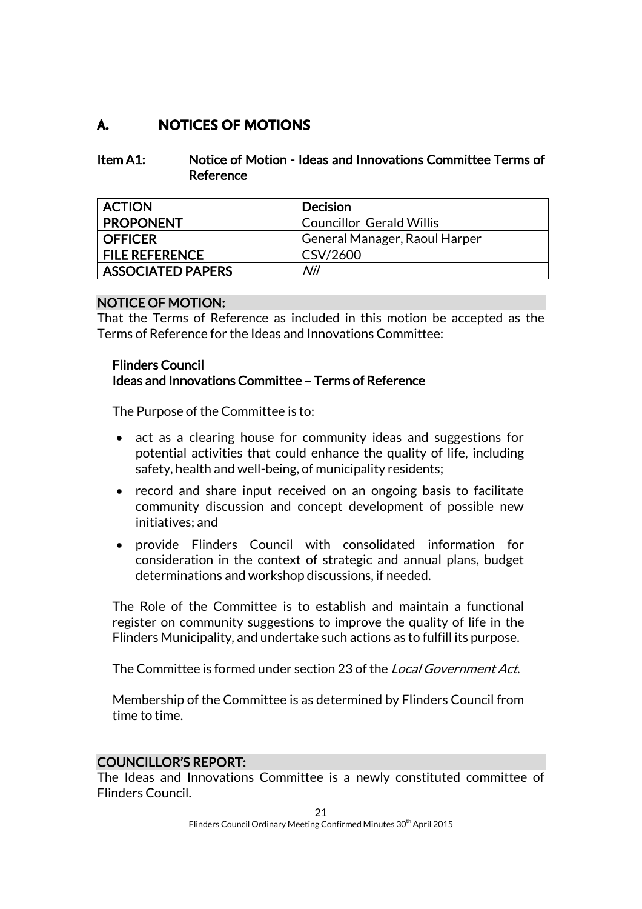# A. NOTICES OF MOTIONS

## Item A1: Notice of Motion - Ideas and Innovations Committee Terms of Reference

| ACTION | Decision |
|---|---|
| PROPONENT | Councillor Gerald Willis |
| OFFICER | General Manager, Raoul Harper |
| FILE REFERENCE | CSV/2600 |
| ASSOCIATED PAPERS | *Nil* |

### NOTICE OF MOTION:

That the Terms of Reference as included in this motion be accepted as the Terms of Reference for the Ideas and Innovations Committee:

**Flinders Council**
**Ideas and Innovations Committee – Terms of Reference**

The Purpose of the Committee is to:

- act as a clearing house for community ideas and suggestions for potential activities that could enhance the quality of life, including safety, health and well-being, of municipality residents;
- record and share input received on an ongoing basis to facilitate community discussion and concept development of possible new initiatives; and
- provide Flinders Council with consolidated information for consideration in the context of strategic and annual plans, budget determinations and workshop discussions, if needed.

The Role of the Committee is to establish and maintain a functional register on community suggestions to improve the quality of life in the Flinders Municipality, and undertake such actions as to fulfill its purpose.

The Committee is formed under section 23 of the *Local Government Act*.

Membership of the Committee is as determined by Flinders Council from time to time.

### COUNCILLOR'S REPORT:

The Ideas and Innovations Committee is a newly constituted committee of Flinders Council.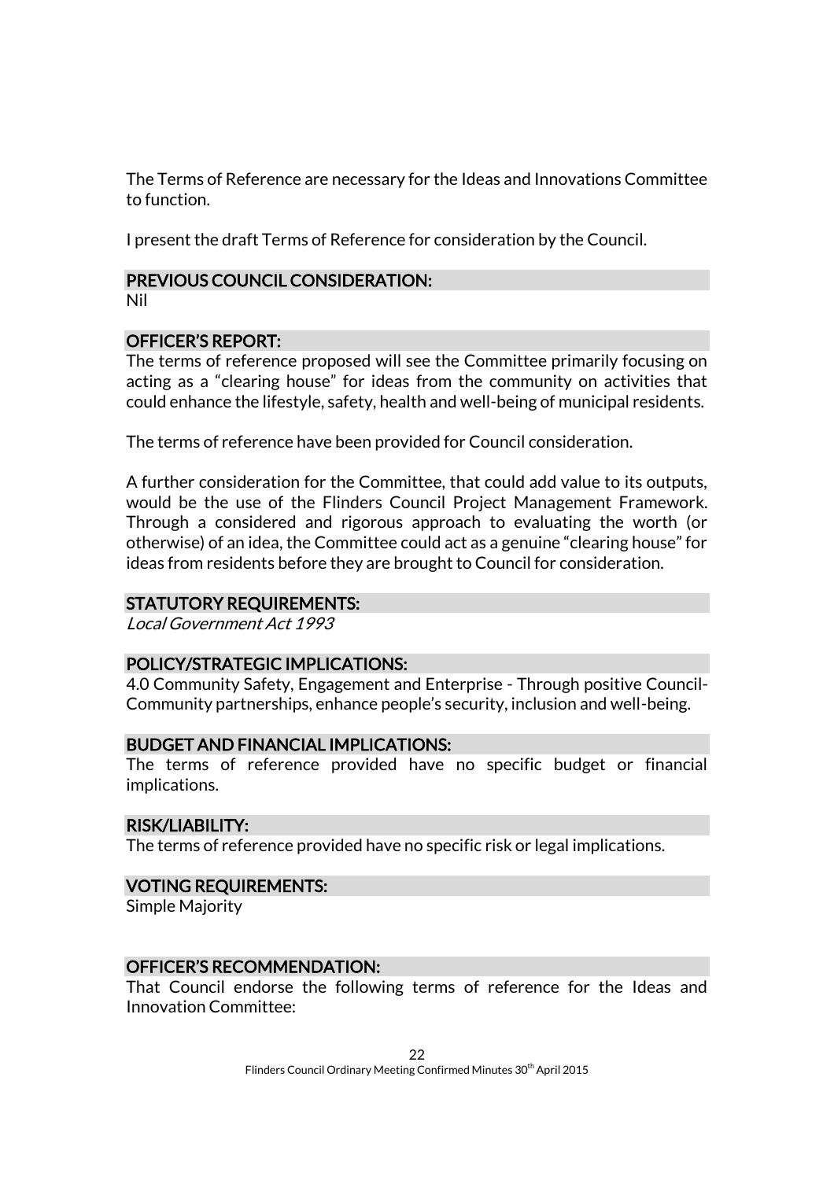The Terms of Reference are necessary for the Ideas and Innovations Committee to function.

I present the draft Terms of Reference for consideration by the Council.

## PREVIOUS COUNCIL CONSIDERATION:

Nil

## OFFICER'S REPORT:

The terms of reference proposed will see the Committee primarily focusing on acting as a "clearing house" for ideas from the community on activities that could enhance the lifestyle, safety, health and well-being of municipal residents.

The terms of reference have been provided for Council consideration.

A further consideration for the Committee, that could add value to its outputs, would be the use of the Flinders Council Project Management Framework. Through a considered and rigorous approach to evaluating the worth (or otherwise) of an idea, the Committee could act as a genuine "clearing house" for ideas from residents before they are brought to Council for consideration.

## STATUTORY REQUIREMENTS:

*Local Government Act 1993*

## POLICY/STRATEGIC IMPLICATIONS:

4.0 Community Safety, Engagement and Enterprise - Through positive Council-Community partnerships, enhance people's security, inclusion and well-being.

## BUDGET AND FINANCIAL IMPLICATIONS:

The terms of reference provided have no specific budget or financial implications.

## RISK/LIABILITY:

The terms of reference provided have no specific risk or legal implications.

## VOTING REQUIREMENTS:

Simple Majority

## OFFICER'S RECOMMENDATION:

That Council endorse the following terms of reference for the Ideas and Innovation Committee: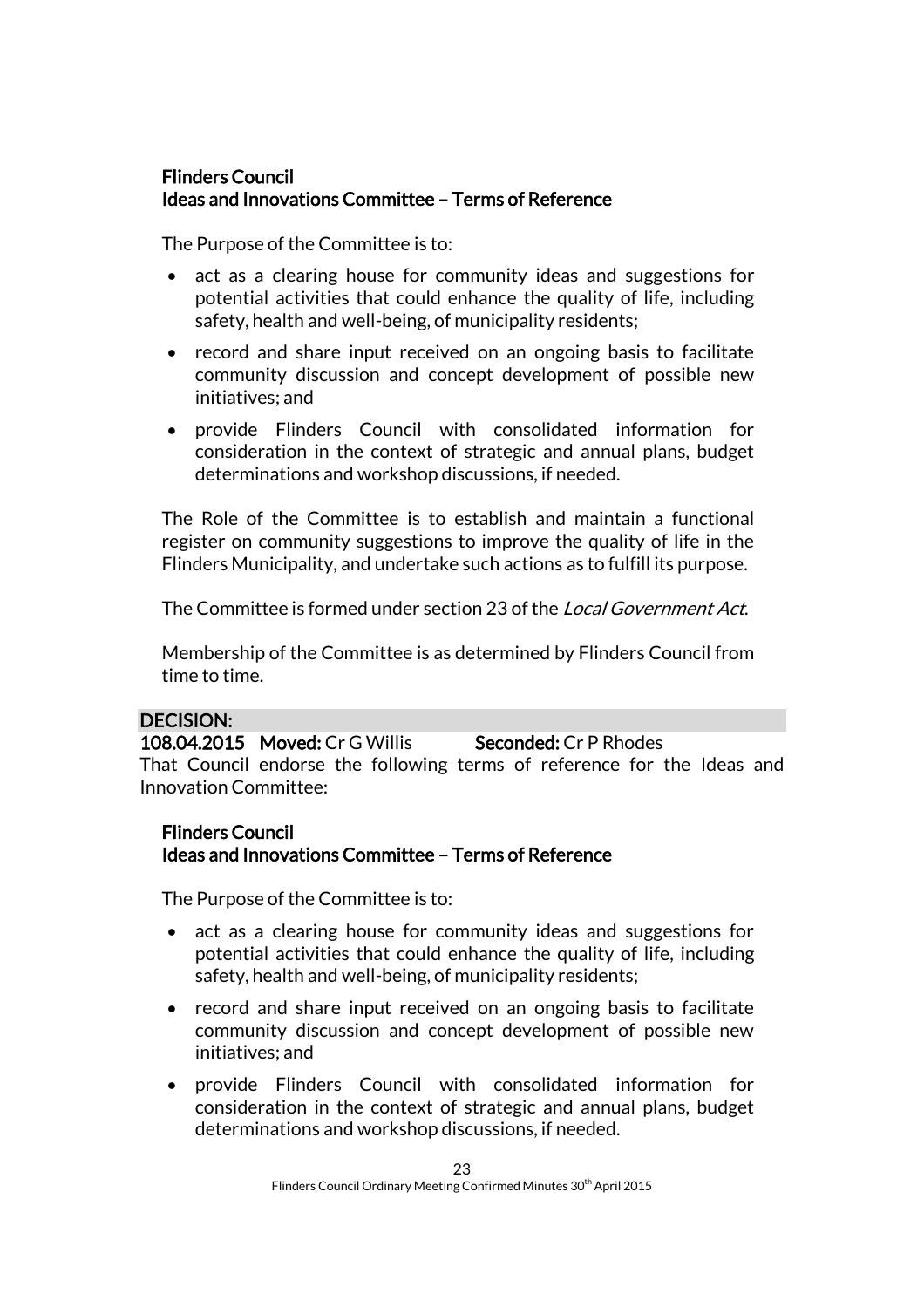**Flinders Council**
**Ideas and Innovations Committee – Terms of Reference**

The Purpose of the Committee is to:

- act as a clearing house for community ideas and suggestions for potential activities that could enhance the quality of life, including safety, health and well-being, of municipality residents;
- record and share input received on an ongoing basis to facilitate community discussion and concept development of possible new initiatives; and
- provide Flinders Council with consolidated information for consideration in the context of strategic and annual plans, budget determinations and workshop discussions, if needed.

The Role of the Committee is to establish and maintain a functional register on community suggestions to improve the quality of life in the Flinders Municipality, and undertake such actions as to fulfill its purpose.

The Committee is formed under section 23 of the *Local Government Act*.

Membership of the Committee is as determined by Flinders Council from time to time.

**DECISION:**

**108.04.2015 Moved:** Cr G Willis **Seconded:** Cr P Rhodes

That Council endorse the following terms of reference for the Ideas and Innovation Committee:

**Flinders Council**
**Ideas and Innovations Committee – Terms of Reference**

The Purpose of the Committee is to:

- act as a clearing house for community ideas and suggestions for potential activities that could enhance the quality of life, including safety, health and well-being, of municipality residents;
- record and share input received on an ongoing basis to facilitate community discussion and concept development of possible new initiatives; and
- provide Flinders Council with consolidated information for consideration in the context of strategic and annual plans, budget determinations and workshop discussions, if needed.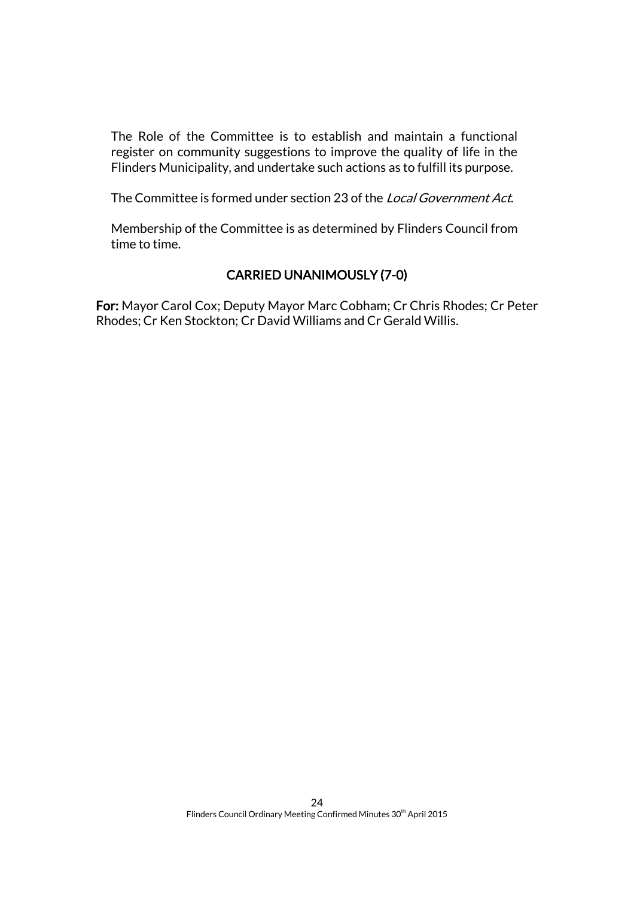The Role of the Committee is to establish and maintain a functional register on community suggestions to improve the quality of life in the Flinders Municipality, and undertake such actions as to fulfill its purpose.

The Committee is formed under section 23 of the *Local Government Act*.

Membership of the Committee is as determined by Flinders Council from time to time.

**CARRIED UNANIMOUSLY (7-0)**

**For:** Mayor Carol Cox; Deputy Mayor Marc Cobham; Cr Chris Rhodes; Cr Peter Rhodes; Cr Ken Stockton; Cr David Williams and Cr Gerald Willis.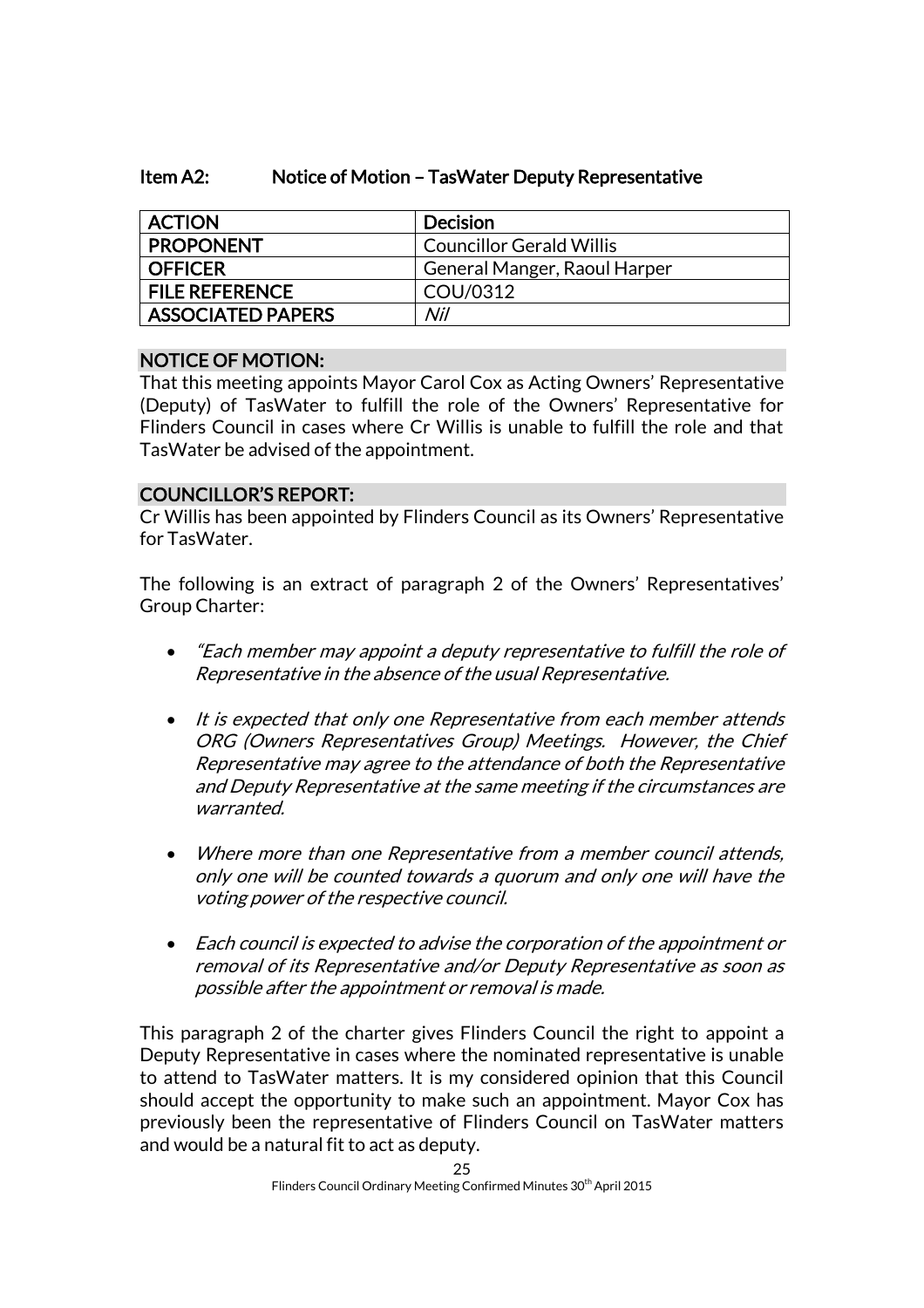### Item A2: Notice of Motion – TasWater Deputy Representative

| ACTION | Decision |
|---|---|
| PROPONENT | Councillor Gerald Willis |
| OFFICER | General Manger, Raoul Harper |
| FILE REFERENCE | COU/0312 |
| ASSOCIATED PAPERS | *Nil* |

#### NOTICE OF MOTION:

That this meeting appoints Mayor Carol Cox as Acting Owners' Representative (Deputy) of TasWater to fulfill the role of the Owners' Representative for Flinders Council in cases where Cr Willis is unable to fulfill the role and that TasWater be advised of the appointment.

#### COUNCILLOR'S REPORT:

Cr Willis has been appointed by Flinders Council as its Owners' Representative for TasWater.

The following is an extract of paragraph 2 of the Owners' Representatives' Group Charter:

- *"Each member may appoint a deputy representative to fulfill the role of Representative in the absence of the usual Representative.*
- *It is expected that only one Representative from each member attends ORG (Owners Representatives Group) Meetings. However, the Chief Representative may agree to the attendance of both the Representative and Deputy Representative at the same meeting if the circumstances are warranted.*
- *Where more than one Representative from a member council attends, only one will be counted towards a quorum and only one will have the voting power of the respective council.*
- *Each council is expected to advise the corporation of the appointment or removal of its Representative and/or Deputy Representative as soon as possible after the appointment or removal is made.*

This paragraph 2 of the charter gives Flinders Council the right to appoint a Deputy Representative in cases where the nominated representative is unable to attend to TasWater matters. It is my considered opinion that this Council should accept the opportunity to make such an appointment. Mayor Cox has previously been the representative of Flinders Council on TasWater matters and would be a natural fit to act as deputy.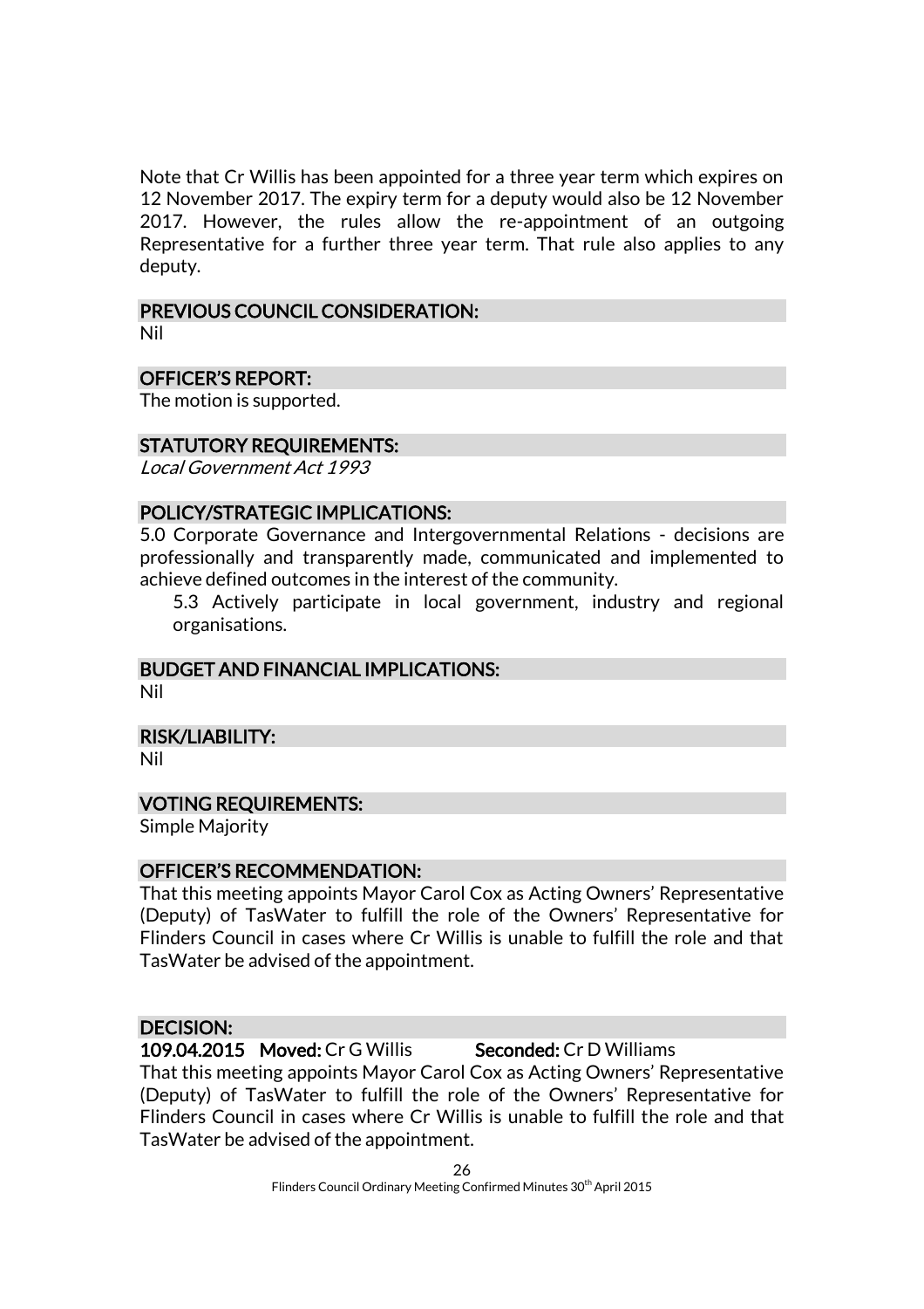Note that Cr Willis has been appointed for a three year term which expires on 12 November 2017. The expiry term for a deputy would also be 12 November 2017. However, the rules allow the re-appointment of an outgoing Representative for a further three year term. That rule also applies to any deputy.

## PREVIOUS COUNCIL CONSIDERATION:

Nil

## OFFICER'S REPORT:

The motion is supported.

## STATUTORY REQUIREMENTS:

*Local Government Act 1993*

## POLICY/STRATEGIC IMPLICATIONS:

5.0 Corporate Governance and Intergovernmental Relations - decisions are professionally and transparently made, communicated and implemented to achieve defined outcomes in the interest of the community.

> 5.3 Actively participate in local government, industry and regional organisations.

## BUDGET AND FINANCIAL IMPLICATIONS:

Nil

## RISK/LIABILITY:

Nil

## VOTING REQUIREMENTS:

Simple Majority

## OFFICER'S RECOMMENDATION:

That this meeting appoints Mayor Carol Cox as Acting Owners' Representative (Deputy) of TasWater to fulfill the role of the Owners' Representative for Flinders Council in cases where Cr Willis is unable to fulfill the role and that TasWater be advised of the appointment.

## DECISION:

**109.04.2015 Moved:** Cr G Willis **Seconded:** Cr D Williams

That this meeting appoints Mayor Carol Cox as Acting Owners' Representative (Deputy) of TasWater to fulfill the role of the Owners' Representative for Flinders Council in cases where Cr Willis is unable to fulfill the role and that TasWater be advised of the appointment.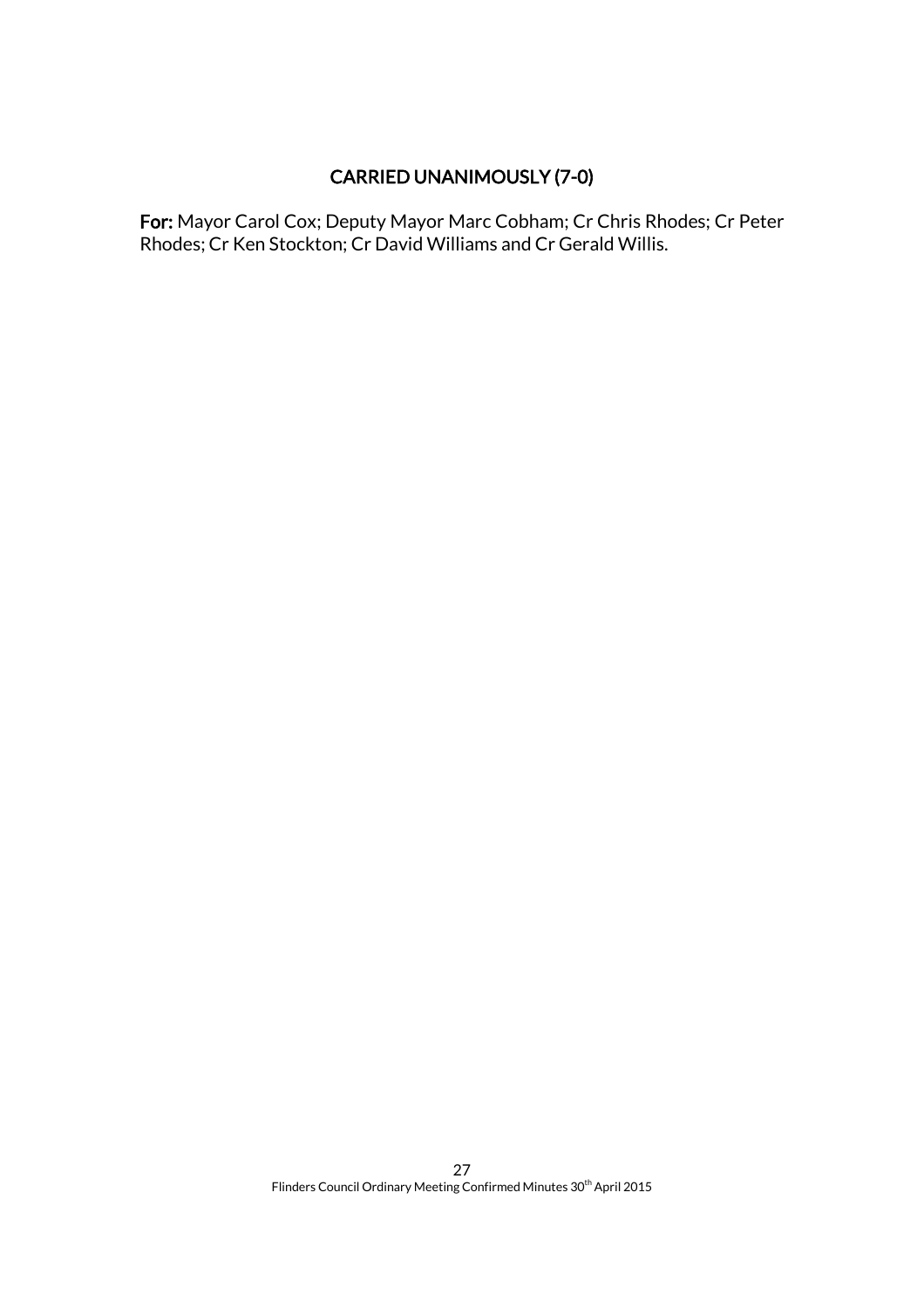**CARRIED UNANIMOUSLY (7-0)**

**For:** Mayor Carol Cox; Deputy Mayor Marc Cobham; Cr Chris Rhodes; Cr Peter Rhodes; Cr Ken Stockton; Cr David Williams and Cr Gerald Willis.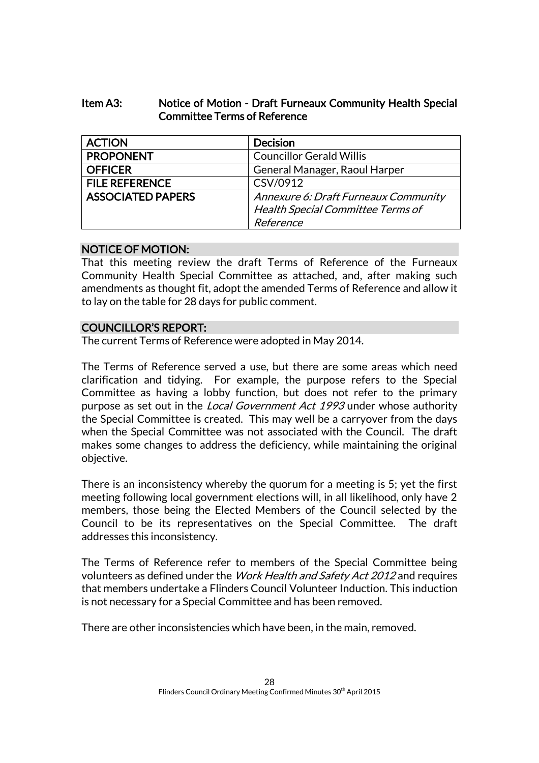**Item A3: Notice of Motion - Draft Furneaux Community Health Special Committee Terms of Reference**

| ACTION | Decision |
|---|---|
| PROPONENT | Councillor Gerald Willis |
| OFFICER | General Manager, Raoul Harper |
| FILE REFERENCE | CSV/0912 |
| ASSOCIATED PAPERS | *Annexure 6: Draft Furneaux Community Health Special Committee Terms of Reference* |

## NOTICE OF MOTION:

That this meeting review the draft Terms of Reference of the Furneaux Community Health Special Committee as attached, and, after making such amendments as thought fit, adopt the amended Terms of Reference and allow it to lay on the table for 28 days for public comment.

## COUNCILLOR'S REPORT:

The current Terms of Reference were adopted in May 2014.

The Terms of Reference served a use, but there are some areas which need clarification and tidying. For example, the purpose refers to the Special Committee as having a lobby function, but does not refer to the primary purpose as set out in the *Local Government Act 1993* under whose authority the Special Committee is created. This may well be a carryover from the days when the Special Committee was not associated with the Council. The draft makes some changes to address the deficiency, while maintaining the original objective.

There is an inconsistency whereby the quorum for a meeting is 5; yet the first meeting following local government elections will, in all likelihood, only have 2 members, those being the Elected Members of the Council selected by the Council to be its representatives on the Special Committee. The draft addresses this inconsistency.

The Terms of Reference refer to members of the Special Committee being volunteers as defined under the *Work Health and Safety Act 2012* and requires that members undertake a Flinders Council Volunteer Induction. This induction is not necessary for a Special Committee and has been removed.

There are other inconsistencies which have been, in the main, removed.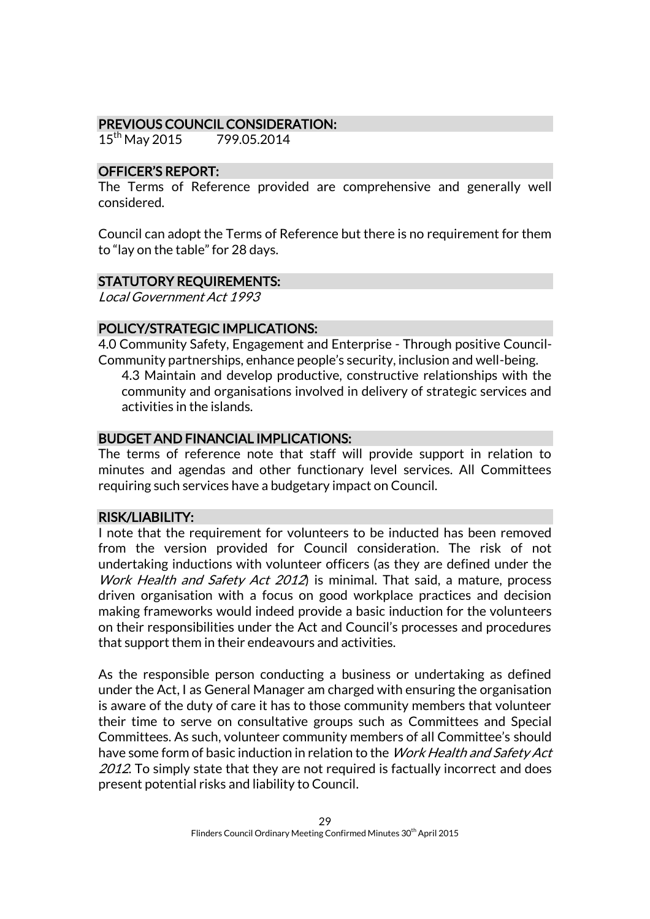## PREVIOUS COUNCIL CONSIDERATION:

15th May 2015 799.05.2014

## OFFICER'S REPORT:

The Terms of Reference provided are comprehensive and generally well considered.

Council can adopt the Terms of Reference but there is no requirement for them to "lay on the table" for 28 days.

## STATUTORY REQUIREMENTS:

*Local Government Act 1993*

## POLICY/STRATEGIC IMPLICATIONS:

4.0 Community Safety, Engagement and Enterprise - Through positive Council-Community partnerships, enhance people's security, inclusion and well-being.

4.3 Maintain and develop productive, constructive relationships with the community and organisations involved in delivery of strategic services and activities in the islands.

## BUDGET AND FINANCIAL IMPLICATIONS:

The terms of reference note that staff will provide support in relation to minutes and agendas and other functionary level services. All Committees requiring such services have a budgetary impact on Council.

## RISK/LIABILITY:

I note that the requirement for volunteers to be inducted has been removed from the version provided for Council consideration. The risk of not undertaking inductions with volunteer officers (as they are defined under the *Work Health and Safety Act 2012*) is minimal. That said, a mature, process driven organisation with a focus on good workplace practices and decision making frameworks would indeed provide a basic induction for the volunteers on their responsibilities under the Act and Council's processes and procedures that support them in their endeavours and activities.

As the responsible person conducting a business or undertaking as defined under the Act, I as General Manager am charged with ensuring the organisation is aware of the duty of care it has to those community members that volunteer their time to serve on consultative groups such as Committees and Special Committees. As such, volunteer community members of all Committee's should have some form of basic induction in relation to the *Work Health and Safety Act 2012*. To simply state that they are not required is factually incorrect and does present potential risks and liability to Council.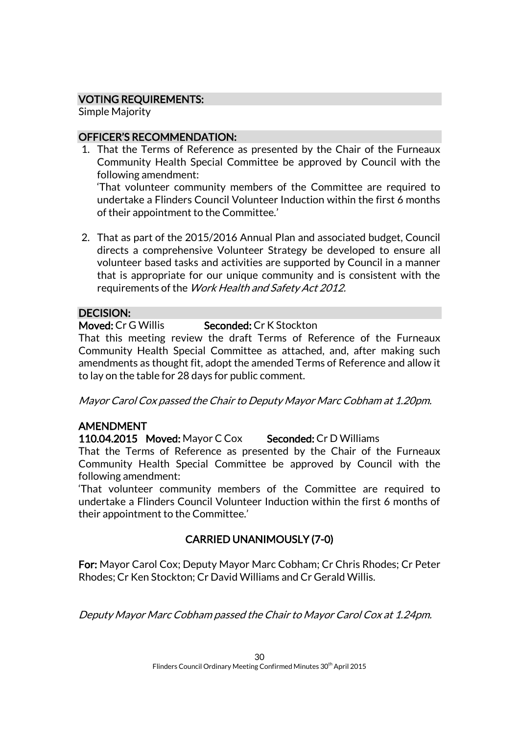## VOTING REQUIREMENTS:

Simple Majority

## OFFICER'S RECOMMENDATION:

1. That the Terms of Reference as presented by the Chair of the Furneaux Community Health Special Committee be approved by Council with the following amendment:
   'That volunteer community members of the Committee are required to undertake a Flinders Council Volunteer Induction within the first 6 months of their appointment to the Committee.'

2. That as part of the 2015/2016 Annual Plan and associated budget, Council directs a comprehensive Volunteer Strategy be developed to ensure all volunteer based tasks and activities are supported by Council in a manner that is appropriate for our unique community and is consistent with the requirements of the *Work Health and Safety Act 2012.*

## DECISION:

**Moved:** Cr G Willis **Seconded:** Cr K Stockton

That this meeting review the draft Terms of Reference of the Furneaux Community Health Special Committee as attached, and, after making such amendments as thought fit, adopt the amended Terms of Reference and allow it to lay on the table for 28 days for public comment.

*Mayor Carol Cox passed the Chair to Deputy Mayor Marc Cobham at 1.20pm.*

## AMENDMENT

**110.04.2015 Moved:** Mayor C Cox **Seconded:** Cr D Williams

That the Terms of Reference as presented by the Chair of the Furneaux Community Health Special Committee be approved by Council with the following amendment:

'That volunteer community members of the Committee are required to undertake a Flinders Council Volunteer Induction within the first 6 months of their appointment to the Committee.'

**CARRIED UNANIMOUSLY (7-0)**

**For:** Mayor Carol Cox; Deputy Mayor Marc Cobham; Cr Chris Rhodes; Cr Peter Rhodes; Cr Ken Stockton; Cr David Williams and Cr Gerald Willis.

*Deputy Mayor Marc Cobham passed the Chair to Mayor Carol Cox at 1.24pm.*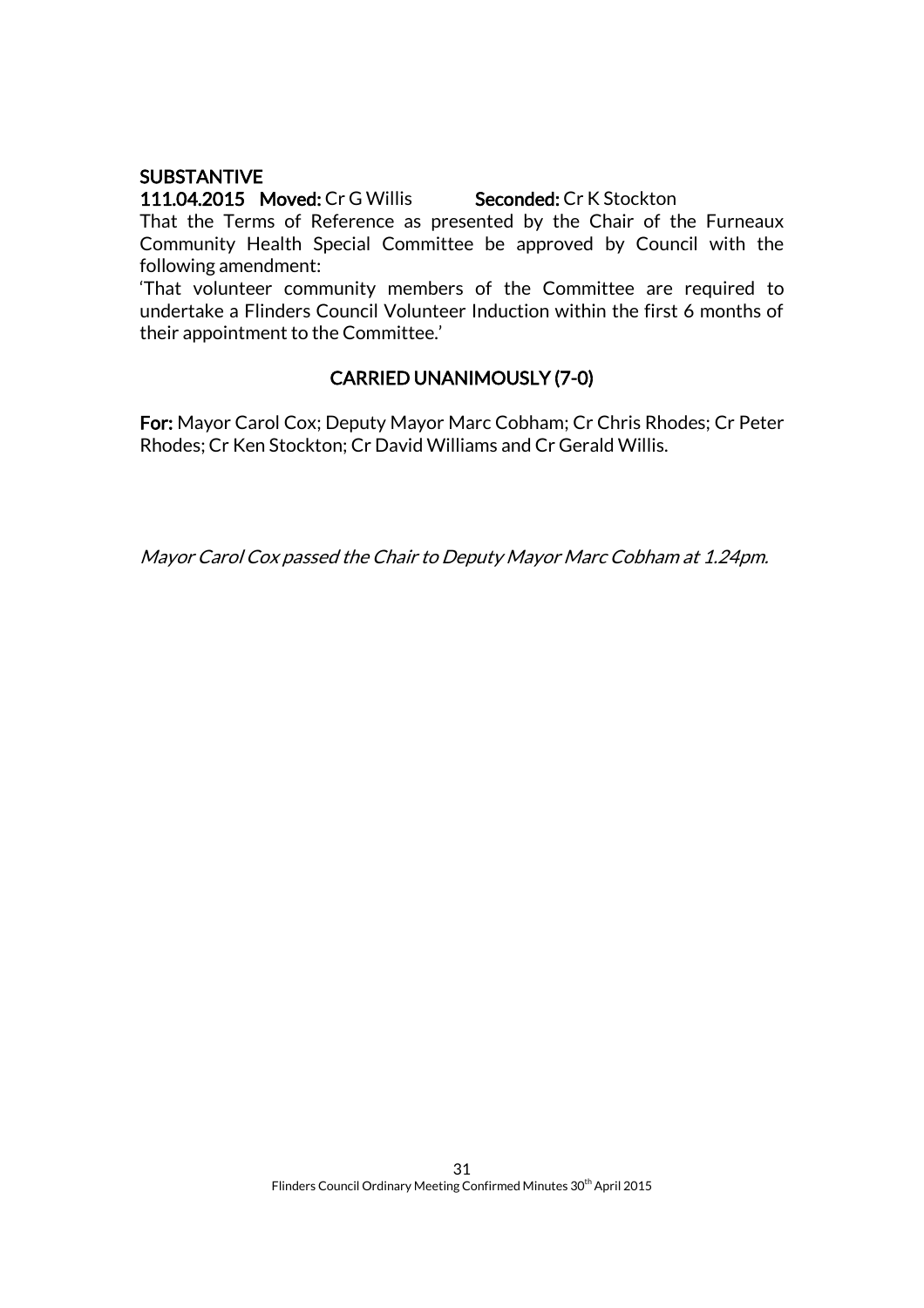**SUBSTANTIVE**

**111.04.2015 Moved:** Cr G Willis **Seconded:** Cr K Stockton

That the Terms of Reference as presented by the Chair of the Furneaux Community Health Special Committee be approved by Council with the following amendment:

'That volunteer community members of the Committee are required to undertake a Flinders Council Volunteer Induction within the first 6 months of their appointment to the Committee.'

**CARRIED UNANIMOUSLY (7-0)**

**For:** Mayor Carol Cox; Deputy Mayor Marc Cobham; Cr Chris Rhodes; Cr Peter Rhodes; Cr Ken Stockton; Cr David Williams and Cr Gerald Willis.

*Mayor Carol Cox passed the Chair to Deputy Mayor Marc Cobham at 1.24pm.*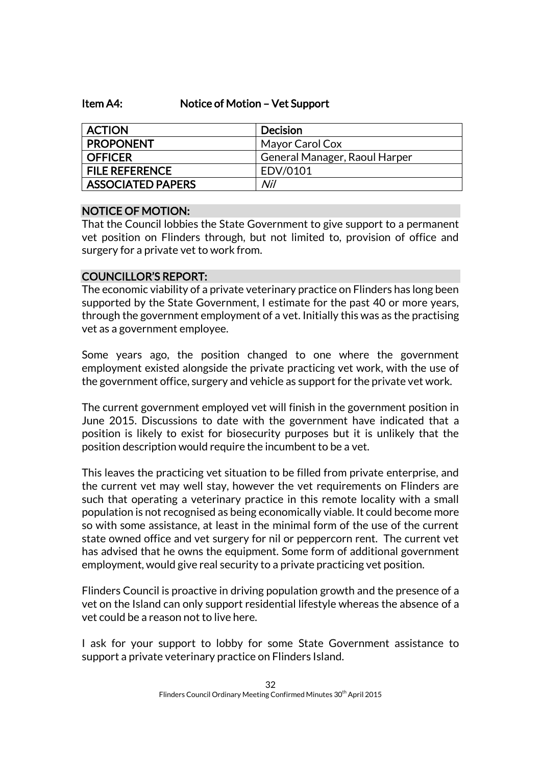## Item A4: Notice of Motion – Vet Support

| ACTION | Decision |
|---|---|
| PROPONENT | Mayor Carol Cox |
| OFFICER | General Manager, Raoul Harper |
| FILE REFERENCE | EDV/0101 |
| ASSOCIATED PAPERS | *Nil* |

### NOTICE OF MOTION:

That the Council lobbies the State Government to give support to a permanent vet position on Flinders through, but not limited to, provision of office and surgery for a private vet to work from.

### COUNCILLOR'S REPORT:

The economic viability of a private veterinary practice on Flinders has long been supported by the State Government, I estimate for the past 40 or more years, through the government employment of a vet. Initially this was as the practising vet as a government employee.

Some years ago, the position changed to one where the government employment existed alongside the private practicing vet work, with the use of the government office, surgery and vehicle as support for the private vet work.

The current government employed vet will finish in the government position in June 2015. Discussions to date with the government have indicated that a position is likely to exist for biosecurity purposes but it is unlikely that the position description would require the incumbent to be a vet.

This leaves the practicing vet situation to be filled from private enterprise, and the current vet may well stay, however the vet requirements on Flinders are such that operating a veterinary practice in this remote locality with a small population is not recognised as being economically viable. It could become more so with some assistance, at least in the minimal form of the use of the current state owned office and vet surgery for nil or peppercorn rent. The current vet has advised that he owns the equipment. Some form of additional government employment, would give real security to a private practicing vet position.

Flinders Council is proactive in driving population growth and the presence of a vet on the Island can only support residential lifestyle whereas the absence of a vet could be a reason not to live here.

I ask for your support to lobby for some State Government assistance to support a private veterinary practice on Flinders Island.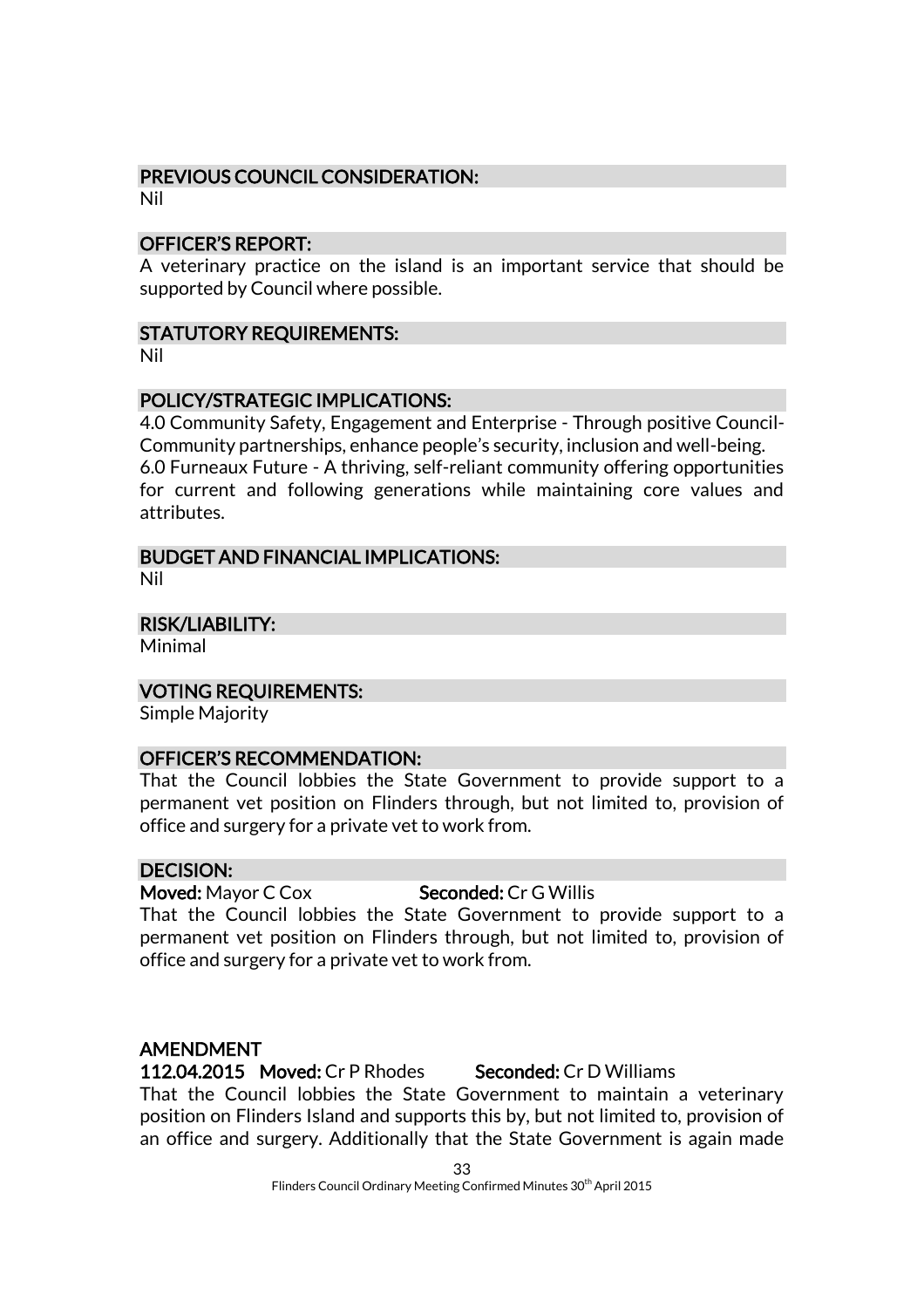## PREVIOUS COUNCIL CONSIDERATION:

Nil

## OFFICER'S REPORT:

A veterinary practice on the island is an important service that should be supported by Council where possible.

## STATUTORY REQUIREMENTS:

Nil

## POLICY/STRATEGIC IMPLICATIONS:

4.0 Community Safety, Engagement and Enterprise - Through positive Council-Community partnerships, enhance people's security, inclusion and well-being.
6.0 Furneaux Future - A thriving, self-reliant community offering opportunities for current and following generations while maintaining core values and attributes.

## BUDGET AND FINANCIAL IMPLICATIONS:

Nil

## RISK/LIABILITY:

Minimal

## VOTING REQUIREMENTS:

Simple Majority

## OFFICER'S RECOMMENDATION:

That the Council lobbies the State Government to provide support to a permanent vet position on Flinders through, but not limited to, provision of office and surgery for a private vet to work from.

## DECISION:

**Moved:** Mayor C Cox **Seconded:** Cr G Willis

That the Council lobbies the State Government to provide support to a permanent vet position on Flinders through, but not limited to, provision of office and surgery for a private vet to work from.

## AMENDMENT

**112.04.2015 Moved:** Cr P Rhodes **Seconded:** Cr D Williams

That the Council lobbies the State Government to maintain a veterinary position on Flinders Island and supports this by, but not limited to, provision of an office and surgery. Additionally that the State Government is again made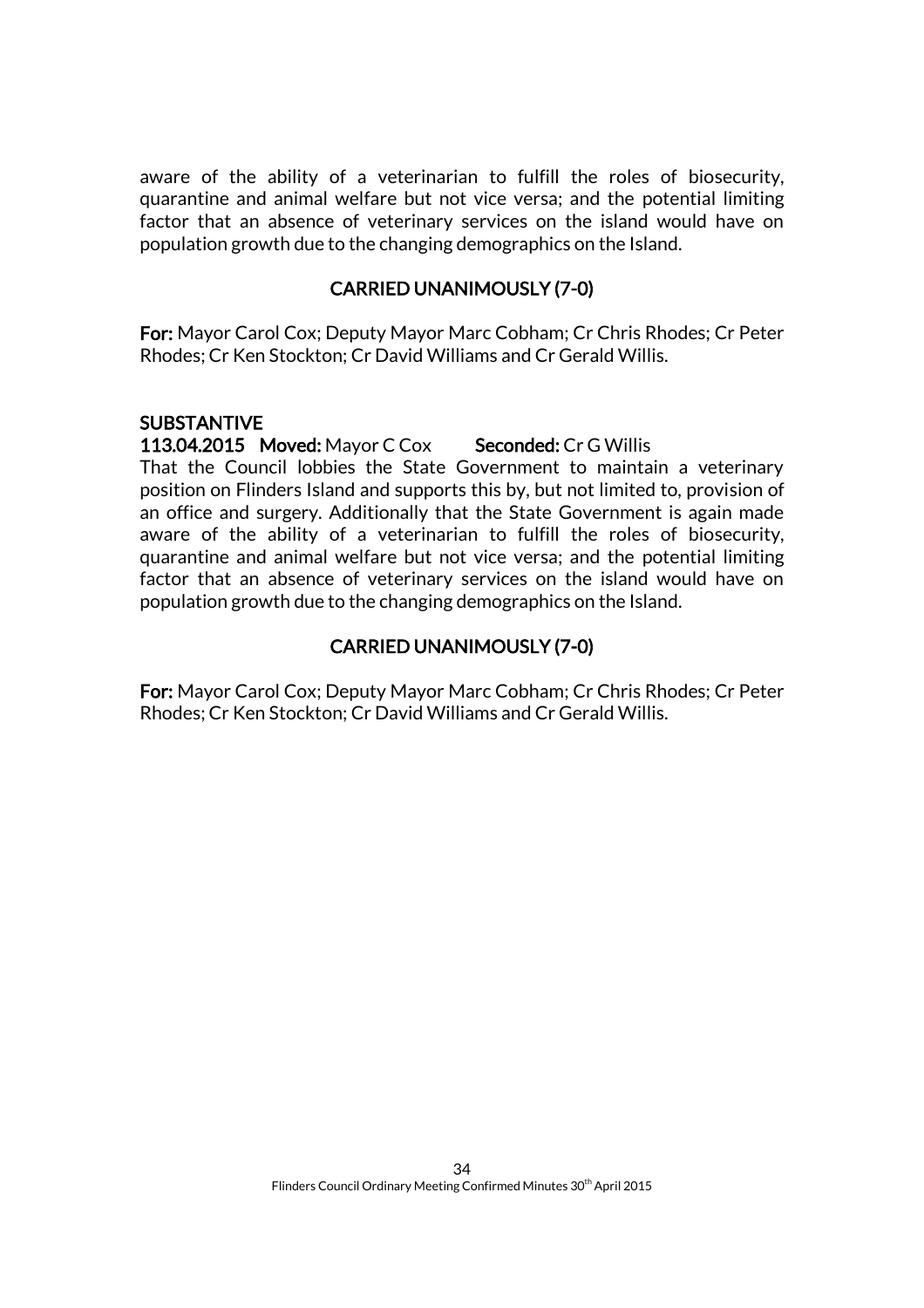aware of the ability of a veterinarian to fulfill the roles of biosecurity, quarantine and animal welfare but not vice versa; and the potential limiting factor that an absence of veterinary services on the island would have on population growth due to the changing demographics on the Island.

**CARRIED UNANIMOUSLY (7-0)**

**For:** Mayor Carol Cox; Deputy Mayor Marc Cobham; Cr Chris Rhodes; Cr Peter Rhodes; Cr Ken Stockton; Cr David Williams and Cr Gerald Willis.

**SUBSTANTIVE**

**113.04.2015 Moved:** Mayor C Cox **Seconded:** Cr G Willis

That the Council lobbies the State Government to maintain a veterinary position on Flinders Island and supports this by, but not limited to, provision of an office and surgery. Additionally that the State Government is again made aware of the ability of a veterinarian to fulfill the roles of biosecurity, quarantine and animal welfare but not vice versa; and the potential limiting factor that an absence of veterinary services on the island would have on population growth due to the changing demographics on the Island.

**CARRIED UNANIMOUSLY (7-0)**

**For:** Mayor Carol Cox; Deputy Mayor Marc Cobham; Cr Chris Rhodes; Cr Peter Rhodes; Cr Ken Stockton; Cr David Williams and Cr Gerald Willis.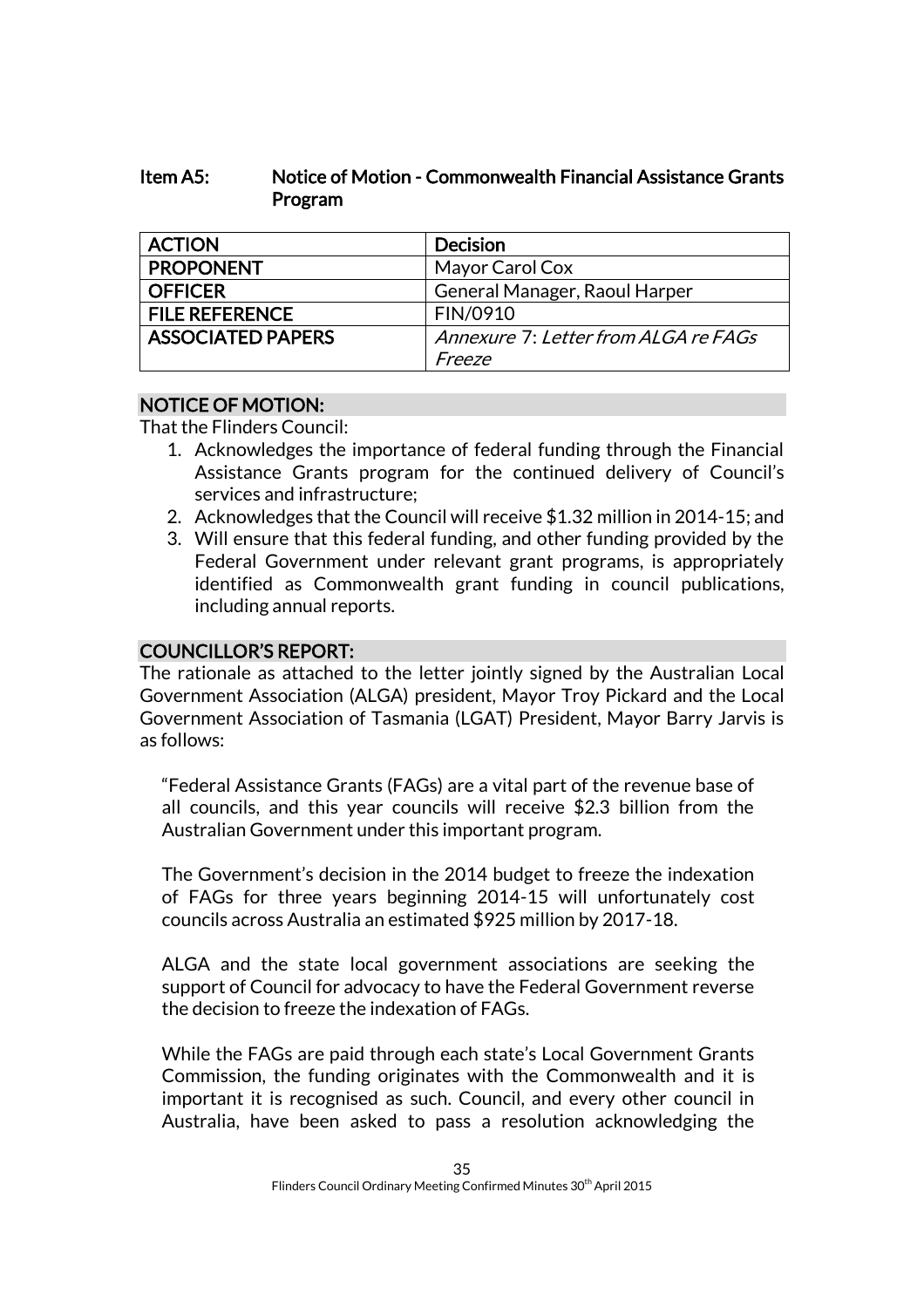## Item A5: Notice of Motion - Commonwealth Financial Assistance Grants Program

| ACTION | Decision |
|---|---|
| PROPONENT | Mayor Carol Cox |
| OFFICER | General Manager, Raoul Harper |
| FILE REFERENCE | FIN/0910 |
| ASSOCIATED PAPERS | *Annexure 7: Letter from ALGA re FAGs Freeze* |

### NOTICE OF MOTION:

That the Flinders Council:

1. Acknowledges the importance of federal funding through the Financial Assistance Grants program for the continued delivery of Council's services and infrastructure;
2. Acknowledges that the Council will receive $1.32 million in 2014-15; and
3. Will ensure that this federal funding, and other funding provided by the Federal Government under relevant grant programs, is appropriately identified as Commonwealth grant funding in council publications, including annual reports.

### COUNCILLOR'S REPORT:

The rationale as attached to the letter jointly signed by the Australian Local Government Association (ALGA) president, Mayor Troy Pickard and the Local Government Association of Tasmania (LGAT) President, Mayor Barry Jarvis is as follows:

> "Federal Assistance Grants (FAGs) are a vital part of the revenue base of all councils, and this year councils will receive $2.3 billion from the Australian Government under this important program.
>
> The Government's decision in the 2014 budget to freeze the indexation of FAGs for three years beginning 2014-15 will unfortunately cost councils across Australia an estimated $925 million by 2017-18.
>
> ALGA and the state local government associations are seeking the support of Council for advocacy to have the Federal Government reverse the decision to freeze the indexation of FAGs.
>
> While the FAGs are paid through each state's Local Government Grants Commission, the funding originates with the Commonwealth and it is important it is recognised as such. Council, and every other council in Australia, have been asked to pass a resolution acknowledging the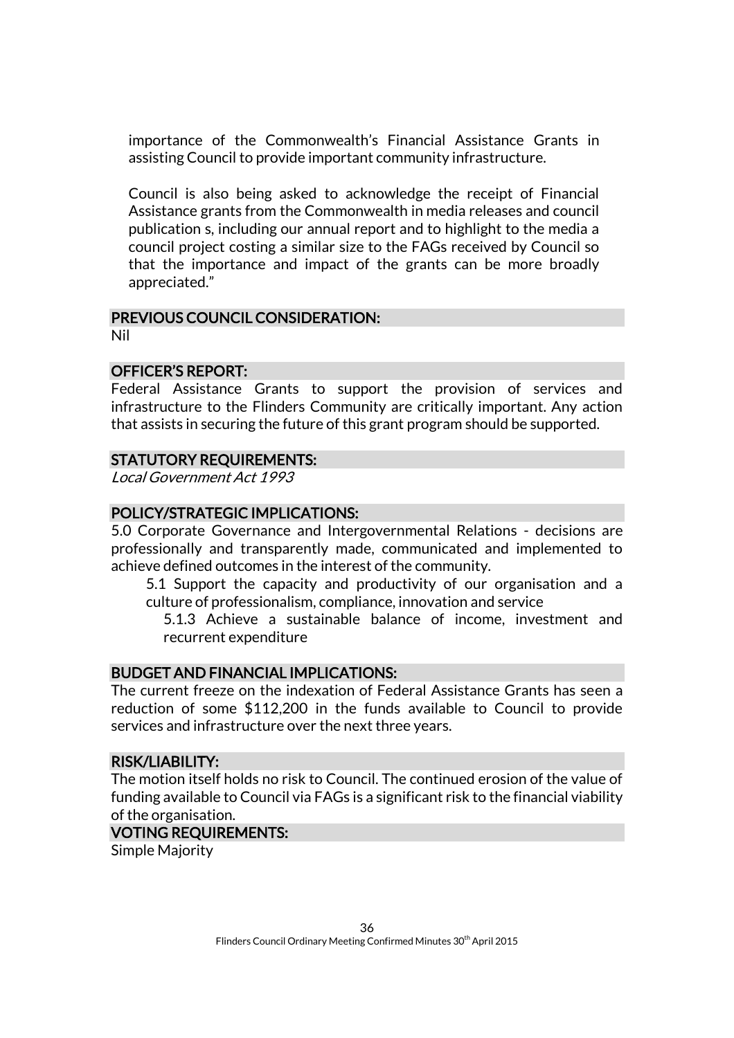importance of the Commonwealth's Financial Assistance Grants in assisting Council to provide important community infrastructure.

Council is also being asked to acknowledge the receipt of Financial Assistance grants from the Commonwealth in media releases and council publication s, including our annual report and to highlight to the media a council project costing a similar size to the FAGs received by Council so that the importance and impact of the grants can be more broadly appreciated."

## PREVIOUS COUNCIL CONSIDERATION:

Nil

## OFFICER'S REPORT:

Federal Assistance Grants to support the provision of services and infrastructure to the Flinders Community are critically important. Any action that assists in securing the future of this grant program should be supported.

## STATUTORY REQUIREMENTS:

*Local Government Act 1993*

## POLICY/STRATEGIC IMPLICATIONS:

5.0 Corporate Governance and Intergovernmental Relations - decisions are professionally and transparently made, communicated and implemented to achieve defined outcomes in the interest of the community.

- 5.1 Support the capacity and productivity of our organisation and a culture of professionalism, compliance, innovation and service
  - 5.1.3 Achieve a sustainable balance of income, investment and recurrent expenditure

## BUDGET AND FINANCIAL IMPLICATIONS:

The current freeze on the indexation of Federal Assistance Grants has seen a reduction of some $112,200 in the funds available to Council to provide services and infrastructure over the next three years.

## RISK/LIABILITY:

The motion itself holds no risk to Council. The continued erosion of the value of funding available to Council via FAGs is a significant risk to the financial viability of the organisation.

## VOTING REQUIREMENTS:

Simple Majority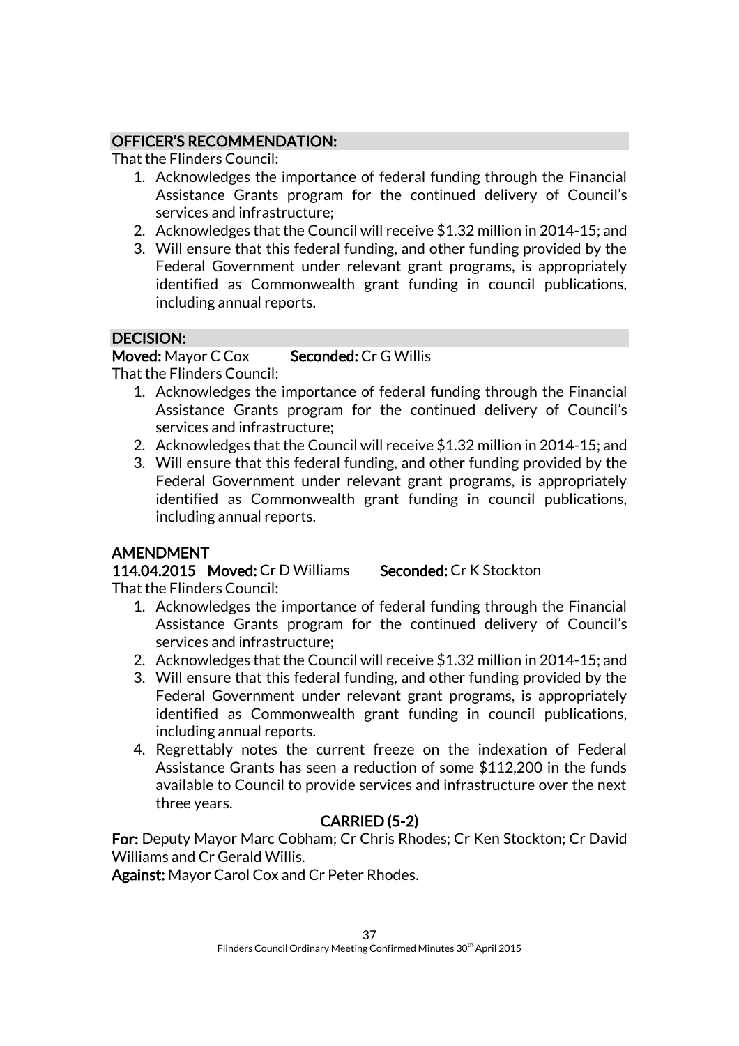**OFFICER'S RECOMMENDATION:**

That the Flinders Council:

1. Acknowledges the importance of federal funding through the Financial Assistance Grants program for the continued delivery of Council's services and infrastructure;
2. Acknowledges that the Council will receive $1.32 million in 2014-15; and
3. Will ensure that this federal funding, and other funding provided by the Federal Government under relevant grant programs, is appropriately identified as Commonwealth grant funding in council publications, including annual reports.

**DECISION:**

**Moved:** Mayor C Cox **Seconded:** Cr G Willis

That the Flinders Council:

1. Acknowledges the importance of federal funding through the Financial Assistance Grants program for the continued delivery of Council's services and infrastructure;
2. Acknowledges that the Council will receive $1.32 million in 2014-15; and
3. Will ensure that this federal funding, and other funding provided by the Federal Government under relevant grant programs, is appropriately identified as Commonwealth grant funding in council publications, including annual reports.

**AMENDMENT**

**114.04.2015 Moved:** Cr D Williams **Seconded:** Cr K Stockton

That the Flinders Council:

1. Acknowledges the importance of federal funding through the Financial Assistance Grants program for the continued delivery of Council's services and infrastructure;
2. Acknowledges that the Council will receive $1.32 million in 2014-15; and
3. Will ensure that this federal funding, and other funding provided by the Federal Government under relevant grant programs, is appropriately identified as Commonwealth grant funding in council publications, including annual reports.
4. Regrettably notes the current freeze on the indexation of Federal Assistance Grants has seen a reduction of some $112,200 in the funds available to Council to provide services and infrastructure over the next three years.

**CARRIED (5-2)**

**For:** Deputy Mayor Marc Cobham; Cr Chris Rhodes; Cr Ken Stockton; Cr David Williams and Cr Gerald Willis.

**Against:** Mayor Carol Cox and Cr Peter Rhodes.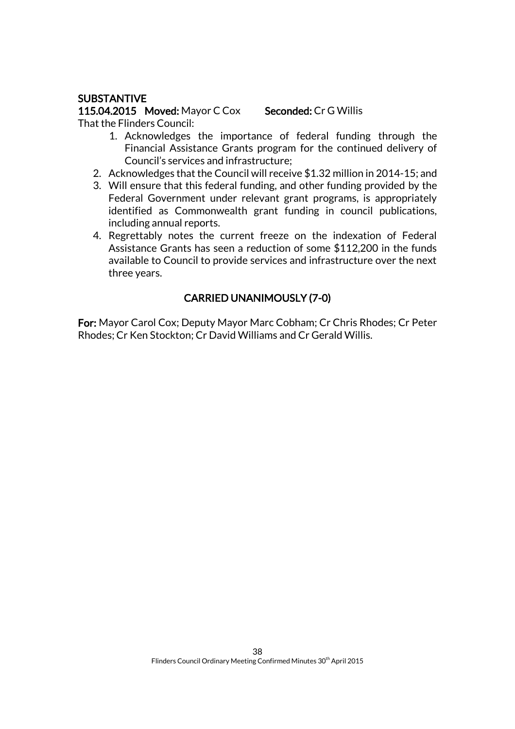**SUBSTANTIVE**

**115.04.2015 Moved:** Mayor C Cox **Seconded:** Cr G Willis

That the Flinders Council:

1. Acknowledges the importance of federal funding through the Financial Assistance Grants program for the continued delivery of Council's services and infrastructure;
2. Acknowledges that the Council will receive $1.32 million in 2014-15; and
3. Will ensure that this federal funding, and other funding provided by the Federal Government under relevant grant programs, is appropriately identified as Commonwealth grant funding in council publications, including annual reports.
4. Regrettably notes the current freeze on the indexation of Federal Assistance Grants has seen a reduction of some $112,200 in the funds available to Council to provide services and infrastructure over the next three years.

**CARRIED UNANIMOUSLY (7-0)**

**For:** Mayor Carol Cox; Deputy Mayor Marc Cobham; Cr Chris Rhodes; Cr Peter Rhodes; Cr Ken Stockton; Cr David Williams and Cr Gerald Willis.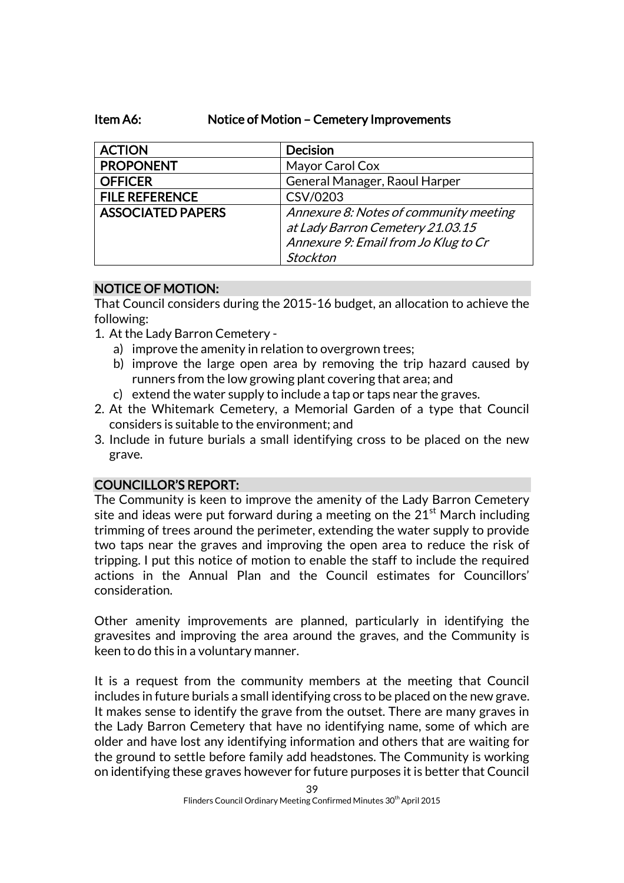**Item A6: Notice of Motion – Cemetery Improvements**

| ACTION | Decision |
|---|---|
| PROPONENT | Mayor Carol Cox |
| OFFICER | General Manager, Raoul Harper |
| FILE REFERENCE | CSV/0203 |
| ASSOCIATED PAPERS | *Annexure 8: Notes of community meeting at Lady Barron Cemetery 21.03.15*<br>*Annexure 9: Email from Jo Klug to Cr Stockton* |

## NOTICE OF MOTION:

That Council considers during the 2015-16 budget, an allocation to achieve the following:

1. At the Lady Barron Cemetery -
   a) improve the amenity in relation to overgrown trees;
   b) improve the large open area by removing the trip hazard caused by runners from the low growing plant covering that area; and
   c) extend the water supply to include a tap or taps near the graves.
2. At the Whitemark Cemetery, a Memorial Garden of a type that Council considers is suitable to the environment; and
3. Include in future burials a small identifying cross to be placed on the new grave.

## COUNCILLOR'S REPORT:

The Community is keen to improve the amenity of the Lady Barron Cemetery site and ideas were put forward during a meeting on the 21st March including trimming of trees around the perimeter, extending the water supply to provide two taps near the graves and improving the open area to reduce the risk of tripping. I put this notice of motion to enable the staff to include the required actions in the Annual Plan and the Council estimates for Councillors' consideration.

Other amenity improvements are planned, particularly in identifying the gravesites and improving the area around the graves, and the Community is keen to do this in a voluntary manner.

It is a request from the community members at the meeting that Council includes in future burials a small identifying cross to be placed on the new grave. It makes sense to identify the grave from the outset. There are many graves in the Lady Barron Cemetery that have no identifying name, some of which are older and have lost any identifying information and others that are waiting for the ground to settle before family add headstones. The Community is working on identifying these graves however for future purposes it is better that Council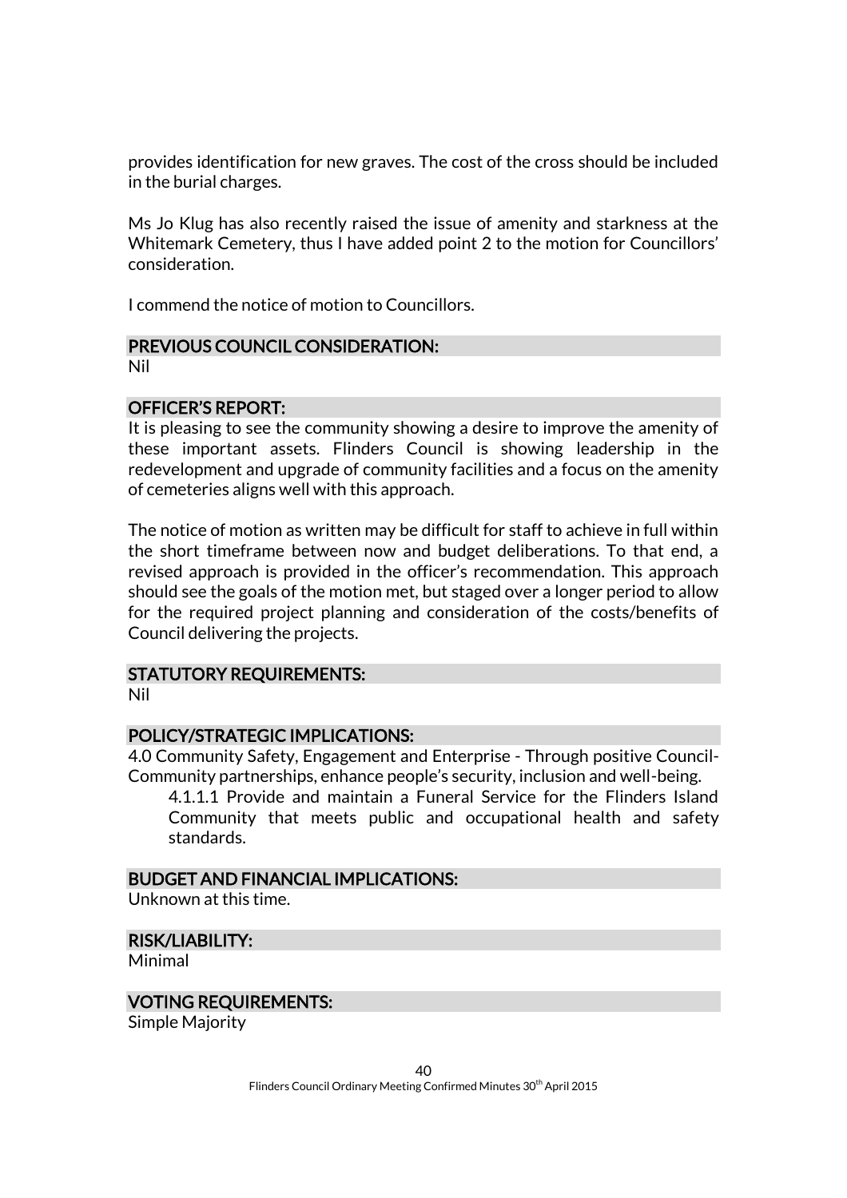provides identification for new graves. The cost of the cross should be included in the burial charges.

Ms Jo Klug has also recently raised the issue of amenity and starkness at the Whitemark Cemetery, thus I have added point 2 to the motion for Councillors' consideration.

I commend the notice of motion to Councillors.

## PREVIOUS COUNCIL CONSIDERATION:

Nil

## OFFICER'S REPORT:

It is pleasing to see the community showing a desire to improve the amenity of these important assets. Flinders Council is showing leadership in the redevelopment and upgrade of community facilities and a focus on the amenity of cemeteries aligns well with this approach.

The notice of motion as written may be difficult for staff to achieve in full within the short timeframe between now and budget deliberations. To that end, a revised approach is provided in the officer's recommendation. This approach should see the goals of the motion met, but staged over a longer period to allow for the required project planning and consideration of the costs/benefits of Council delivering the projects.

## STATUTORY REQUIREMENTS:

Nil

## POLICY/STRATEGIC IMPLICATIONS:

4.0 Community Safety, Engagement and Enterprise - Through positive Council-Community partnerships, enhance people's security, inclusion and well-being.

> 4.1.1.1 Provide and maintain a Funeral Service for the Flinders Island Community that meets public and occupational health and safety standards.

## BUDGET AND FINANCIAL IMPLICATIONS:

Unknown at this time.

## RISK/LIABILITY:

Minimal

## VOTING REQUIREMENTS:

Simple Majority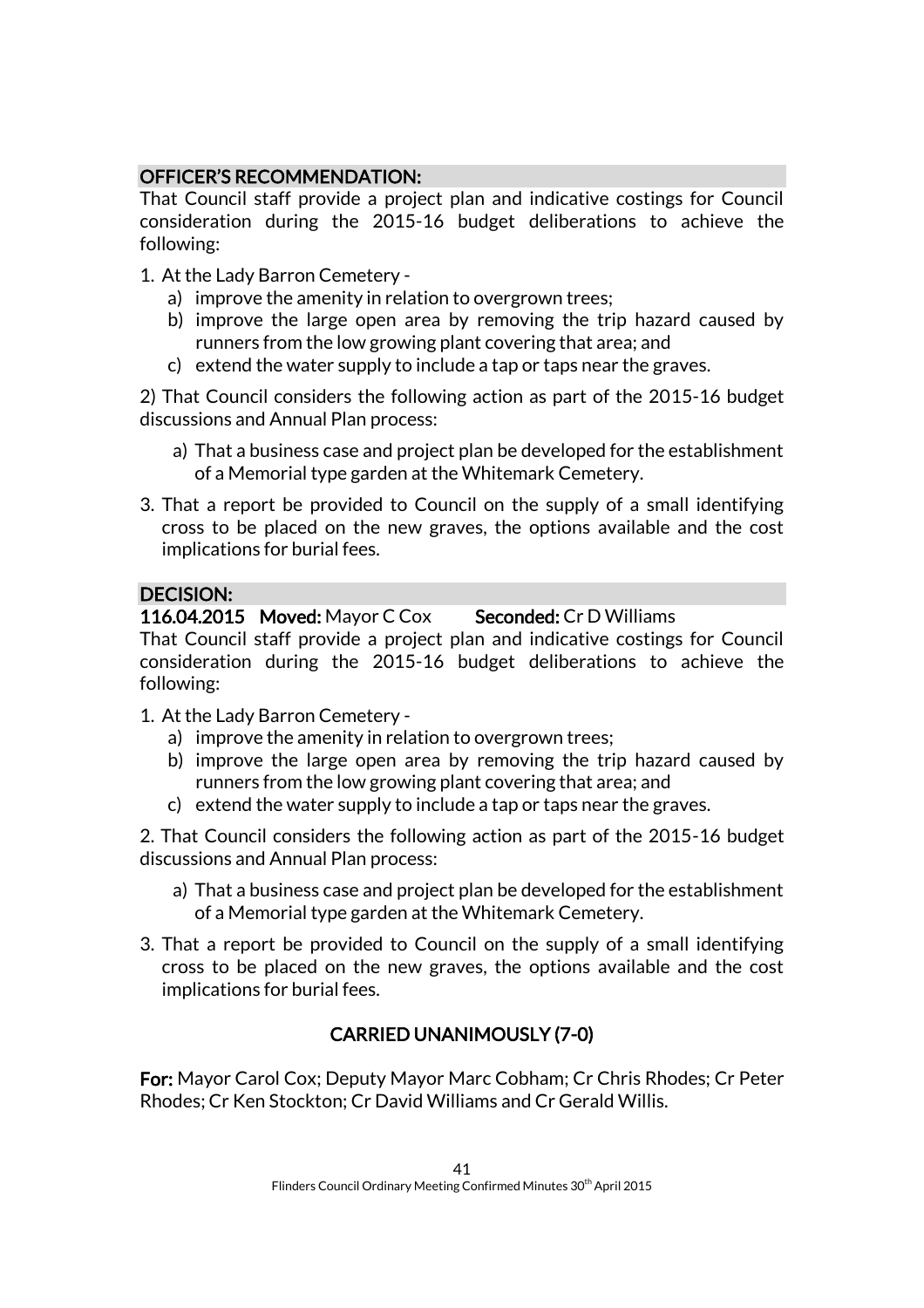### OFFICER'S RECOMMENDATION:

That Council staff provide a project plan and indicative costings for Council consideration during the 2015-16 budget deliberations to achieve the following:

1. At the Lady Barron Cemetery -
   a) improve the amenity in relation to overgrown trees;
   b) improve the large open area by removing the trip hazard caused by runners from the low growing plant covering that area; and
   c) extend the water supply to include a tap or taps near the graves.

2) That Council considers the following action as part of the 2015-16 budget discussions and Annual Plan process:

   a) That a business case and project plan be developed for the establishment of a Memorial type garden at the Whitemark Cemetery.

3. That a report be provided to Council on the supply of a small identifying cross to be placed on the new graves, the options available and the cost implications for burial fees.

### DECISION:

**116.04.2015 Moved:** Mayor C Cox **Seconded:** Cr D Williams

That Council staff provide a project plan and indicative costings for Council consideration during the 2015-16 budget deliberations to achieve the following:

1. At the Lady Barron Cemetery -
   a) improve the amenity in relation to overgrown trees;
   b) improve the large open area by removing the trip hazard caused by runners from the low growing plant covering that area; and
   c) extend the water supply to include a tap or taps near the graves.

2. That Council considers the following action as part of the 2015-16 budget discussions and Annual Plan process:

   a) That a business case and project plan be developed for the establishment of a Memorial type garden at the Whitemark Cemetery.

3. That a report be provided to Council on the supply of a small identifying cross to be placed on the new graves, the options available and the cost implications for burial fees.

**CARRIED UNANIMOUSLY (7-0)**

**For:** Mayor Carol Cox; Deputy Mayor Marc Cobham; Cr Chris Rhodes; Cr Peter Rhodes; Cr Ken Stockton; Cr David Williams and Cr Gerald Willis.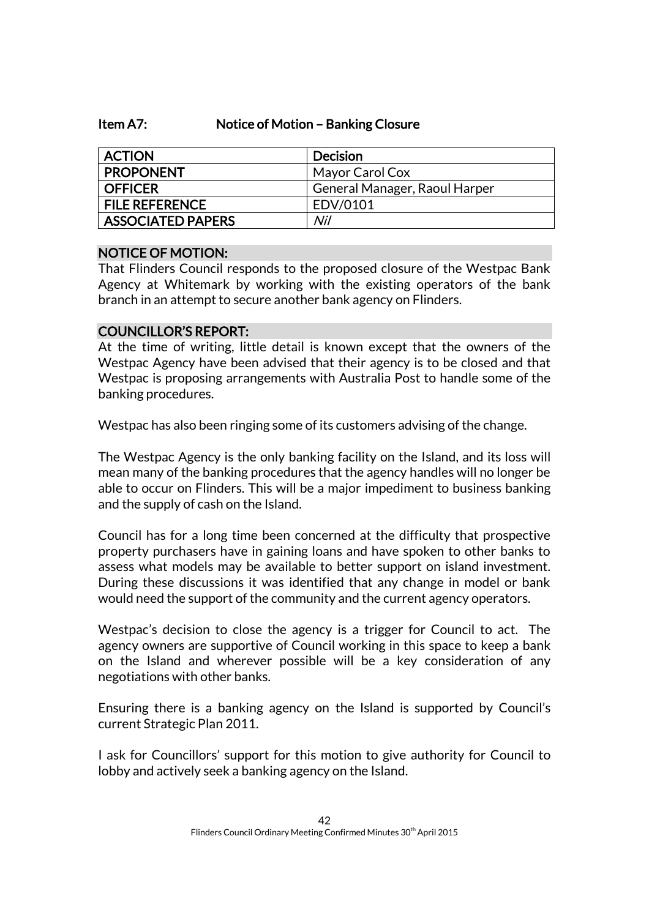## Item A7: Notice of Motion – Banking Closure

| ACTION | Decision |
|---|---|
| PROPONENT | Mayor Carol Cox |
| OFFICER | General Manager, Raoul Harper |
| FILE REFERENCE | EDV/0101 |
| ASSOCIATED PAPERS | *Nil* |

### NOTICE OF MOTION:

That Flinders Council responds to the proposed closure of the Westpac Bank Agency at Whitemark by working with the existing operators of the bank branch in an attempt to secure another bank agency on Flinders.

### COUNCILLOR'S REPORT:

At the time of writing, little detail is known except that the owners of the Westpac Agency have been advised that their agency is to be closed and that Westpac is proposing arrangements with Australia Post to handle some of the banking procedures.

Westpac has also been ringing some of its customers advising of the change.

The Westpac Agency is the only banking facility on the Island, and its loss will mean many of the banking procedures that the agency handles will no longer be able to occur on Flinders. This will be a major impediment to business banking and the supply of cash on the Island.

Council has for a long time been concerned at the difficulty that prospective property purchasers have in gaining loans and have spoken to other banks to assess what models may be available to better support on island investment. During these discussions it was identified that any change in model or bank would need the support of the community and the current agency operators.

Westpac's decision to close the agency is a trigger for Council to act. The agency owners are supportive of Council working in this space to keep a bank on the Island and wherever possible will be a key consideration of any negotiations with other banks.

Ensuring there is a banking agency on the Island is supported by Council's current Strategic Plan 2011.

I ask for Councillors' support for this motion to give authority for Council to lobby and actively seek a banking agency on the Island.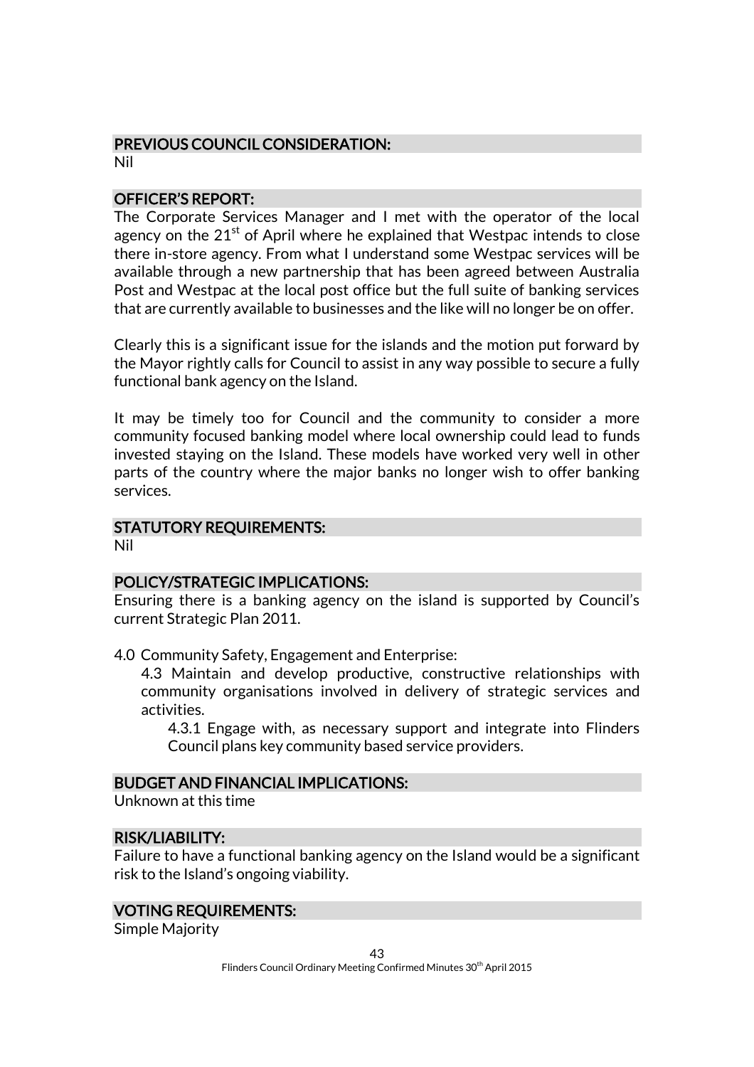## PREVIOUS COUNCIL CONSIDERATION:

Nil

## OFFICER'S REPORT:

The Corporate Services Manager and I met with the operator of the local agency on the 21st of April where he explained that Westpac intends to close there in-store agency. From what I understand some Westpac services will be available through a new partnership that has been agreed between Australia Post and Westpac at the local post office but the full suite of banking services that are currently available to businesses and the like will no longer be on offer.

Clearly this is a significant issue for the islands and the motion put forward by the Mayor rightly calls for Council to assist in any way possible to secure a fully functional bank agency on the Island.

It may be timely too for Council and the community to consider a more community focused banking model where local ownership could lead to funds invested staying on the Island. These models have worked very well in other parts of the country where the major banks no longer wish to offer banking services.

## STATUTORY REQUIREMENTS:

Nil

## POLICY/STRATEGIC IMPLICATIONS:

Ensuring there is a banking agency on the island is supported by Council's current Strategic Plan 2011.

4.0 Community Safety, Engagement and Enterprise:

4.3 Maintain and develop productive, constructive relationships with community organisations involved in delivery of strategic services and activities.

4.3.1 Engage with, as necessary support and integrate into Flinders Council plans key community based service providers.

## BUDGET AND FINANCIAL IMPLICATIONS:

Unknown at this time

## RISK/LIABILITY:

Failure to have a functional banking agency on the Island would be a significant risk to the Island's ongoing viability.

## VOTING REQUIREMENTS:

Simple Majority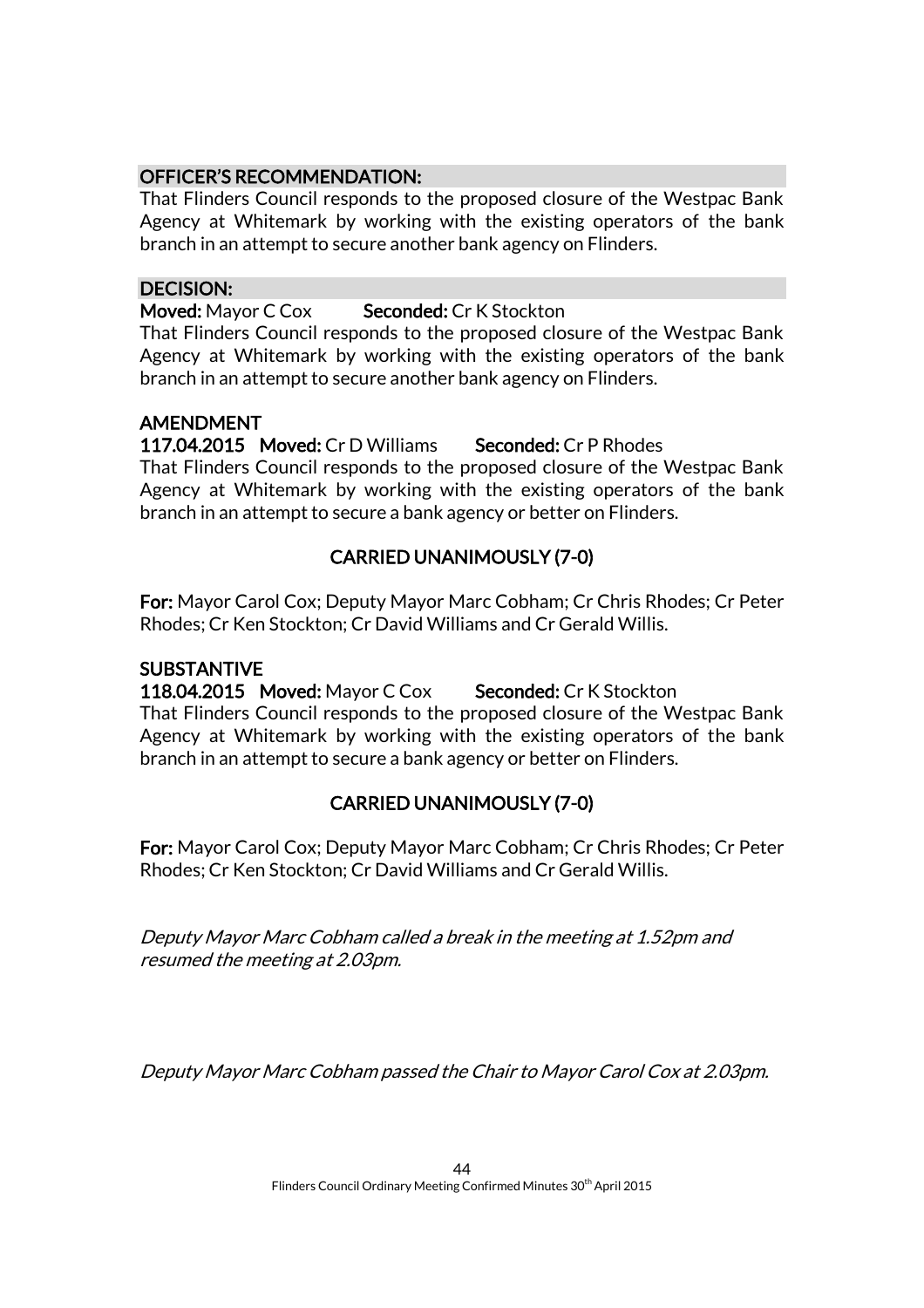**OFFICER'S RECOMMENDATION:**

That Flinders Council responds to the proposed closure of the Westpac Bank Agency at Whitemark by working with the existing operators of the bank branch in an attempt to secure another bank agency on Flinders.

**DECISION:**

**Moved:** Mayor C Cox **Seconded:** Cr K Stockton

That Flinders Council responds to the proposed closure of the Westpac Bank Agency at Whitemark by working with the existing operators of the bank branch in an attempt to secure another bank agency on Flinders.

**AMENDMENT**

**117.04.2015 Moved:** Cr D Williams **Seconded:** Cr P Rhodes

That Flinders Council responds to the proposed closure of the Westpac Bank Agency at Whitemark by working with the existing operators of the bank branch in an attempt to secure a bank agency or better on Flinders.

**CARRIED UNANIMOUSLY (7-0)**

**For:** Mayor Carol Cox; Deputy Mayor Marc Cobham; Cr Chris Rhodes; Cr Peter Rhodes; Cr Ken Stockton; Cr David Williams and Cr Gerald Willis.

**SUBSTANTIVE**

**118.04.2015 Moved:** Mayor C Cox **Seconded:** Cr K Stockton

That Flinders Council responds to the proposed closure of the Westpac Bank Agency at Whitemark by working with the existing operators of the bank branch in an attempt to secure a bank agency or better on Flinders.

**CARRIED UNANIMOUSLY (7-0)**

**For:** Mayor Carol Cox; Deputy Mayor Marc Cobham; Cr Chris Rhodes; Cr Peter Rhodes; Cr Ken Stockton; Cr David Williams and Cr Gerald Willis.

*Deputy Mayor Marc Cobham called a break in the meeting at 1.52pm and resumed the meeting at 2.03pm.*

*Deputy Mayor Marc Cobham passed the Chair to Mayor Carol Cox at 2.03pm.*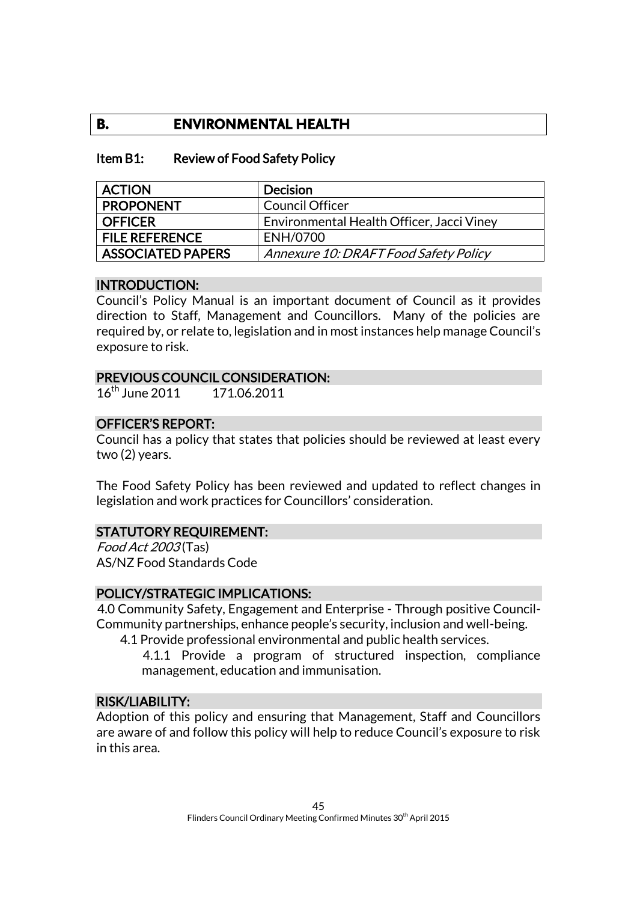# B. ENVIRONMENTAL HEALTH

## Item B1: Review of Food Safety Policy

| ACTION | Decision |
|---|---|
| PROPONENT | Council Officer |
| OFFICER | Environmental Health Officer, Jacci Viney |
| FILE REFERENCE | ENH/0700 |
| ASSOCIATED PAPERS | *Annexure 10: DRAFT Food Safety Policy* |

### INTRODUCTION:

Council's Policy Manual is an important document of Council as it provides direction to Staff, Management and Councillors. Many of the policies are required by, or relate to, legislation and in most instances help manage Council's exposure to risk.

### PREVIOUS COUNCIL CONSIDERATION:

16th June 2011 171.06.2011

### OFFICER'S REPORT:

Council has a policy that states that policies should be reviewed at least every two (2) years.

The Food Safety Policy has been reviewed and updated to reflect changes in legislation and work practices for Councillors' consideration.

### STATUTORY REQUIREMENT:

*Food Act 2003* (Tas)
AS/NZ Food Standards Code

### POLICY/STRATEGIC IMPLICATIONS:

4.0 Community Safety, Engagement and Enterprise - Through positive Council-Community partnerships, enhance people's security, inclusion and well-being.

- 4.1 Provide professional environmental and public health services.
  - 4.1.1 Provide a program of structured inspection, compliance management, education and immunisation.

### RISK/LIABILITY:

Adoption of this policy and ensuring that Management, Staff and Councillors are aware of and follow this policy will help to reduce Council's exposure to risk in this area.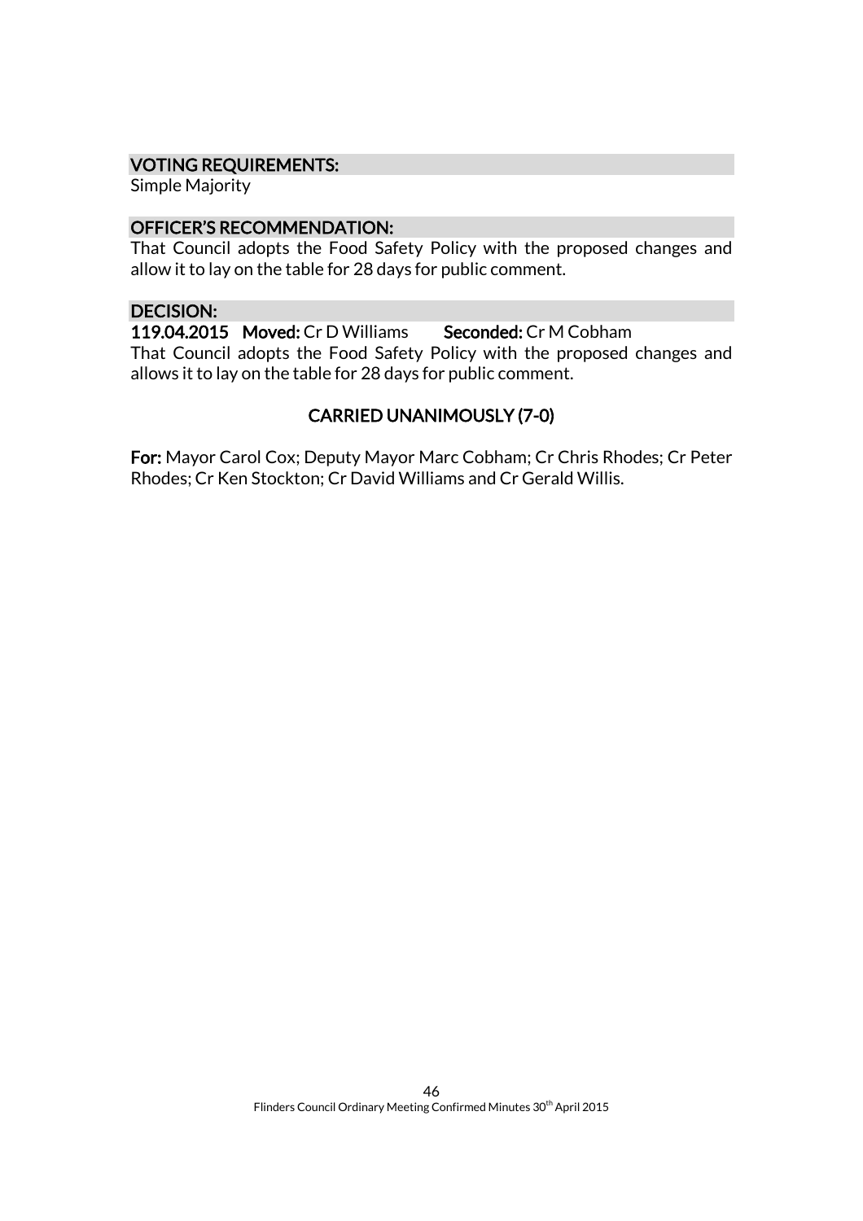### VOTING REQUIREMENTS:

Simple Majority

### OFFICER'S RECOMMENDATION:

That Council adopts the Food Safety Policy with the proposed changes and allow it to lay on the table for 28 days for public comment.

### DECISION:

**119.04.2015 Moved:** Cr D Williams **Seconded:** Cr M Cobham

That Council adopts the Food Safety Policy with the proposed changes and allows it to lay on the table for 28 days for public comment.

**CARRIED UNANIMOUSLY (7-0)**

**For:** Mayor Carol Cox; Deputy Mayor Marc Cobham; Cr Chris Rhodes; Cr Peter Rhodes; Cr Ken Stockton; Cr David Williams and Cr Gerald Willis.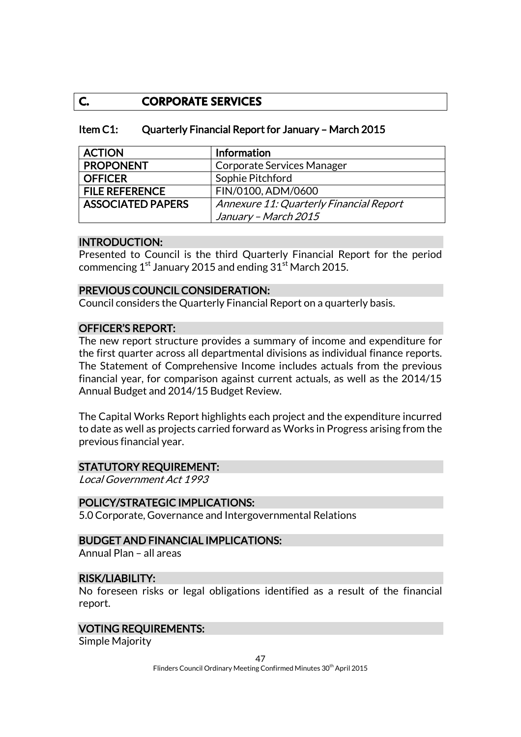# C. CORPORATE SERVICES

## Item C1: Quarterly Financial Report for January – March 2015

| ACTION | Information |
|---|---|
| PROPONENT | Corporate Services Manager |
| OFFICER | Sophie Pitchford |
| FILE REFERENCE | FIN/0100, ADM/0600 |
| ASSOCIATED PAPERS | *Annexure 11: Quarterly Financial Report January – March 2015* |

### INTRODUCTION:

Presented to Council is the third Quarterly Financial Report for the period commencing 1st January 2015 and ending 31st March 2015.

### PREVIOUS COUNCIL CONSIDERATION:

Council considers the Quarterly Financial Report on a quarterly basis.

### OFFICER'S REPORT:

The new report structure provides a summary of income and expenditure for the first quarter across all departmental divisions as individual finance reports. The Statement of Comprehensive Income includes actuals from the previous financial year, for comparison against current actuals, as well as the 2014/15 Annual Budget and 2014/15 Budget Review.

The Capital Works Report highlights each project and the expenditure incurred to date as well as projects carried forward as Works in Progress arising from the previous financial year.

### STATUTORY REQUIREMENT:

*Local Government Act 1993*

### POLICY/STRATEGIC IMPLICATIONS:

5.0 Corporate, Governance and Intergovernmental Relations

### BUDGET AND FINANCIAL IMPLICATIONS:

Annual Plan – all areas

### RISK/LIABILITY:

No foreseen risks or legal obligations identified as a result of the financial report.

### VOTING REQUIREMENTS:

Simple Majority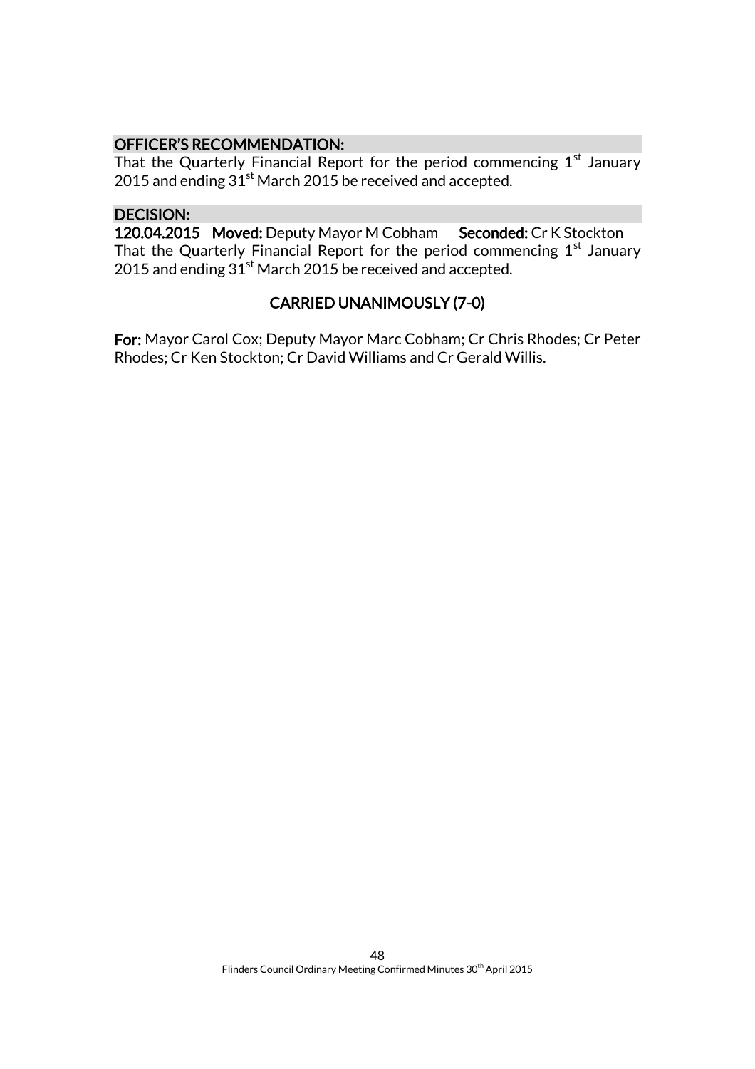**OFFICER'S RECOMMENDATION:**

That the Quarterly Financial Report for the period commencing 1st January 2015 and ending 31st March 2015 be received and accepted.

**DECISION:**

**120.04.2015 Moved:** Deputy Mayor M Cobham **Seconded:** Cr K Stockton

That the Quarterly Financial Report for the period commencing 1st January 2015 and ending 31st March 2015 be received and accepted.

**CARRIED UNANIMOUSLY (7-0)**

**For:** Mayor Carol Cox; Deputy Mayor Marc Cobham; Cr Chris Rhodes; Cr Peter Rhodes; Cr Ken Stockton; Cr David Williams and Cr Gerald Willis.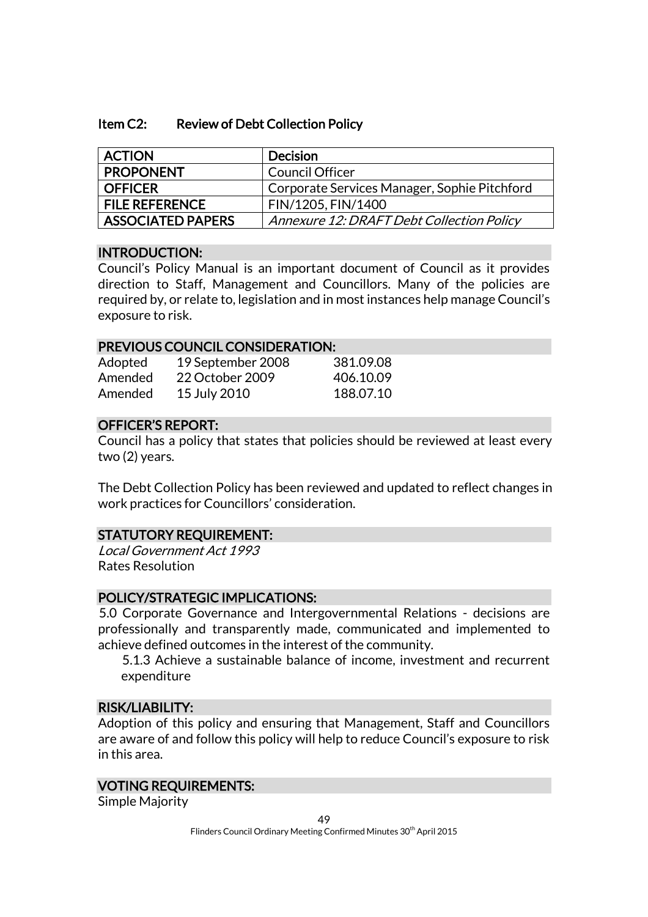## Item C2: Review of Debt Collection Policy

| ACTION | Decision |
|---|---|
| PROPONENT | Council Officer |
| OFFICER | Corporate Services Manager, Sophie Pitchford |
| FILE REFERENCE | FIN/1205, FIN/1400 |
| ASSOCIATED PAPERS | *Annexure 12: DRAFT Debt Collection Policy* |

### INTRODUCTION:

Council's Policy Manual is an important document of Council as it provides direction to Staff, Management and Councillors. Many of the policies are required by, or relate to, legislation and in most instances help manage Council's exposure to risk.

### PREVIOUS COUNCIL CONSIDERATION:

| | | |
|---|---|---|
| Adopted | 19 September 2008 | 381.09.08 |
| Amended | 22 October 2009 | 406.10.09 |
| Amended | 15 July 2010 | 188.07.10 |

### OFFICER'S REPORT:

Council has a policy that states that policies should be reviewed at least every two (2) years.

The Debt Collection Policy has been reviewed and updated to reflect changes in work practices for Councillors' consideration.

### STATUTORY REQUIREMENT:

*Local Government Act 1993*
Rates Resolution

### POLICY/STRATEGIC IMPLICATIONS:

5.0 Corporate Governance and Intergovernmental Relations - decisions are professionally and transparently made, communicated and implemented to achieve defined outcomes in the interest of the community.

5.1.3 Achieve a sustainable balance of income, investment and recurrent expenditure

### RISK/LIABILITY:

Adoption of this policy and ensuring that Management, Staff and Councillors are aware of and follow this policy will help to reduce Council's exposure to risk in this area.

### VOTING REQUIREMENTS:

Simple Majority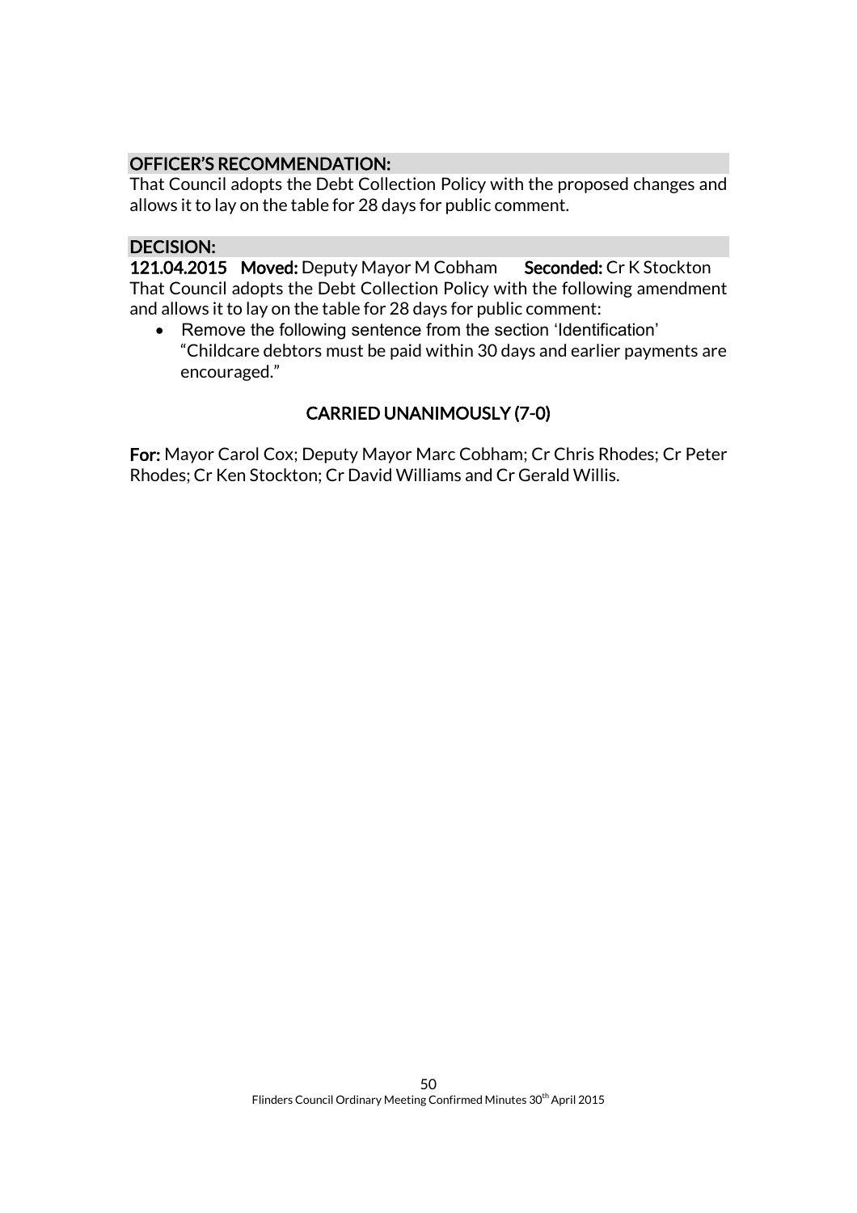**OFFICER'S RECOMMENDATION:**

That Council adopts the Debt Collection Policy with the proposed changes and allows it to lay on the table for 28 days for public comment.

**DECISION:**

**121.04.2015 Moved:** Deputy Mayor M Cobham **Seconded:** Cr K Stockton

That Council adopts the Debt Collection Policy with the following amendment and allows it to lay on the table for 28 days for public comment:

- Remove the following sentence from the section 'Identification' "Childcare debtors must be paid within 30 days and earlier payments are encouraged."

**CARRIED UNANIMOUSLY (7-0)**

**For:** Mayor Carol Cox; Deputy Mayor Marc Cobham; Cr Chris Rhodes; Cr Peter Rhodes; Cr Ken Stockton; Cr David Williams and Cr Gerald Willis.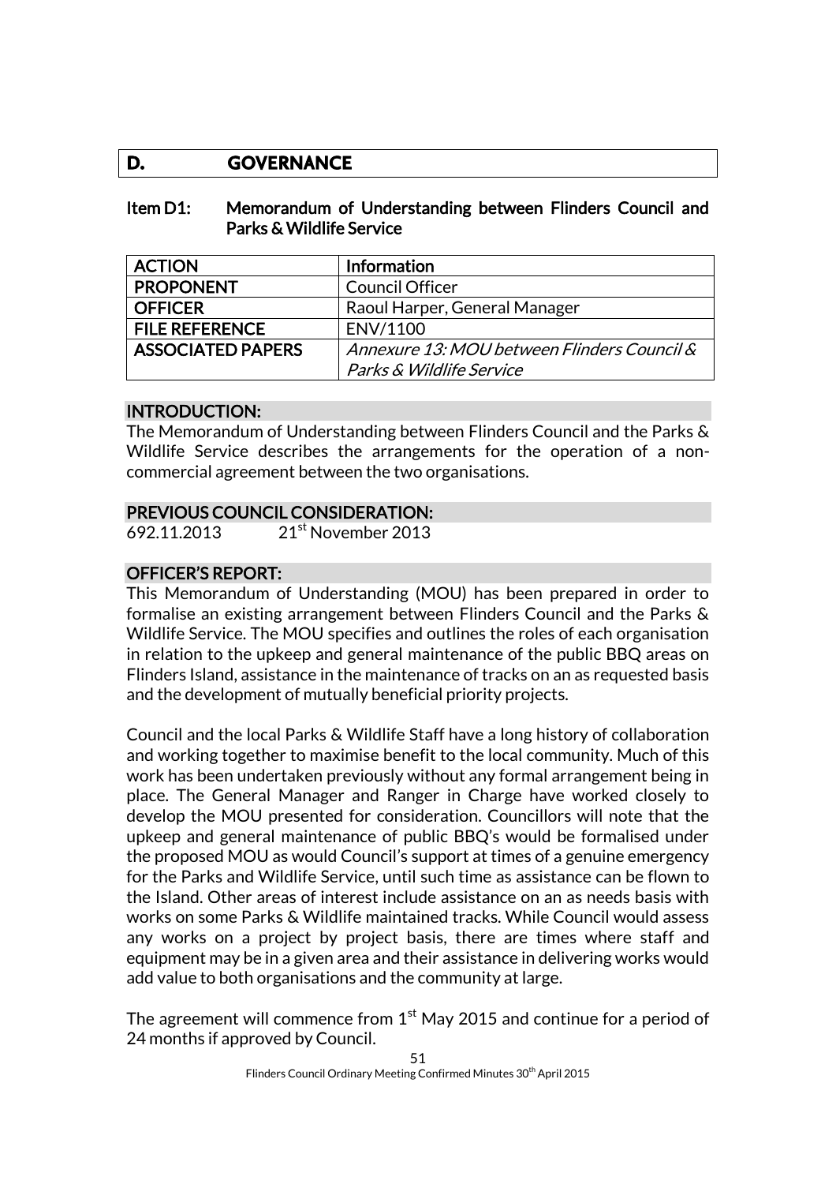## D. GOVERNANCE

### Item D1: Memorandum of Understanding between Flinders Council and Parks & Wildlife Service

| ACTION | Information |
| --- | --- |
| PROPONENT | Council Officer |
| OFFICER | Raoul Harper, General Manager |
| FILE REFERENCE | ENV/1100 |
| ASSOCIATED PAPERS | *Annexure 13: MOU between Flinders Council & Parks & Wildlife Service* |

**INTRODUCTION:**

The Memorandum of Understanding between Flinders Council and the Parks & Wildlife Service describes the arrangements for the operation of a non-commercial agreement between the two organisations.

**PREVIOUS COUNCIL CONSIDERATION:**

692.11.2013 21st November 2013

**OFFICER'S REPORT:**

This Memorandum of Understanding (MOU) has been prepared in order to formalise an existing arrangement between Flinders Council and the Parks & Wildlife Service. The MOU specifies and outlines the roles of each organisation in relation to the upkeep and general maintenance of the public BBQ areas on Flinders Island, assistance in the maintenance of tracks on an as requested basis and the development of mutually beneficial priority projects.

Council and the local Parks & Wildlife Staff have a long history of collaboration and working together to maximise benefit to the local community. Much of this work has been undertaken previously without any formal arrangement being in place. The General Manager and Ranger in Charge have worked closely to develop the MOU presented for consideration. Councillors will note that the upkeep and general maintenance of public BBQ's would be formalised under the proposed MOU as would Council's support at times of a genuine emergency for the Parks and Wildlife Service, until such time as assistance can be flown to the Island. Other areas of interest include assistance on an as needs basis with works on some Parks & Wildlife maintained tracks. While Council would assess any works on a project by project basis, there are times where staff and equipment may be in a given area and their assistance in delivering works would add value to both organisations and the community at large.

The agreement will commence from 1st May 2015 and continue for a period of 24 months if approved by Council.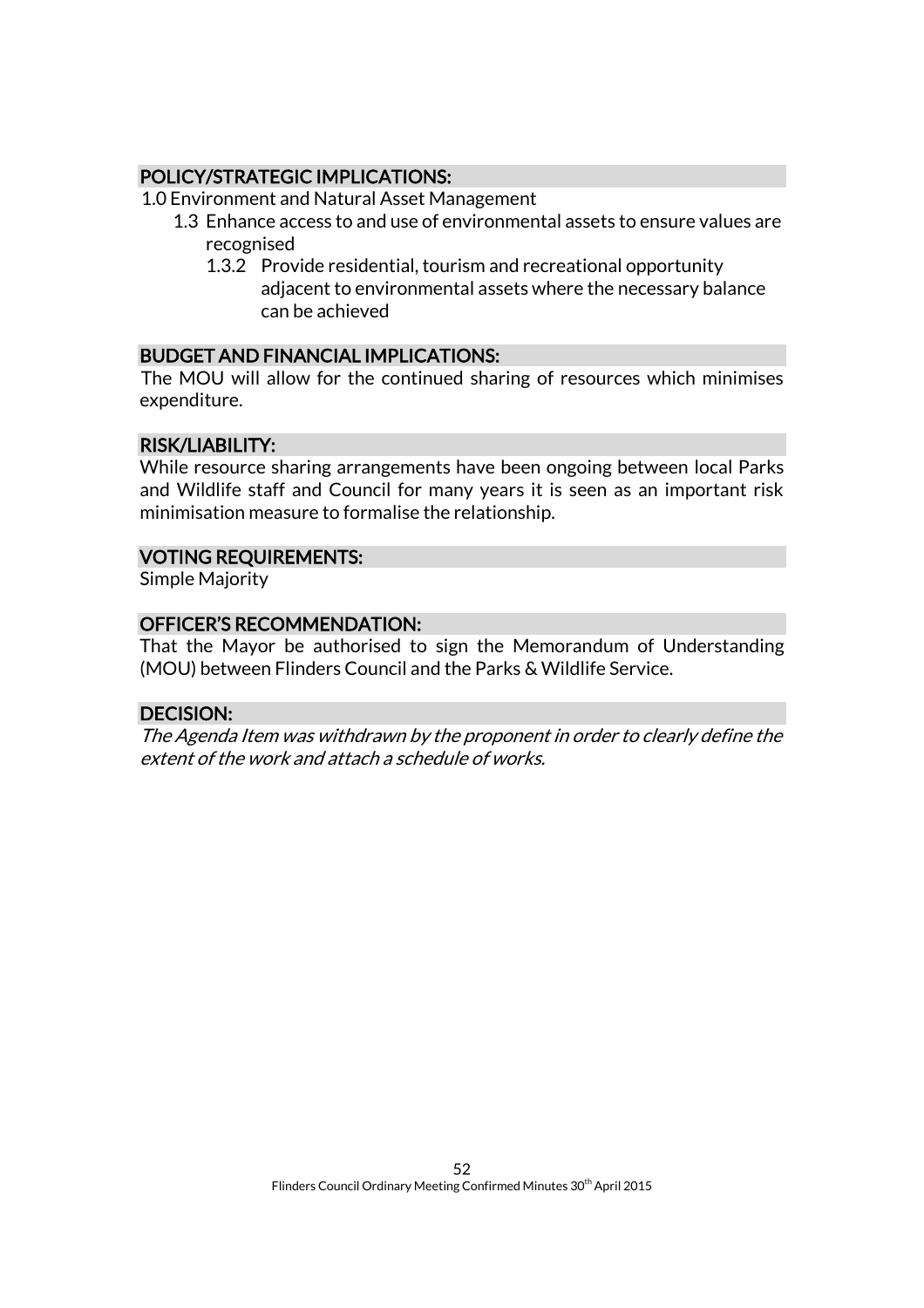## POLICY/STRATEGIC IMPLICATIONS:

1.0 Environment and Natural Asset Management

- 1.3 Enhance access to and use of environmental assets to ensure values are recognised
  - 1.3.2 Provide residential, tourism and recreational opportunity adjacent to environmental assets where the necessary balance can be achieved

## BUDGET AND FINANCIAL IMPLICATIONS:

The MOU will allow for the continued sharing of resources which minimises expenditure.

## RISK/LIABILITY:

While resource sharing arrangements have been ongoing between local Parks and Wildlife staff and Council for many years it is seen as an important risk minimisation measure to formalise the relationship.

## VOTING REQUIREMENTS:

Simple Majority

## OFFICER'S RECOMMENDATION:

That the Mayor be authorised to sign the Memorandum of Understanding (MOU) between Flinders Council and the Parks & Wildlife Service.

## DECISION:

*The Agenda Item was withdrawn by the proponent in order to clearly define the extent of the work and attach a schedule of works.*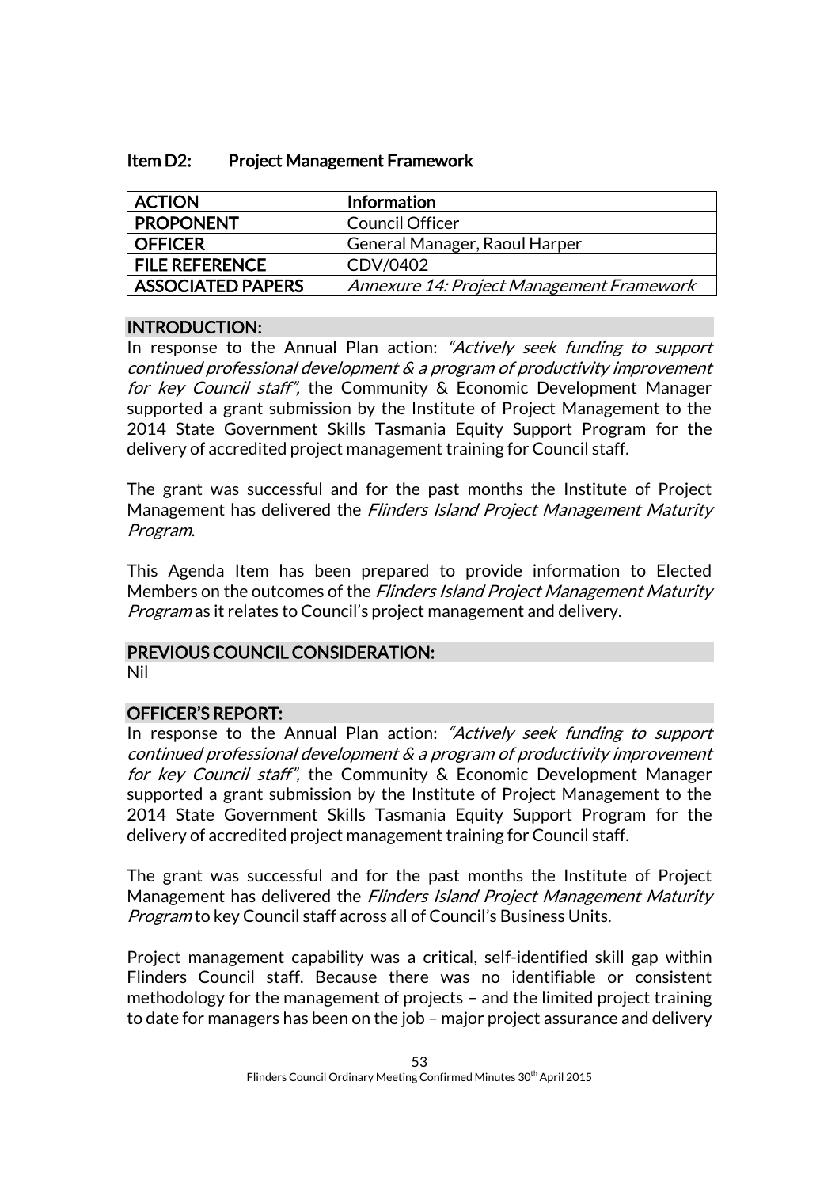## Item D2: Project Management Framework

| ACTION | Information |
| --- | --- |
| PROPONENT | Council Officer |
| OFFICER | General Manager, Raoul Harper |
| FILE REFERENCE | CDV/0402 |
| ASSOCIATED PAPERS | *Annexure 14: Project Management Framework* |

### INTRODUCTION:

In response to the Annual Plan action: *"Actively seek funding to support continued professional development & a program of productivity improvement for key Council staff"*, the Community & Economic Development Manager supported a grant submission by the Institute of Project Management to the 2014 State Government Skills Tasmania Equity Support Program for the delivery of accredited project management training for Council staff.

The grant was successful and for the past months the Institute of Project Management has delivered the *Flinders Island Project Management Maturity Program*.

This Agenda Item has been prepared to provide information to Elected Members on the outcomes of the *Flinders Island Project Management Maturity Program* as it relates to Council's project management and delivery.

### PREVIOUS COUNCIL CONSIDERATION:

Nil

### OFFICER'S REPORT:

In response to the Annual Plan action: *"Actively seek funding to support continued professional development & a program of productivity improvement for key Council staff"*, the Community & Economic Development Manager supported a grant submission by the Institute of Project Management to the 2014 State Government Skills Tasmania Equity Support Program for the delivery of accredited project management training for Council staff.

The grant was successful and for the past months the Institute of Project Management has delivered the *Flinders Island Project Management Maturity Program* to key Council staff across all of Council's Business Units.

Project management capability was a critical, self-identified skill gap within Flinders Council staff. Because there was no identifiable or consistent methodology for the management of projects – and the limited project training to date for managers has been on the job – major project assurance and delivery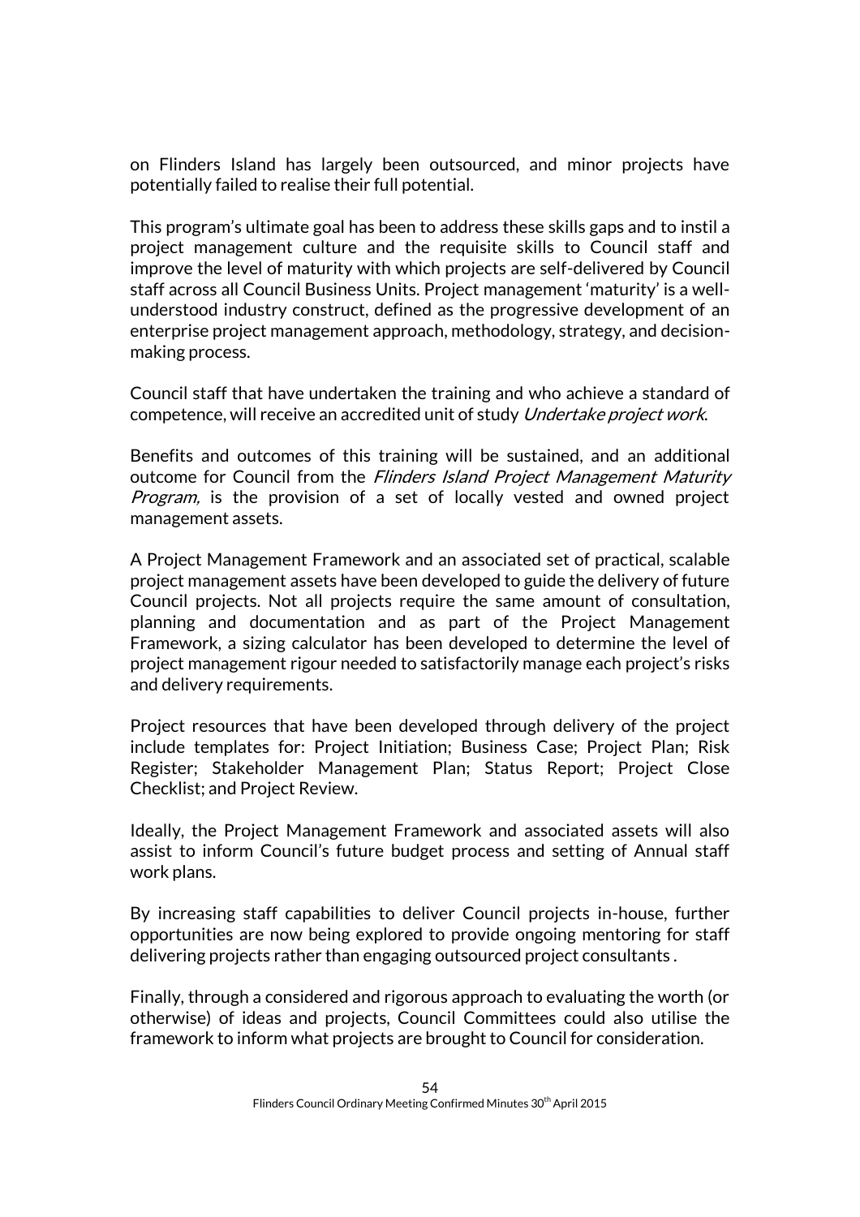on Flinders Island has largely been outsourced, and minor projects have potentially failed to realise their full potential.

This program's ultimate goal has been to address these skills gaps and to instil a project management culture and the requisite skills to Council staff and improve the level of maturity with which projects are self-delivered by Council staff across all Council Business Units. Project management 'maturity' is a well-understood industry construct, defined as the progressive development of an enterprise project management approach, methodology, strategy, and decision-making process.

Council staff that have undertaken the training and who achieve a standard of competence, will receive an accredited unit of study *Undertake project work*.

Benefits and outcomes of this training will be sustained, and an additional outcome for Council from the *Flinders Island Project Management Maturity Program,* is the provision of a set of locally vested and owned project management assets.

A Project Management Framework and an associated set of practical, scalable project management assets have been developed to guide the delivery of future Council projects. Not all projects require the same amount of consultation, planning and documentation and as part of the Project Management Framework, a sizing calculator has been developed to determine the level of project management rigour needed to satisfactorily manage each project's risks and delivery requirements.

Project resources that have been developed through delivery of the project include templates for: Project Initiation; Business Case; Project Plan; Risk Register; Stakeholder Management Plan; Status Report; Project Close Checklist; and Project Review.

Ideally, the Project Management Framework and associated assets will also assist to inform Council's future budget process and setting of Annual staff work plans.

By increasing staff capabilities to deliver Council projects in-house, further opportunities are now being explored to provide ongoing mentoring for staff delivering projects rather than engaging outsourced project consultants .

Finally, through a considered and rigorous approach to evaluating the worth (or otherwise) of ideas and projects, Council Committees could also utilise the framework to inform what projects are brought to Council for consideration.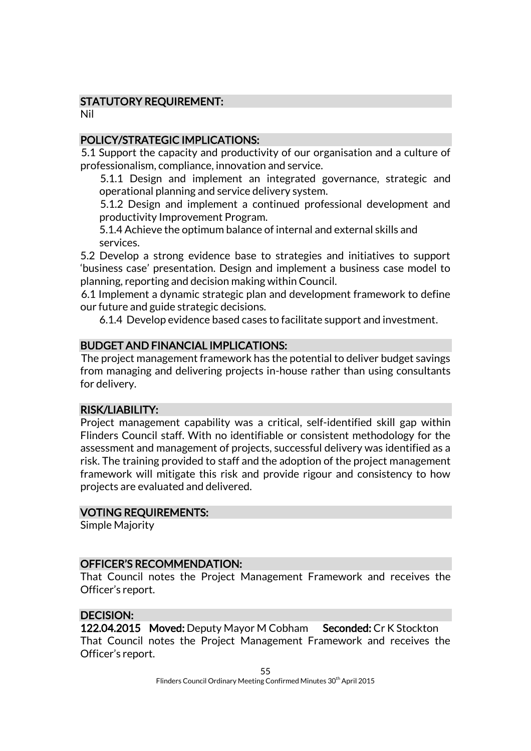## STATUTORY REQUIREMENT:

Nil

## POLICY/STRATEGIC IMPLICATIONS:

5.1 Support the capacity and productivity of our organisation and a culture of professionalism, compliance, innovation and service.

- 5.1.1 Design and implement an integrated governance, strategic and operational planning and service delivery system.
- 5.1.2 Design and implement a continued professional development and productivity Improvement Program.
- 5.1.4 Achieve the optimum balance of internal and external skills and services.

5.2 Develop a strong evidence base to strategies and initiatives to support 'business case' presentation. Design and implement a business case model to planning, reporting and decision making within Council.

6.1 Implement a dynamic strategic plan and development framework to define our future and guide strategic decisions.

- 6.1.4 Develop evidence based cases to facilitate support and investment.

## BUDGET AND FINANCIAL IMPLICATIONS:

The project management framework has the potential to deliver budget savings from managing and delivering projects in-house rather than using consultants for delivery.

## RISK/LIABILITY:

Project management capability was a critical, self-identified skill gap within Flinders Council staff. With no identifiable or consistent methodology for the assessment and management of projects, successful delivery was identified as a risk. The training provided to staff and the adoption of the project management framework will mitigate this risk and provide rigour and consistency to how projects are evaluated and delivered.

## VOTING REQUIREMENTS:

Simple Majority

## OFFICER'S RECOMMENDATION:

That Council notes the Project Management Framework and receives the Officer's report.

## DECISION:

**122.04.2015** **Moved:** Deputy Mayor M Cobham **Seconded:** Cr K Stockton

That Council notes the Project Management Framework and receives the Officer's report.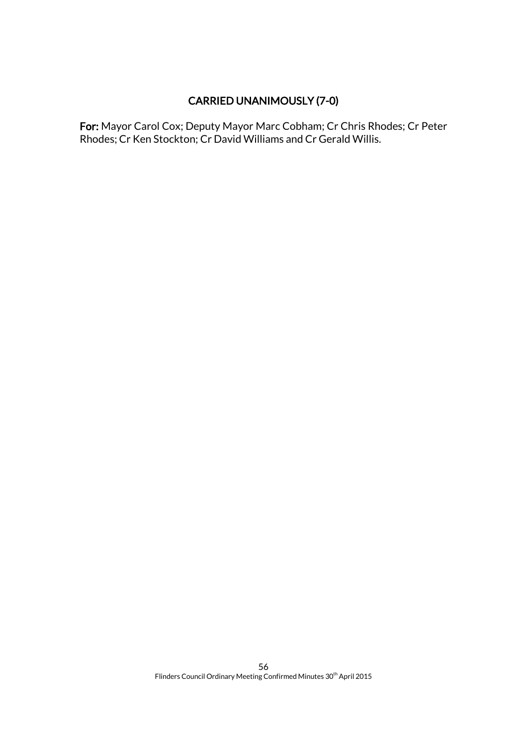**CARRIED UNANIMOUSLY (7-0)**

**For:** Mayor Carol Cox; Deputy Mayor Marc Cobham; Cr Chris Rhodes; Cr Peter Rhodes; Cr Ken Stockton; Cr David Williams and Cr Gerald Willis.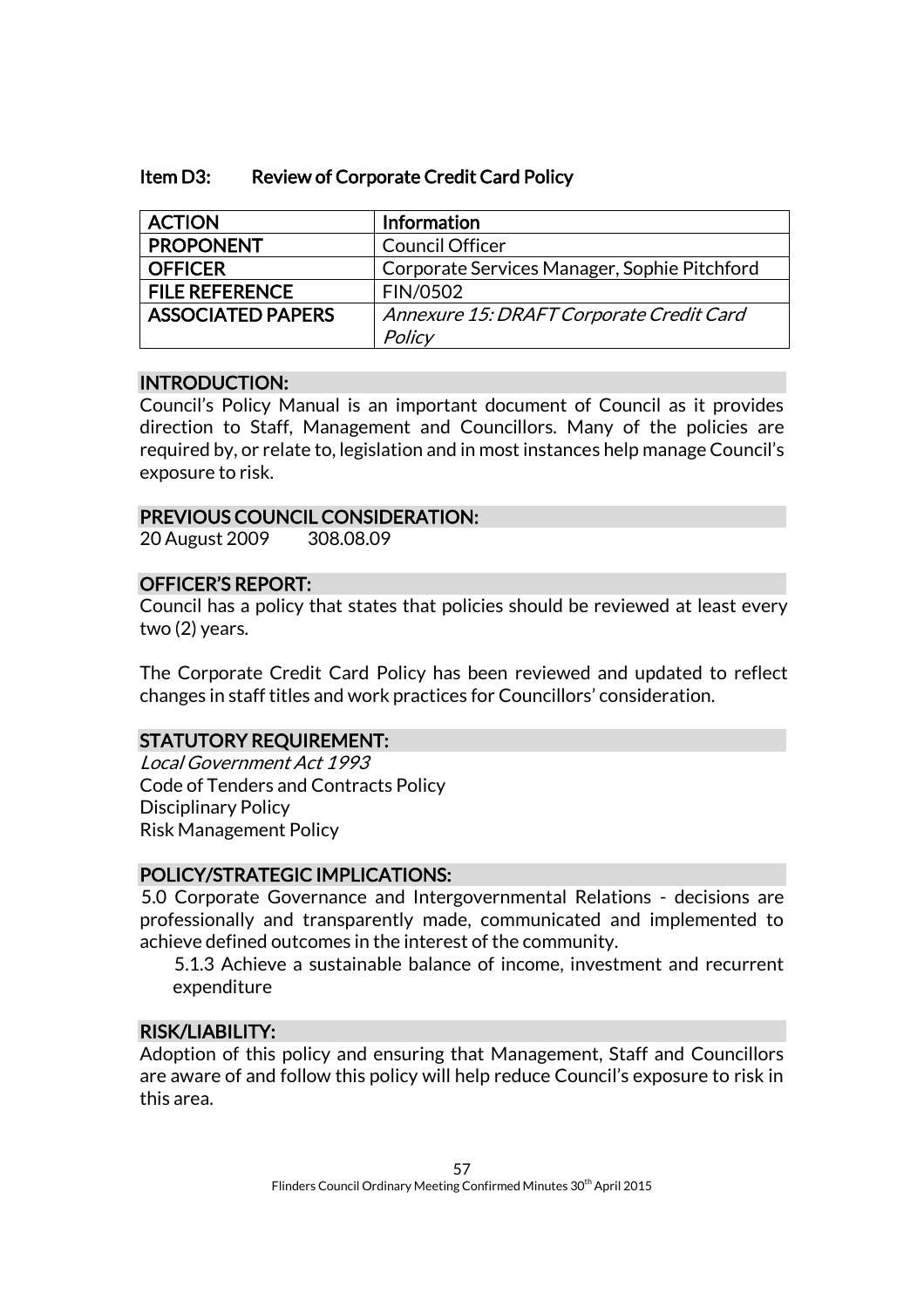## Item D3: Review of Corporate Credit Card Policy

| ACTION | Information |
|---|---|
| PROPONENT | Council Officer |
| OFFICER | Corporate Services Manager, Sophie Pitchford |
| FILE REFERENCE | FIN/0502 |
| ASSOCIATED PAPERS | *Annexure 15: DRAFT Corporate Credit Card Policy* |

### INTRODUCTION:

Council's Policy Manual is an important document of Council as it provides direction to Staff, Management and Councillors. Many of the policies are required by, or relate to, legislation and in most instances help manage Council's exposure to risk.

### PREVIOUS COUNCIL CONSIDERATION:

20 August 2009 308.08.09

### OFFICER'S REPORT:

Council has a policy that states that policies should be reviewed at least every two (2) years.

The Corporate Credit Card Policy has been reviewed and updated to reflect changes in staff titles and work practices for Councillors' consideration.

### STATUTORY REQUIREMENT:

*Local Government Act 1993*
Code of Tenders and Contracts Policy
Disciplinary Policy
Risk Management Policy

### POLICY/STRATEGIC IMPLICATIONS:

5.0 Corporate Governance and Intergovernmental Relations - decisions are professionally and transparently made, communicated and implemented to achieve defined outcomes in the interest of the community.

5.1.3 Achieve a sustainable balance of income, investment and recurrent expenditure

### RISK/LIABILITY:

Adoption of this policy and ensuring that Management, Staff and Councillors are aware of and follow this policy will help reduce Council's exposure to risk in this area.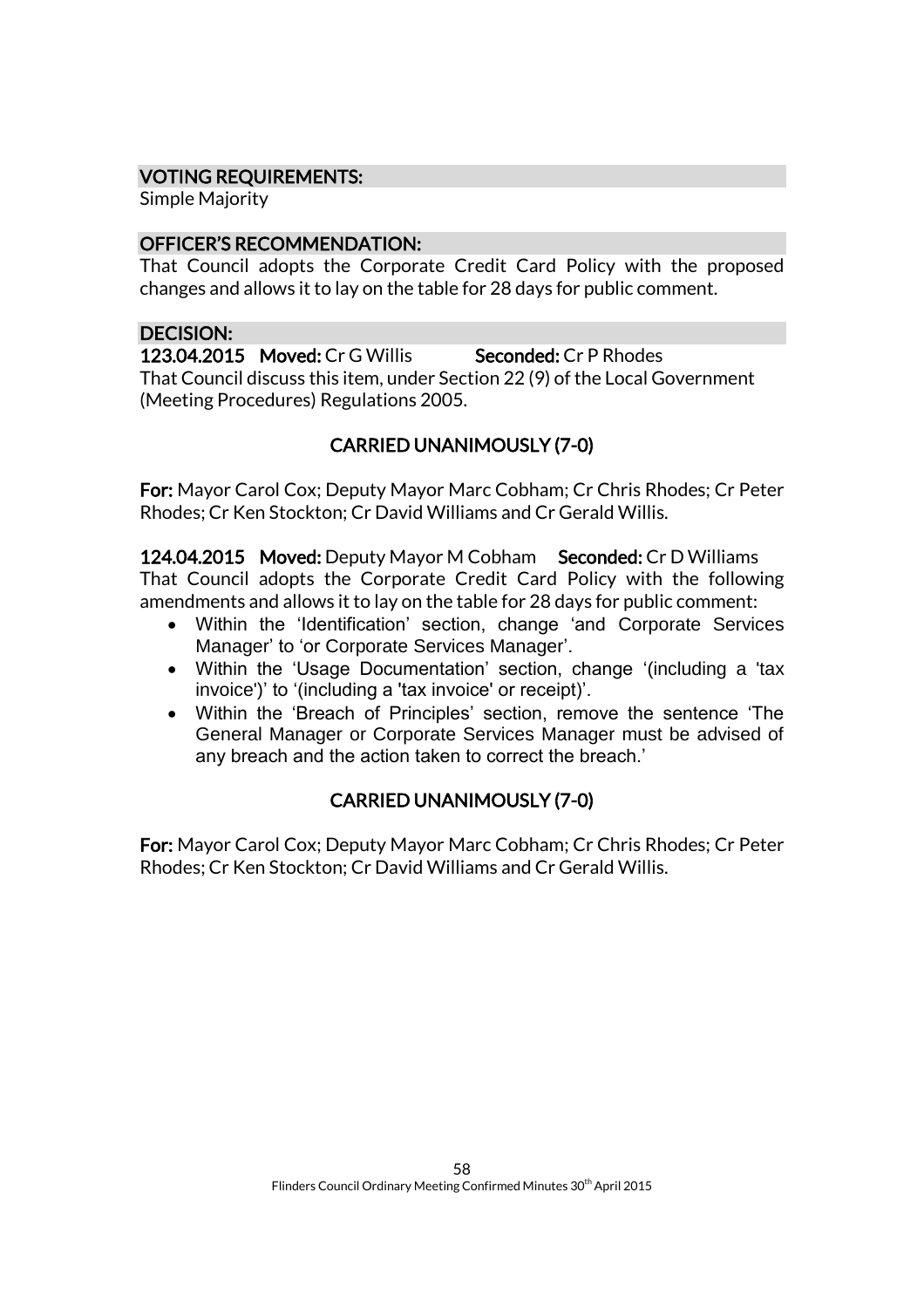## VOTING REQUIREMENTS:

Simple Majority

## OFFICER'S RECOMMENDATION:

That Council adopts the Corporate Credit Card Policy with the proposed changes and allows it to lay on the table for 28 days for public comment.

## DECISION:

**123.04.2015 Moved:** Cr G Willis **Seconded:** Cr P Rhodes

That Council discuss this item, under Section 22 (9) of the Local Government (Meeting Procedures) Regulations 2005.

**CARRIED UNANIMOUSLY (7-0)**

**For:** Mayor Carol Cox; Deputy Mayor Marc Cobham; Cr Chris Rhodes; Cr Peter Rhodes; Cr Ken Stockton; Cr David Williams and Cr Gerald Willis.

**124.04.2015 Moved:** Deputy Mayor M Cobham **Seconded:** Cr D Williams

That Council adopts the Corporate Credit Card Policy with the following amendments and allows it to lay on the table for 28 days for public comment:

- Within the 'Identification' section, change 'and Corporate Services Manager' to 'or Corporate Services Manager'.
- Within the 'Usage Documentation' section, change '(including a 'tax invoice')' to '(including a 'tax invoice' or receipt)'.
- Within the 'Breach of Principles' section, remove the sentence 'The General Manager or Corporate Services Manager must be advised of any breach and the action taken to correct the breach.'

**CARRIED UNANIMOUSLY (7-0)**

**For:** Mayor Carol Cox; Deputy Mayor Marc Cobham; Cr Chris Rhodes; Cr Peter Rhodes; Cr Ken Stockton; Cr David Williams and Cr Gerald Willis.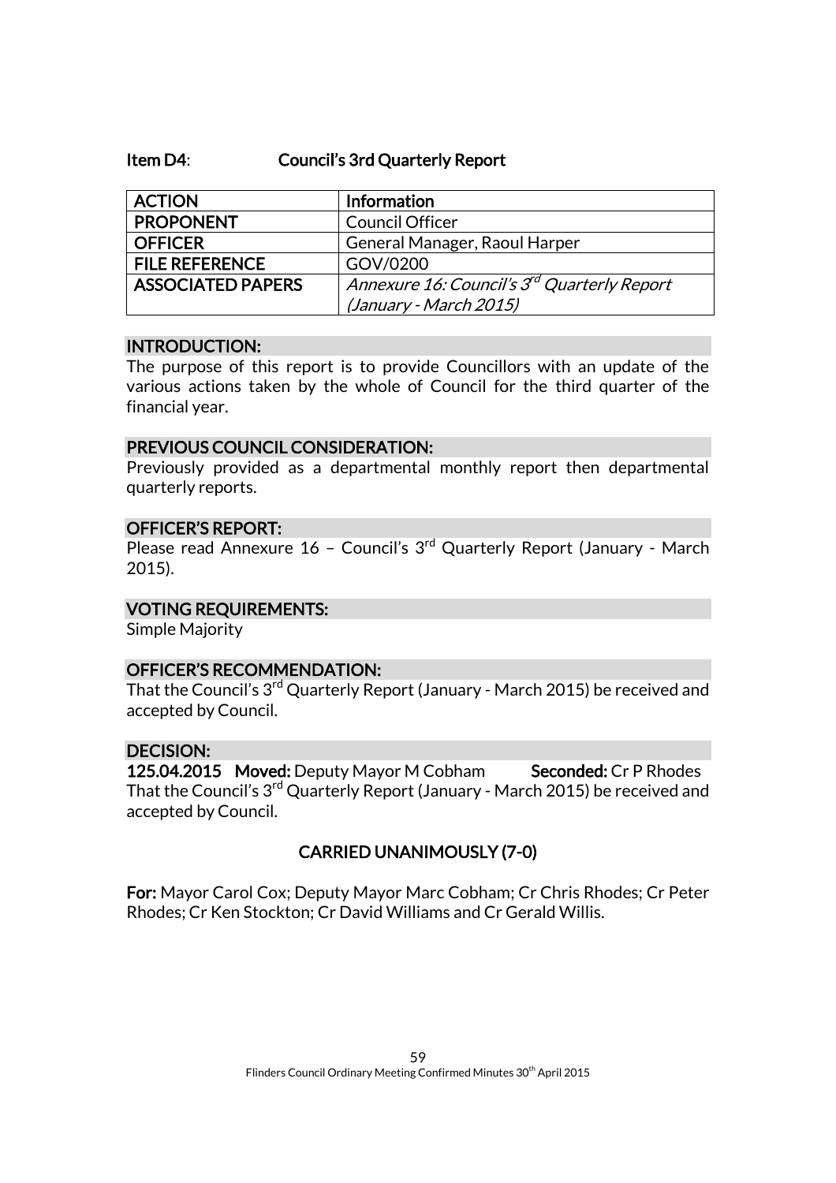**Item D4**: **Council's 3rd Quarterly Report**

| ACTION | Information |
|---|---|
| PROPONENT | Council Officer |
| OFFICER | General Manager, Raoul Harper |
| FILE REFERENCE | GOV/0200 |
| ASSOCIATED PAPERS | *Annexure 16: Council's 3rd Quarterly Report (January - March 2015)* |

**INTRODUCTION:**

The purpose of this report is to provide Councillors with an update of the various actions taken by the whole of Council for the third quarter of the financial year.

**PREVIOUS COUNCIL CONSIDERATION:**

Previously provided as a departmental monthly report then departmental quarterly reports.

**OFFICER'S REPORT:**

Please read Annexure 16 – Council's 3rd Quarterly Report (January - March 2015).

**VOTING REQUIREMENTS:**

Simple Majority

**OFFICER'S RECOMMENDATION:**

That the Council's 3rd Quarterly Report (January - March 2015) be received and accepted by Council.

**DECISION:**

**125.04.2015 Moved:** Deputy Mayor M Cobham **Seconded:** Cr P Rhodes

That the Council's 3rd Quarterly Report (January - March 2015) be received and accepted by Council.

**CARRIED UNANIMOUSLY (7-0)**

**For:** Mayor Carol Cox; Deputy Mayor Marc Cobham; Cr Chris Rhodes; Cr Peter Rhodes; Cr Ken Stockton; Cr David Williams and Cr Gerald Willis.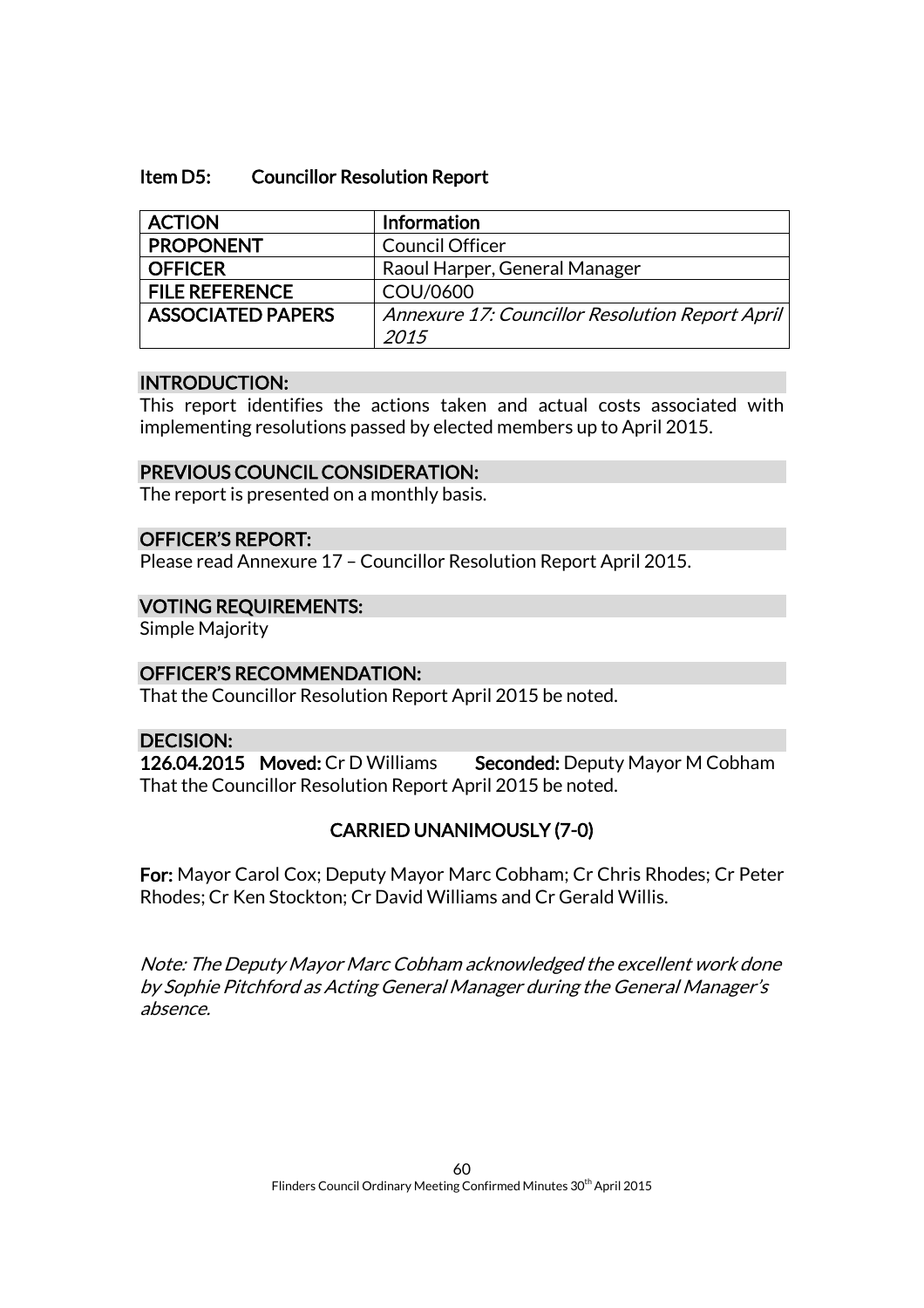### Item D5: Councillor Resolution Report

| ACTION | Information |
|---|---|
| PROPONENT | Council Officer |
| OFFICER | Raoul Harper, General Manager |
| FILE REFERENCE | COU/0600 |
| ASSOCIATED PAPERS | *Annexure 17: Councillor Resolution Report April 2015* |

#### INTRODUCTION:

This report identifies the actions taken and actual costs associated with implementing resolutions passed by elected members up to April 2015.

#### PREVIOUS COUNCIL CONSIDERATION:

The report is presented on a monthly basis.

#### OFFICER'S REPORT:

Please read Annexure 17 – Councillor Resolution Report April 2015.

#### VOTING REQUIREMENTS:

Simple Majority

#### OFFICER'S RECOMMENDATION:

That the Councillor Resolution Report April 2015 be noted.

#### DECISION:

**126.04.2015 Moved:** Cr D Williams **Seconded:** Deputy Mayor M Cobham
That the Councillor Resolution Report April 2015 be noted.

**CARRIED UNANIMOUSLY (7-0)**

**For:** Mayor Carol Cox; Deputy Mayor Marc Cobham; Cr Chris Rhodes; Cr Peter Rhodes; Cr Ken Stockton; Cr David Williams and Cr Gerald Willis.

*Note: The Deputy Mayor Marc Cobham acknowledged the excellent work done by Sophie Pitchford as Acting General Manager during the General Manager's absence.*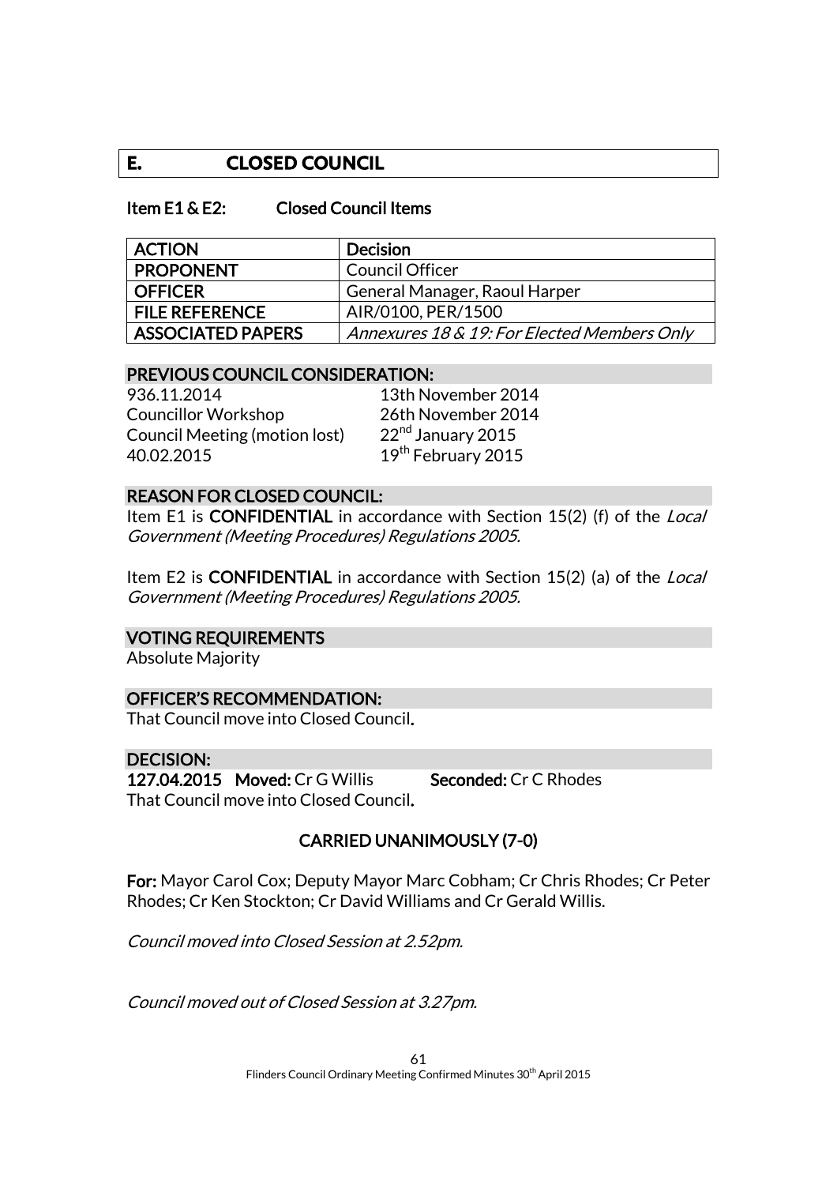## E. CLOSED COUNCIL

### Item E1 & E2: Closed Council Items

| ACTION | Decision |
|---|---|
| PROPONENT | Council Officer |
| OFFICER | General Manager, Raoul Harper |
| FILE REFERENCE | AIR/0100, PER/1500 |
| ASSOCIATED PAPERS | *Annexures 18 & 19: For Elected Members Only* |

**PREVIOUS COUNCIL CONSIDERATION:**

| | |
|---|---|
| 936.11.2014 | 13th November 2014 |
| Councillor Workshop | 26th November 2014 |
| Council Meeting (motion lost) | 22nd January 2015 |
| 40.02.2015 | 19th February 2015 |

**REASON FOR CLOSED COUNCIL:**

Item E1 is **CONFIDENTIAL** in accordance with Section 15(2) (f) of the *Local Government (Meeting Procedures) Regulations 2005.*

Item E2 is **CONFIDENTIAL** in accordance with Section 15(2) (a) of the *Local Government (Meeting Procedures) Regulations 2005.*

**VOTING REQUIREMENTS**

Absolute Majority

**OFFICER'S RECOMMENDATION:**

That Council move into Closed Council.

**DECISION:**

**127.04.2015 Moved:** Cr G Willis **Seconded:** Cr C Rhodes

That Council move into Closed Council.

**CARRIED UNANIMOUSLY (7-0)**

**For:** Mayor Carol Cox; Deputy Mayor Marc Cobham; Cr Chris Rhodes; Cr Peter Rhodes; Cr Ken Stockton; Cr David Williams and Cr Gerald Willis.

*Council moved into Closed Session at 2.52pm.*

*Council moved out of Closed Session at 3.27pm.*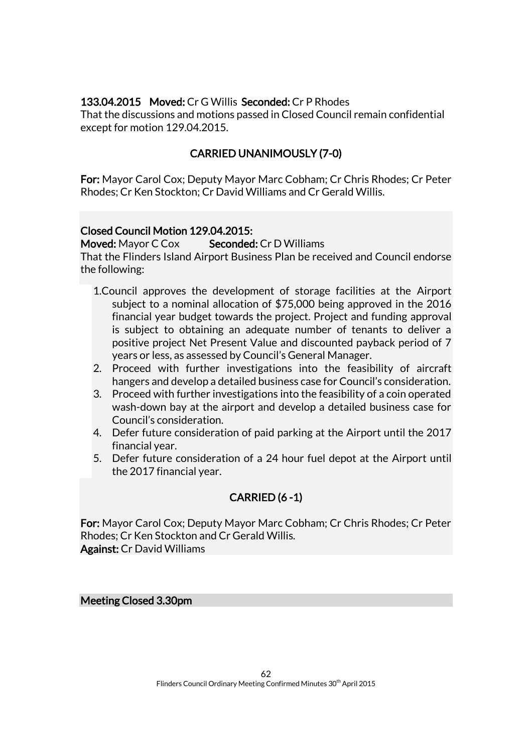**133.04.2015 Moved:** Cr G Willis **Seconded:** Cr P Rhodes
That the discussions and motions passed in Closed Council remain confidential except for motion 129.04.2015.

**CARRIED UNANIMOUSLY (7-0)**

**For:** Mayor Carol Cox; Deputy Mayor Marc Cobham; Cr Chris Rhodes; Cr Peter Rhodes; Cr Ken Stockton; Cr David Williams and Cr Gerald Willis.

**Closed Council Motion 129.04.2015:**
**Moved:** Mayor C Cox **Seconded:** Cr D Williams
That the Flinders Island Airport Business Plan be received and Council endorse the following:

1. Council approves the development of storage facilities at the Airport subject to a nominal allocation of $75,000 being approved in the 2016 financial year budget towards the project. Project and funding approval is subject to obtaining an adequate number of tenants to deliver a positive project Net Present Value and discounted payback period of 7 years or less, as assessed by Council's General Manager.
2. Proceed with further investigations into the feasibility of aircraft hangers and develop a detailed business case for Council's consideration.
3. Proceed with further investigations into the feasibility of a coin operated wash-down bay at the airport and develop a detailed business case for Council's consideration.
4. Defer future consideration of paid parking at the Airport until the 2017 financial year.
5. Defer future consideration of a 24 hour fuel depot at the Airport until the 2017 financial year.

**CARRIED (6 -1)**

**For:** Mayor Carol Cox; Deputy Mayor Marc Cobham; Cr Chris Rhodes; Cr Peter Rhodes; Cr Ken Stockton and Cr Gerald Willis.
**Against:** Cr David Williams

**Meeting Closed 3.30pm**